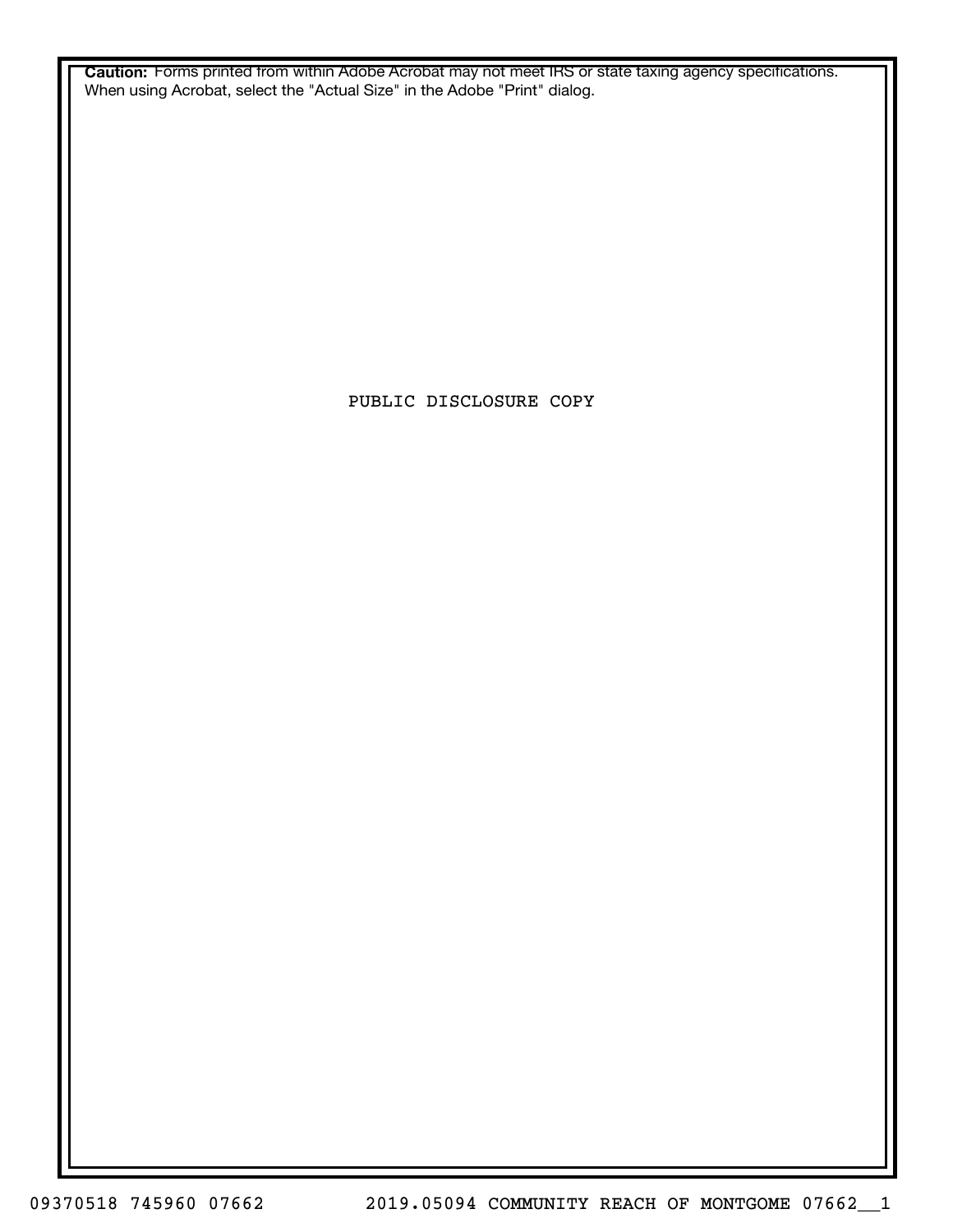**Caution:** Forms printed from within Adobe Acrobat may not meet IRS or state taxing agency specifications. When using Acrobat, select the "Actual Size" in the Adobe "Print" dialog.

PUBLIC DISCLOSURE COPY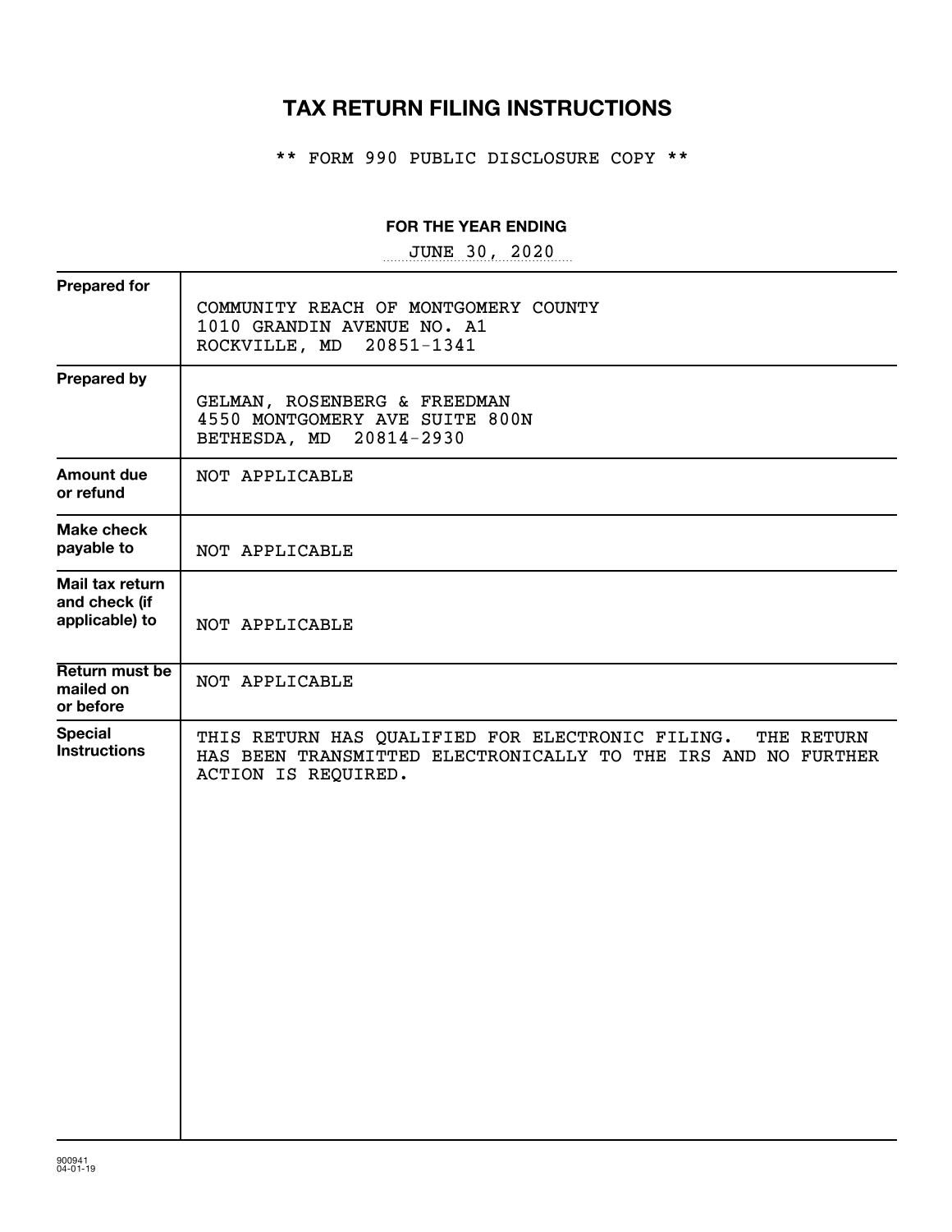# TAX RETURN FILING INSTRUCTIONS

** FORM 990 PUBLIC DISCLOSURE COPY **

**FOR THE YEAR ENDING**

JUNE 30, 2020

| | |
|---|---|
| **Prepared for** | COMMUNITY REACH OF MONTGOMERY COUNTY<br>1010 GRANDIN AVENUE NO. A1<br>ROCKVILLE, MD 20851-1341 |
| **Prepared by** | GELMAN, ROSENBERG & FREEDMAN<br>4550 MONTGOMERY AVE SUITE 800N<br>BETHESDA, MD 20814-2930 |
| **Amount due or refund** | NOT APPLICABLE |
| **Make check payable to** | NOT APPLICABLE |
| **Mail tax return and check (if applicable) to** | NOT APPLICABLE |
| **Return must be mailed on or before** | NOT APPLICABLE |
| **Special Instructions** | THIS RETURN HAS QUALIFIED FOR ELECTRONIC FILING. THE RETURN HAS BEEN TRANSMITTED ELECTRONICALLY TO THE IRS AND NO FURTHER ACTION IS REQUIRED. |

900941
04-01-19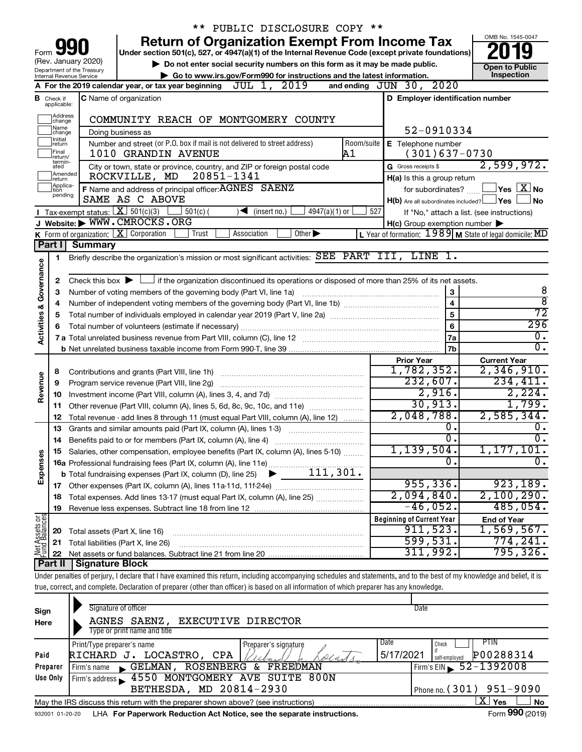\*\* PUBLIC DISCLOSURE COPY \*\*

# Form 990 — Return of Organization Exempt From Income Tax

Under section 501(c), 527, or 4947(a)(1) of the Internal Revenue Code (except private foundations)

(Rev. January 2020) Department of the Treasury Internal Revenue Service

▶ Do not enter social security numbers on this form as it may be made public.

▶ Go to www.irs.gov/Form990 for instructions and the latest information.

OMB No. 1545-0047 **2019** **Open to Public Inspection**

**A** For the 2019 calendar year, or tax year beginning JUL 1, 2019 and ending JUN 30, 2020

**B** Check if applicable: Address change, Name change, Initial return, Final return/terminated, Amended return, Application pending

**C** Name of organization: COMMUNITY REACH OF MONTGOMERY COUNTY

Doing business as

Number and street (or P.O. box if mail is not delivered to street address): 1010 GRANDIN AVENUE — Room/suite: A1

City or town, state or province, country, and ZIP or foreign postal code: ROCKVILLE, MD 20851-1341

**D** Employer identification number: 52-0910334

**E** Telephone number: (301)637-0730

**G** Gross receipts $ 2,599,972.

**F** Name and address of principal officer: AGNES SAENZ, SAME AS C ABOVE

**H(a)** Is this a group return for subordinates? ☐ Yes ☒ No

**H(b)** Are all subordinates included? ☐ Yes ☐ No — If "No," attach a list. (see instructions)

**H(c)** Group exemption number ▶

**I** Tax-exempt status: ☒ 501(c)(3) ☐ 501(c) ( ) ◀ (insert no.) ☐ 4947(a)(1) or ☐ 527

**J** Website: ▶ WWW.CMROCKS.ORG

**K** Form of organization: ☒ Corporation ☐ Trust ☐ Association ☐ Other ▶

**L** Year of formation: 1989 **M** State of legal domicile: MD

## Part I Summary

**Activities & Governance**

1 Briefly describe the organization's mission or most significant activities: SEE PART III, LINE 1.

2 Check this box ▶ ☐ if the organization discontinued its operations or disposed of more than 25% of its net assets.

| | | | |
|---|---|---|---|
| 3 | Number of voting members of the governing body (Part VI, line 1a) | 3 | 8 |
| 4 | Number of independent voting members of the governing body (Part VI, line 1b) | 4 | 8 |
| 5 | Total number of individuals employed in calendar year 2019 (Part V, line 2a) | 5 | 72 |
| 6 | Total number of volunteers (estimate if necessary) | 6 | 296 |
| 7a | Total unrelated business revenue from Part VIII, column (C), line 12 | 7a | 0. |
| b | Net unrelated business taxable income from Form 990-T, line 39 | 7b | 0. |

| | | Prior Year | Current Year |
|---|---|---|---|
| **Revenue** | | | |
| 8 | Contributions and grants (Part VIII, line 1h) | 1,782,352. | 2,346,910. |
| 9 | Program service revenue (Part VIII, line 2g) | 232,607. | 234,411. |
| 10 | Investment income (Part VIII, column (A), lines 3, 4, and 7d) | 2,916. | 2,224. |
| 11 | Other revenue (Part VIII, column (A), lines 5, 6d, 8c, 9c, 10c, and 11e) | 30,913. | 1,799. |
| 12 | Total revenue - add lines 8 through 11 (must equal Part VIII, column (A), line 12) | 2,048,788. | 2,585,344. |
| **Expenses** | | | |
| 13 | Grants and similar amounts paid (Part IX, column (A), lines 1-3) | 0. | 0. |
| 14 | Benefits paid to or for members (Part IX, column (A), line 4) | 0. | 0. |
| 15 | Salaries, other compensation, employee benefits (Part IX, column (A), lines 5-10) | 1,139,504. | 1,177,101. |
| 16a | Professional fundraising fees (Part IX, column (A), line 11e) | 0. | 0. |
| b | Total fundraising expenses (Part IX, column (D), line 25) ▶ 111,301. | | |
| 17 | Other expenses (Part IX, column (A), lines 11a-11d, 11f-24e) | 955,336. | 923,189. |
| 18 | Total expenses. Add lines 13-17 (must equal Part IX, column (A), line 25) | 2,094,840. | 2,100,290. |
| 19 | Revenue less expenses. Subtract line 18 from line 12 | -46,052. | 485,054. |

| **Net Assets or Fund Balances** | | Beginning of Current Year | End of Year |
|---|---|---|---|
| 20 | Total assets (Part X, line 16) | 911,523. | 1,569,567. |
| 21 | Total liabilities (Part X, line 26) | 599,531. | 774,241. |
| 22 | Net assets or fund balances. Subtract line 21 from line 20 | 311,992. | 795,326. |

## Part II Signature Block

Under penalties of perjury, I declare that I have examined this return, including accompanying schedules and statements, and to the best of my knowledge and belief, it is true, correct, and complete. Declaration of preparer (other than officer) is based on all information of which preparer has any knowledge.

**Sign Here**

Signature of officer — Date

AGNES SAENZ, EXECUTIVE DIRECTOR

Type or print name and title

**Paid Preparer Use Only**

| Print/Type preparer's name | Preparer's signature | Date | Check if self-employed | PTIN |
|---|---|---|---|---|
| RICHARD J. LOCASTRO, CPA | Richard J. Locastro | 5/17/2021 | ☐ | P00288314 |

Firm's name ▶ GELMAN, ROSENBERG & FREEDMAN — Firm's EIN ▶ 52-1392008

Firm's address ▶ 4550 MONTGOMERY AVE SUITE 800N, BETHESDA, MD 20814-2930 — Phone no. (301) 951-9090

May the IRS discuss this return with the preparer shown above? (see instructions) ☒ Yes ☐ No

932001 01-20-20 LHA For Paperwork Reduction Act Notice, see the separate instructions. Form **990** (2019)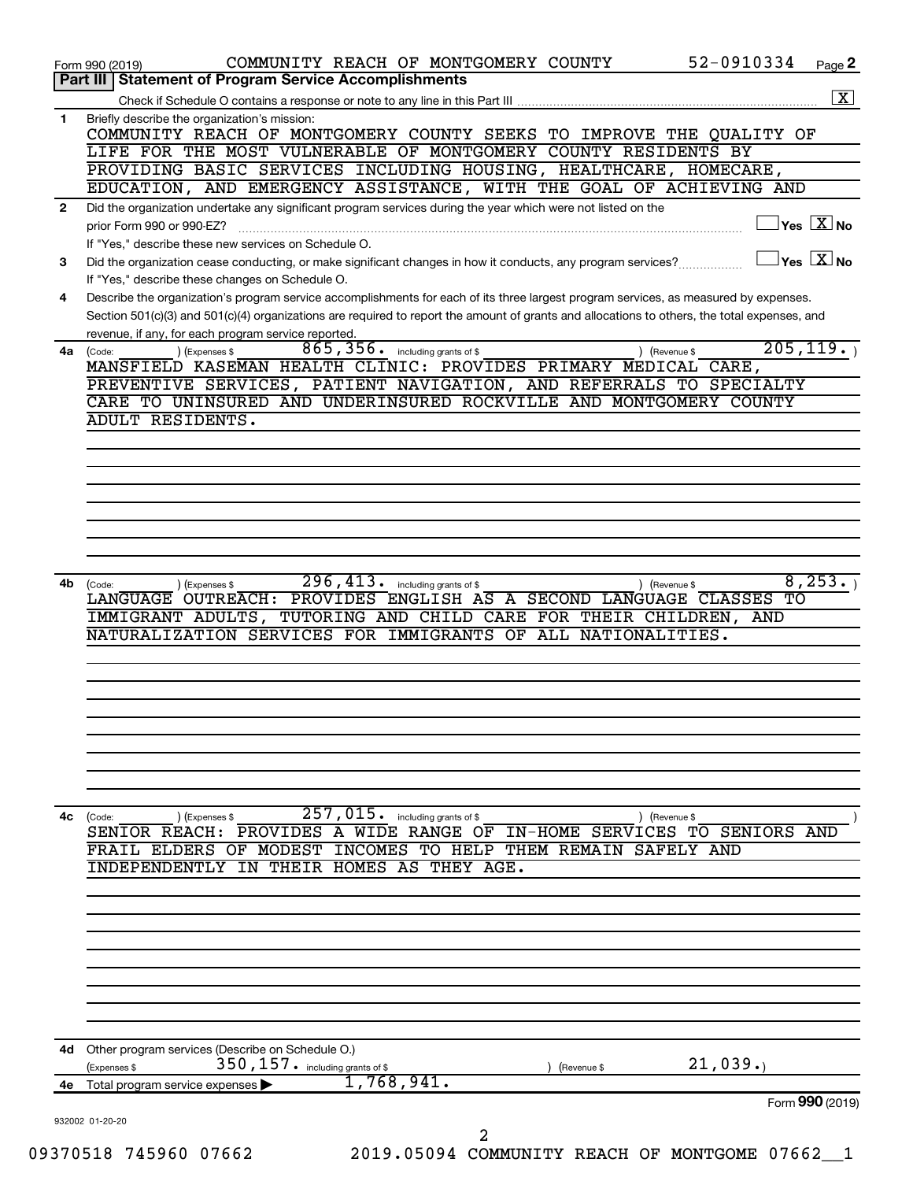Form 990 (2019) COMMUNITY REACH OF MONTGOMERY COUNTY 52-0910334 Page 2

## Part III Statement of Program Service Accomplishments

Check if Schedule O contains a response or note to any line in this Part III ... [X]

**1** Briefly describe the organization's mission:

COMMUNITY REACH OF MONTGOMERY COUNTY SEEKS TO IMPROVE THE QUALITY OF LIFE FOR THE MOST VULNERABLE OF MONTGOMERY COUNTY RESIDENTS BY PROVIDING BASIC SERVICES INCLUDING HOUSING, HEALTHCARE, HOMECARE, EDUCATION, AND EMERGENCY ASSISTANCE, WITH THE GOAL OF ACHIEVING AND

**2** Did the organization undertake any significant program services during the year which were not listed on the prior Form 990 or 990-EZ? [ ] Yes [X] No

If "Yes," describe these new services on Schedule O.

**3** Did the organization cease conducting, or make significant changes in how it conducts, any program services? [ ] Yes [X] No

If "Yes," describe these changes on Schedule O.

**4** Describe the organization's program service accomplishments for each of its three largest program services, as measured by expenses. Section 501(c)(3) and 501(c)(4) organizations are required to report the amount of grants and allocations to others, the total expenses, and revenue, if any, for each program service reported.

**4a** (Code: ) (Expenses $ 865,356. including grants of $ ) (Revenue $ 205,119. )

MANSFIELD KASEMAN HEALTH CLINIC: PROVIDES PRIMARY MEDICAL CARE, PREVENTIVE SERVICES, PATIENT NAVIGATION, AND REFERRALS TO SPECIALTY CARE TO UNINSURED AND UNDERINSURED ROCKVILLE AND MONTGOMERY COUNTY ADULT RESIDENTS.

**4b** (Code: ) (Expenses $ 296,413. including grants of $ ) (Revenue $ 8,253. )

LANGUAGE OUTREACH: PROVIDES ENGLISH AS A SECOND LANGUAGE CLASSES TO IMMIGRANT ADULTS, TUTORING AND CHILD CARE FOR THEIR CHILDREN, AND NATURALIZATION SERVICES FOR IMMIGRANTS OF ALL NATIONALITIES.

**4c** (Code: ) (Expenses $ 257,015. including grants of $ ) (Revenue $ )

SENIOR REACH: PROVIDES A WIDE RANGE OF IN-HOME SERVICES TO SENIORS AND FRAIL ELDERS OF MODEST INCOMES TO HELP THEM REMAIN SAFELY AND INDEPENDENTLY IN THEIR HOMES AS THEY AGE.

**4d** Other program services (Describe on Schedule O.)

(Expenses $ 350,157. including grants of $ ) (Revenue $ 21,039.)

**4e** Total program service expenses ▶ 1,768,941.

Form **990** (2019)

932002 01-20-20

09370518 745960 07662 2019.05094 COMMUNITY REACH OF MONTGOME 07662__1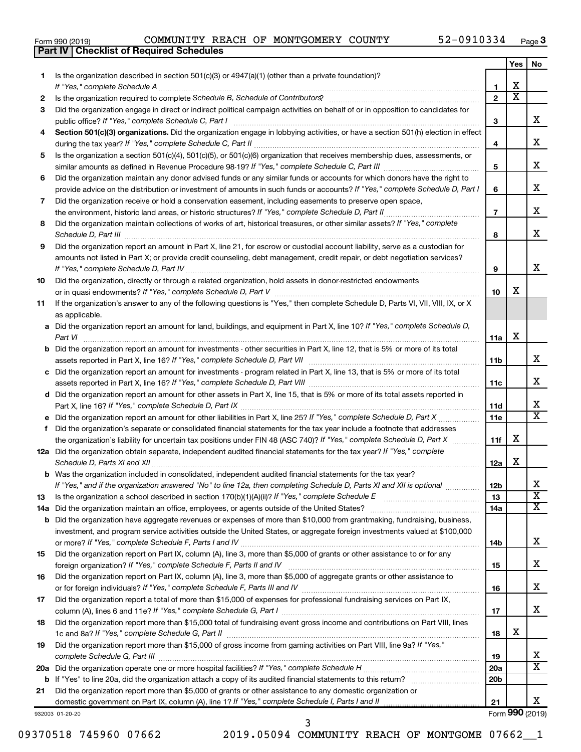Form 990 (2019) COMMUNITY REACH OF MONTGOMERY COUNTY 52-0910334 Page **3**

**Part IV | Checklist of Required Schedules**

| | | | Yes | No |
|---|---|---|---|---|
| 1 | Is the organization described in section 501(c)(3) or 4947(a)(1) (other than a private foundation)? *If "Yes," complete Schedule A* | 1 | X | |
| 2 | Is the organization required to complete *Schedule B, Schedule of Contributors*? | 2 | X | |
| 3 | Did the organization engage in direct or indirect political campaign activities on behalf of or in opposition to candidates for public office? *If "Yes," complete Schedule C, Part I* | 3 | | X |
| 4 | **Section 501(c)(3) organizations.** Did the organization engage in lobbying activities, or have a section 501(h) election in effect during the tax year? *If "Yes," complete Schedule C, Part II* | 4 | | X |
| 5 | Is the organization a section 501(c)(4), 501(c)(5), or 501(c)(6) organization that receives membership dues, assessments, or similar amounts as defined in Revenue Procedure 98-19? *If "Yes," complete Schedule C, Part III* | 5 | | X |
| 6 | Did the organization maintain any donor advised funds or any similar funds or accounts for which donors have the right to provide advice on the distribution or investment of amounts in such funds or accounts? *If "Yes," complete Schedule D, Part I* | 6 | | X |
| 7 | Did the organization receive or hold a conservation easement, including easements to preserve open space, the environment, historic land areas, or historic structures? *If "Yes," complete Schedule D, Part II* | 7 | | X |
| 8 | Did the organization maintain collections of works of art, historical treasures, or other similar assets? *If "Yes," complete Schedule D, Part III* | 8 | | X |
| 9 | Did the organization report an amount in Part X, line 21, for escrow or custodial account liability, serve as a custodian for amounts not listed in Part X; or provide credit counseling, debt management, credit repair, or debt negotiation services? *If "Yes," complete Schedule D, Part IV* | 9 | | X |
| 10 | Did the organization, directly or through a related organization, hold assets in donor-restricted endowments or in quasi endowments? *If "Yes," complete Schedule D, Part V* | 10 | X | |
| 11 | If the organization's answer to any of the following questions is "Yes," then complete Schedule D, Parts VI, VII, VIII, IX, or X as applicable. | | | |
| a | Did the organization report an amount for land, buildings, and equipment in Part X, line 10? *If "Yes," complete Schedule D, Part VI* | 11a | X | |
| b | Did the organization report an amount for investments - other securities in Part X, line 12, that is 5% or more of its total assets reported in Part X, line 16? *If "Yes," complete Schedule D, Part VII* | 11b | | X |
| c | Did the organization report an amount for investments - program related in Part X, line 13, that is 5% or more of its total assets reported in Part X, line 16? *If "Yes," complete Schedule D, Part VIII* | 11c | | X |
| d | Did the organization report an amount for other assets in Part X, line 15, that is 5% or more of its total assets reported in Part X, line 16? *If "Yes," complete Schedule D, Part IX* | 11d | | X |
| e | Did the organization report an amount for other liabilities in Part X, line 25? *If "Yes," complete Schedule D, Part X* | 11e | | X |
| f | Did the organization's separate or consolidated financial statements for the tax year include a footnote that addresses the organization's liability for uncertain tax positions under FIN 48 (ASC 740)? *If "Yes," complete Schedule D, Part X* | 11f | X | |
| 12a | Did the organization obtain separate, independent audited financial statements for the tax year? *If "Yes," complete Schedule D, Parts XI and XII* | 12a | X | |
| b | Was the organization included in consolidated, independent audited financial statements for the tax year? *If "Yes," and if the organization answered "No" to line 12a, then completing Schedule D, Parts XI and XII is optional* | 12b | | X |
| 13 | Is the organization a school described in section 170(b)(1)(A)(ii)? *If "Yes," complete Schedule E* | 13 | | X |
| 14a | Did the organization maintain an office, employees, or agents outside of the United States? | 14a | | X |
| b | Did the organization have aggregate revenues or expenses of more than $10,000 from grantmaking, fundraising, business, investment, and program service activities outside the United States, or aggregate foreign investments valued at $100,000 or more? *If "Yes," complete Schedule F, Parts I and IV* | 14b | | X |
| 15 | Did the organization report on Part IX, column (A), line 3, more than $5,000 of grants or other assistance to or for any foreign organization? *If "Yes," complete Schedule F, Parts II and IV* | 15 | | X |
| 16 | Did the organization report on Part IX, column (A), line 3, more than $5,000 of aggregate grants or other assistance to or for foreign individuals? *If "Yes," complete Schedule F, Parts III and IV* | 16 | | X |
| 17 | Did the organization report a total of more than $15,000 of expenses for professional fundraising services on Part IX, column (A), lines 6 and 11e? *If "Yes," complete Schedule G, Part I* | 17 | | X |
| 18 | Did the organization report more than $15,000 total of fundraising event gross income and contributions on Part VIII, lines 1c and 8a? *If "Yes," complete Schedule G, Part II* | 18 | X | |
| 19 | Did the organization report more than $15,000 of gross income from gaming activities on Part VIII, line 9a? *If "Yes," complete Schedule G, Part III* | 19 | | X |
| 20a | Did the organization operate one or more hospital facilities? *If "Yes," complete Schedule H* | 20a | | X |
| b | If "Yes" to line 20a, did the organization attach a copy of its audited financial statements to this return? | 20b | | |
| 21 | Did the organization report more than $5,000 of grants or other assistance to any domestic organization or domestic government on Part IX, column (A), line 1? *If "Yes," complete Schedule I, Parts I and II* | 21 | | X |

932003 01-20-20 Form **990** (2019)

09370518 745960 07662 2019.05094 COMMUNITY REACH OF MONTGOME 07662__1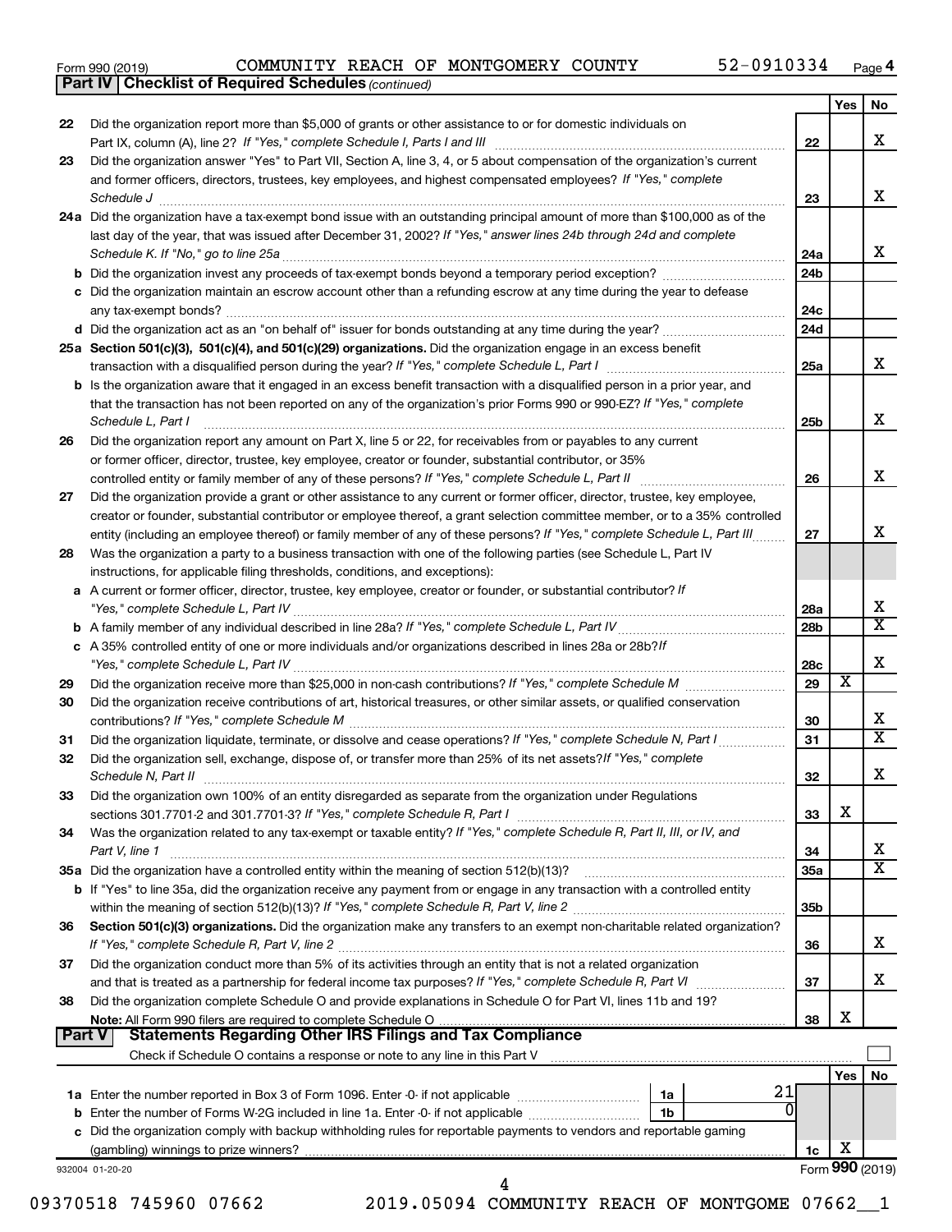Form 990 (2019) COMMUNITY REACH OF MONTGOMERY COUNTY 52-0910334 Page 4

**Part IV | Checklist of Required Schedules** *(continued)*

| | | | Yes | No |
|---|---|---|---|---|
| 22 | Did the organization report more than $5,000 of grants or other assistance to or for domestic individuals on Part IX, column (A), line 2? *If "Yes," complete Schedule I, Parts I and III* | 22 | | X |
| 23 | Did the organization answer "Yes" to Part VII, Section A, line 3, 4, or 5 about compensation of the organization's current and former officers, directors, trustees, key employees, and highest compensated employees? *If "Yes," complete Schedule J* | 23 | | X |
| 24a | Did the organization have a tax-exempt bond issue with an outstanding principal amount of more than $100,000 as of the last day of the year, that was issued after December 31, 2002? *If "Yes," answer lines 24b through 24d and complete Schedule K. If "No," go to line 25a* | 24a | | X |
| b | Did the organization invest any proceeds of tax-exempt bonds beyond a temporary period exception? | 24b | | |
| c | Did the organization maintain an escrow account other than a refunding escrow at any time during the year to defease any tax-exempt bonds? | 24c | | |
| d | Did the organization act as an "on behalf of" issuer for bonds outstanding at any time during the year? | 24d | | |
| 25a | **Section 501(c)(3), 501(c)(4), and 501(c)(29) organizations.** Did the organization engage in an excess benefit transaction with a disqualified person during the year? *If "Yes," complete Schedule L, Part I* | 25a | | X |
| b | Is the organization aware that it engaged in an excess benefit transaction with a disqualified person in a prior year, and that the transaction has not been reported on any of the organization's prior Forms 990 or 990-EZ? *If "Yes," complete Schedule L, Part I* | 25b | | X |
| 26 | Did the organization report any amount on Part X, line 5 or 22, for receivables from or payables to any current or former officer, director, trustee, key employee, creator or founder, substantial contributor, or 35% controlled entity or family member of any of these persons? *If "Yes," complete Schedule L, Part II* | 26 | | X |
| 27 | Did the organization provide a grant or other assistance to any current or former officer, director, trustee, key employee, creator or founder, substantial contributor or employee thereof, a grant selection committee member, or to a 35% controlled entity (including an employee thereof) or family member of any of these persons? *If "Yes," complete Schedule L, Part III* | 27 | | X |
| 28 | Was the organization a party to a business transaction with one of the following parties (see Schedule L, Part IV instructions, for applicable filing thresholds, conditions, and exceptions): | | | |
| a | A current or former officer, director, trustee, key employee, creator or founder, or substantial contributor? *If "Yes," complete Schedule L, Part IV* | 28a | | X |
| b | A family member of any individual described in line 28a? *If "Yes," complete Schedule L, Part IV* | 28b | | X |
| c | A 35% controlled entity of one or more individuals and/or organizations described in lines 28a or 28b? *If "Yes," complete Schedule L, Part IV* | 28c | | X |
| 29 | Did the organization receive more than $25,000 in non-cash contributions? *If "Yes," complete Schedule M* | 29 | X | |
| 30 | Did the organization receive contributions of art, historical treasures, or other similar assets, or qualified conservation contributions? *If "Yes," complete Schedule M* | 30 | | X |
| 31 | Did the organization liquidate, terminate, or dissolve and cease operations? *If "Yes," complete Schedule N, Part I* | 31 | | X |
| 32 | Did the organization sell, exchange, dispose of, or transfer more than 25% of its net assets? *If "Yes," complete Schedule N, Part II* | 32 | | X |
| 33 | Did the organization own 100% of an entity disregarded as separate from the organization under Regulations sections 301.7701-2 and 301.7701-3? *If "Yes," complete Schedule R, Part I* | 33 | X | |
| 34 | Was the organization related to any tax-exempt or taxable entity? *If "Yes," complete Schedule R, Part II, III, or IV, and Part V, line 1* | 34 | | X |
| 35a | Did the organization have a controlled entity within the meaning of section 512(b)(13)? | 35a | | X |
| b | If "Yes" to line 35a, did the organization receive any payment from or engage in any transaction with a controlled entity within the meaning of section 512(b)(13)? *If "Yes," complete Schedule R, Part V, line 2* | 35b | | |
| 36 | **Section 501(c)(3) organizations.** Did the organization make any transfers to an exempt non-charitable related organization? *If "Yes," complete Schedule R, Part V, line 2* | 36 | | X |
| 37 | Did the organization conduct more than 5% of its activities through an entity that is not a related organization and that is treated as a partnership for federal income tax purposes? *If "Yes," complete Schedule R, Part VI* | 37 | | X |
| 38 | Did the organization complete Schedule O and provide explanations in Schedule O for Part VI, lines 11b and 19? **Note:** All Form 990 filers are required to complete Schedule O | 38 | X | |

**Part V | Statements Regarding Other IRS Filings and Tax Compliance**

Check if Schedule O contains a response or note to any line in this Part V

| | | | | | Yes | No |
|---|---|---|---|---|---|---|
| 1a | Enter the number reported in Box 3 of Form 1096. Enter -0- if not applicable | 1a | 21 | | | |
| b | Enter the number of Forms W-2G included in line 1a. Enter -0- if not applicable | 1b | 0 | | | |
| c | Did the organization comply with backup withholding rules for reportable payments to vendors and reportable gaming (gambling) winnings to prize winners? | | | 1c | X | |

932004 01-20-20

Form **990** (2019)

09370518 745960 07662 2019.05094 COMMUNITY REACH OF MONTGOME 07662__1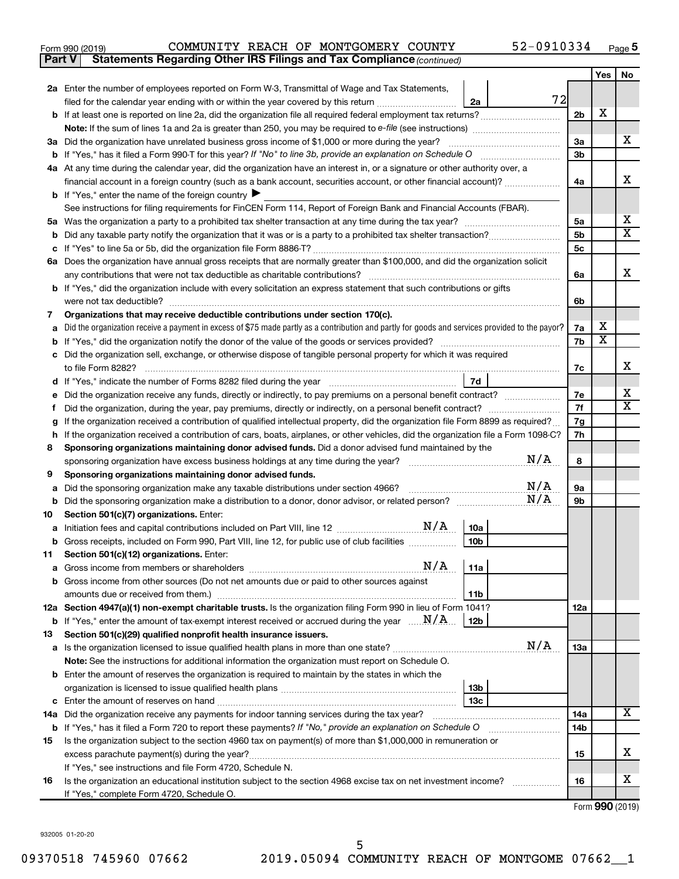Form 990 (2019) COMMUNITY REACH OF MONTGOMERY COUNTY 52-0910334 Page 5

**Part V Statements Regarding Other IRS Filings and Tax Compliance** *(continued)*

| | | | | Yes | No |
|---|---|---|---|---|---|
| **2a** | Enter the number of employees reported on Form W-3, Transmittal of Wage and Tax Statements, filed for the calendar year ending with or within the year covered by this return | 2a | 72 | | |
| **b** | If at least one is reported on line 2a, did the organization file all required federal employment tax returns? | | 2b | X | |
| | **Note:** If the sum of lines 1a and 2a is greater than 250, you may be required to *e-file* (see instructions) | | | | |
| **3a** | Did the organization have unrelated business gross income of $1,000 or more during the year? | | 3a | | X |
| **b** | If "Yes," has it filed a Form 990-T for this year? *If "No" to line 3b, provide an explanation on Schedule O* | | 3b | | |
| **4a** | At any time during the calendar year, did the organization have an interest in, or a signature or other authority over, a financial account in a foreign country (such as a bank account, securities account, or other financial account)? | | 4a | | X |
| **b** | If "Yes," enter the name of the foreign country ▶ | | | | |
| | See instructions for filing requirements for FinCEN Form 114, Report of Foreign Bank and Financial Accounts (FBAR). | | | | |
| **5a** | Was the organization a party to a prohibited tax shelter transaction at any time during the tax year? | | 5a | | X |
| **b** | Did any taxable party notify the organization that it was or is a party to a prohibited tax shelter transaction? | | 5b | | X |
| **c** | If "Yes" to line 5a or 5b, did the organization file Form 8886-T? | | 5c | | |
| **6a** | Does the organization have annual gross receipts that are normally greater than $100,000, and did the organization solicit any contributions that were not tax deductible as charitable contributions? | | 6a | | X |
| **b** | If "Yes," did the organization include with every solicitation an express statement that such contributions or gifts were not tax deductible? | | 6b | | |
| **7** | **Organizations that may receive deductible contributions under section 170(c).** | | | | |
| **a** | Did the organization receive a payment in excess of $75 made partly as a contribution and partly for goods and services provided to the payor? | | 7a | X | |
| **b** | If "Yes," did the organization notify the donor of the value of the goods or services provided? | | 7b | X | |
| **c** | Did the organization sell, exchange, or otherwise dispose of tangible personal property for which it was required to file Form 8282? | | 7c | | X |
| **d** | If "Yes," indicate the number of Forms 8282 filed during the year | 7d | | | |
| **e** | Did the organization receive any funds, directly or indirectly, to pay premiums on a personal benefit contract? | | 7e | | X |
| **f** | Did the organization, during the year, pay premiums, directly or indirectly, on a personal benefit contract? | | 7f | | X |
| **g** | If the organization received a contribution of qualified intellectual property, did the organization file Form 8899 as required? | | 7g | | |
| **h** | If the organization received a contribution of cars, boats, airplanes, or other vehicles, did the organization file a Form 1098-C? | | 7h | | |
| **8** | **Sponsoring organizations maintaining donor advised funds.** Did a donor advised fund maintained by the sponsoring organization have excess business holdings at any time during the year? N/A | | 8 | | |
| **9** | **Sponsoring organizations maintaining donor advised funds.** | | | | |
| **a** | Did the sponsoring organization make any taxable distributions under section 4966? N/A | | 9a | | |
| **b** | Did the sponsoring organization make a distribution to a donor, donor advisor, or related person? N/A | | 9b | | |
| **10** | **Section 501(c)(7) organizations.** Enter: | | | | |
| **a** | Initiation fees and capital contributions included on Part VIII, line 12 N/A | 10a | | | |
| **b** | Gross receipts, included on Form 990, Part VIII, line 12, for public use of club facilities | 10b | | | |
| **11** | **Section 501(c)(12) organizations.** Enter: | | | | |
| **a** | Gross income from members or shareholders N/A | 11a | | | |
| **b** | Gross income from other sources (Do not net amounts due or paid to other sources against amounts due or received from them.) | 11b | | | |
| **12a** | **Section 4947(a)(1) non-exempt charitable trusts.** Is the organization filing Form 990 in lieu of Form 1041? | | 12a | | |
| **b** | If "Yes," enter the amount of tax-exempt interest received or accrued during the year N/A | 12b | | | |
| **13** | **Section 501(c)(29) qualified nonprofit health insurance issuers.** | | | | |
| **a** | Is the organization licensed to issue qualified health plans in more than one state? N/A | | 13a | | |
| | **Note:** See the instructions for additional information the organization must report on Schedule O. | | | | |
| **b** | Enter the amount of reserves the organization is required to maintain by the states in which the organization is licensed to issue qualified health plans | 13b | | | |
| **c** | Enter the amount of reserves on hand | 13c | | | |
| **14a** | Did the organization receive any payments for indoor tanning services during the tax year? | | 14a | | X |
| **b** | If "Yes," has it filed a Form 720 to report these payments? *If "No," provide an explanation on Schedule O* | | 14b | | |
| **15** | Is the organization subject to the section 4960 tax on payment(s) of more than $1,000,000 in remuneration or excess parachute payment(s) during the year? | | 15 | | X |
| | If "Yes," see instructions and file Form 4720, Schedule N. | | | | |
| **16** | Is the organization an educational institution subject to the section 4968 excise tax on net investment income? | | 16 | | X |
| | If "Yes," complete Form 4720, Schedule O. | | | | |

Form **990** (2019)

932005 01-20-20

09370518 745960 07662 2019.05094 COMMUNITY REACH OF MONTGOME 07662__1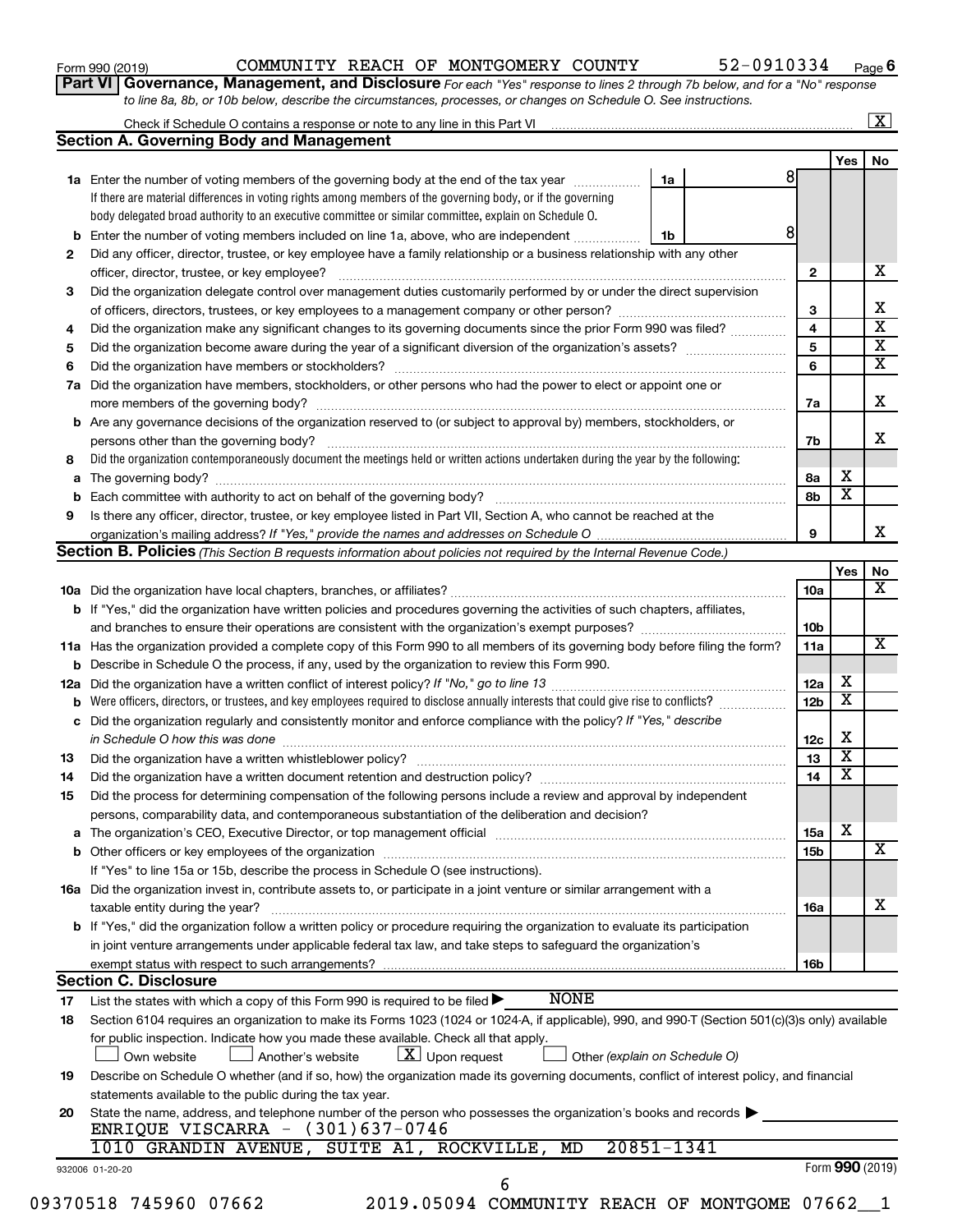Form 990 (2019) COMMUNITY REACH OF MONTGOMERY COUNTY 52-0910334 Page 6

**Part VI Governance, Management, and Disclosure** *For each "Yes" response to lines 2 through 7b below, and for a "No" response to line 8a, 8b, or 10b below, describe the circumstances, processes, or changes on Schedule O. See instructions.*

Check if Schedule O contains a response or note to any line in this Part VI ..... [X]

## Section A. Governing Body and Management

| | | | | Yes | No |
|---|---|---|---|---|---|
| **1a** | Enter the number of voting members of the governing body at the end of the tax year ..... 1a | 8 | | | |
| | If there are material differences in voting rights among members of the governing body, or if the governing body delegated broad authority to an executive committee or similar committee, explain on Schedule O. | | | | |
| **b** | Enter the number of voting members included on line 1a, above, who are independent ..... 1b | 8 | | | |
| **2** | Did any officer, director, trustee, or key employee have a family relationship or a business relationship with any other officer, director, trustee, or key employee? | | 2 | | X |
| **3** | Did the organization delegate control over management duties customarily performed by or under the direct supervision of officers, directors, trustees, or key employees to a management company or other person? | | 3 | | X |
| **4** | Did the organization make any significant changes to its governing documents since the prior Form 990 was filed? | | 4 | | X |
| **5** | Did the organization become aware during the year of a significant diversion of the organization's assets? | | 5 | | X |
| **6** | Did the organization have members or stockholders? | | 6 | | X |
| **7a** | Did the organization have members, stockholders, or other persons who had the power to elect or appoint one or more members of the governing body? | | 7a | | X |
| **b** | Are any governance decisions of the organization reserved to (or subject to approval by) members, stockholders, or persons other than the governing body? | | 7b | | X |
| **8** | Did the organization contemporaneously document the meetings held or written actions undertaken during the year by the following: | | | | |
| **a** | The governing body? | | 8a | X | |
| **b** | Each committee with authority to act on behalf of the governing body? | | 8b | X | |
| **9** | Is there any officer, director, trustee, or key employee listed in Part VII, Section A, who cannot be reached at the organization's mailing address? *If "Yes," provide the names and addresses on Schedule O* | | 9 | | X |

## Section B. Policies *(This Section B requests information about policies not required by the Internal Revenue Code.)*

| | | | Yes | No |
|---|---|---|---|---|
| **10a** | Did the organization have local chapters, branches, or affiliates? | 10a | | X |
| **b** | If "Yes," did the organization have written policies and procedures governing the activities of such chapters, affiliates, and branches to ensure their operations are consistent with the organization's exempt purposes? | 10b | | |
| **11a** | Has the organization provided a complete copy of this Form 990 to all members of its governing body before filing the form? | 11a | | X |
| **b** | Describe in Schedule O the process, if any, used by the organization to review this Form 990. | | | |
| **12a** | Did the organization have a written conflict of interest policy? *If "No," go to line 13* | 12a | X | |
| **b** | Were officers, directors, or trustees, and key employees required to disclose annually interests that could give rise to conflicts? | 12b | X | |
| **c** | Did the organization regularly and consistently monitor and enforce compliance with the policy? *If "Yes," describe in Schedule O how this was done* | 12c | X | |
| **13** | Did the organization have a written whistleblower policy? | 13 | X | |
| **14** | Did the organization have a written document retention and destruction policy? | 14 | X | |
| **15** | Did the process for determining compensation of the following persons include a review and approval by independent persons, comparability data, and contemporaneous substantiation of the deliberation and decision? | | | |
| **a** | The organization's CEO, Executive Director, or top management official | 15a | X | |
| **b** | Other officers or key employees of the organization | 15b | | X |
| | If "Yes" to line 15a or 15b, describe the process in Schedule O (see instructions). | | | |
| **16a** | Did the organization invest in, contribute assets to, or participate in a joint venture or similar arrangement with a taxable entity during the year? | 16a | | X |
| **b** | If "Yes," did the organization follow a written policy or procedure requiring the organization to evaluate its participation in joint venture arrangements under applicable federal tax law, and take steps to safeguard the organization's exempt status with respect to such arrangements? | 16b | | |

## Section C. Disclosure

**17** List the states with which a copy of this Form 990 is required to be filed ▶ NONE

**18** Section 6104 requires an organization to make its Forms 1023 (1024 or 1024-A, if applicable), 990, and 990-T (Section 501(c)(3)s only) available for public inspection. Indicate how you made these available. Check all that apply.

[ ] Own website [ ] Another's website [X] Upon request [ ] Other *(explain on Schedule O)*

**19** Describe on Schedule O whether (and if so, how) the organization made its governing documents, conflict of interest policy, and financial statements available to the public during the tax year.

**20** State the name, address, and telephone number of the person who possesses the organization's books and records ▶

ENRIQUE VISCARRA - (301)637-0746
1010 GRANDIN AVENUE, SUITE A1, ROCKVILLE, MD 20851-1341

932006 01-20-20 Form **990** (2019)

09370518 745960 07662 2019.05094 COMMUNITY REACH OF MONTGOME 07662__1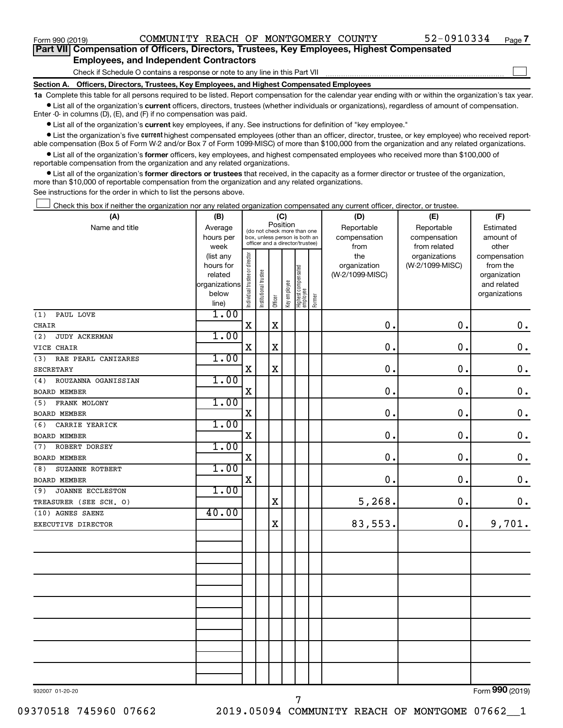Form 990 (2019) COMMUNITY REACH OF MONTGOMERY COUNTY 52-0910334 Page 7

**Part VII Compensation of Officers, Directors, Trustees, Key Employees, Highest Compensated Employees, and Independent Contractors**

Check if Schedule O contains a response or note to any line in this Part VII ☐

**Section A. Officers, Directors, Trustees, Key Employees, and Highest Compensated Employees**

**1a** Complete this table for all persons required to be listed. Report compensation for the calendar year ending with or within the organization's tax year.

- List all of the organization's **current** officers, directors, trustees (whether individuals or organizations), regardless of amount of compensation. Enter -0- in columns (D), (E), and (F) if no compensation was paid.
- List all of the organization's **current** key employees, if any. See instructions for definition of "key employee."
- List the organization's five **current** highest compensated employees (other than an officer, director, trustee, or key employee) who received reportable compensation (Box 5 of Form W-2 and/or Box 7 of Form 1099-MISC) of more than $100,000 from the organization and any related organizations.
- List all of the organization's **former** officers, key employees, and highest compensated employees who received more than $100,000 of reportable compensation from the organization and any related organizations.
- List all of the organization's **former directors or trustees** that received, in the capacity as a former director or trustee of the organization, more than $10,000 of reportable compensation from the organization and any related organizations.

See instructions for the order in which to list the persons above.

☐ Check this box if neither the organization nor any related organization compensated any current officer, director, or trustee.

| (A) Name and title | (B) Average hours per week (list any hours for related organizations below line) | (C) Position (do not check more than one box, unless person is both an officer and a director/trustee): Individual trustee or director | Institutional trustee | Officer | Key employee | Highest compensated employee | Former | (D) Reportable compensation from the organization (W-2/1099-MISC) | (E) Reportable compensation from related organizations (W-2/1099-MISC) | (F) Estimated amount of other compensation from the organization and related organizations |
|---|---|---|---|---|---|---|---|---|---|---|
| (1) PAUL LOVE<br>CHAIR | 1.00 | X | | X | | | | 0. | 0. | 0. |
| (2) JUDY ACKERMAN<br>VICE CHAIR | 1.00 | X | | X | | | | 0. | 0. | 0. |
| (3) RAE PEARL CANIZARES<br>SECRETARY | 1.00 | X | | X | | | | 0. | 0. | 0. |
| (4) ROUZANNA OGANISSIAN<br>BOARD MEMBER | 1.00 | X | | | | | | 0. | 0. | 0. |
| (5) FRANK MOLONY<br>BOARD MEMBER | 1.00 | X | | | | | | 0. | 0. | 0. |
| (6) CARRIE YEARICK<br>BOARD MEMBER | 1.00 | X | | | | | | 0. | 0. | 0. |
| (7) ROBERT DORSEY<br>BOARD MEMBER | 1.00 | X | | | | | | 0. | 0. | 0. |
| (8) SUZANNE ROTBERT<br>BOARD MEMBER | 1.00 | X | | | | | | 0. | 0. | 0. |
| (9) JOANNE ECCLESTON<br>TREASURER (SEE SCH. O) | 1.00 | | | X | | | | 5,268. | 0. | 0. |
| (10) AGNES SAENZ<br>EXECUTIVE DIRECTOR | 40.00 | | | X | | | | 83,553. | 0. | 9,701. |

932007 01-20-20

Form **990** (2019)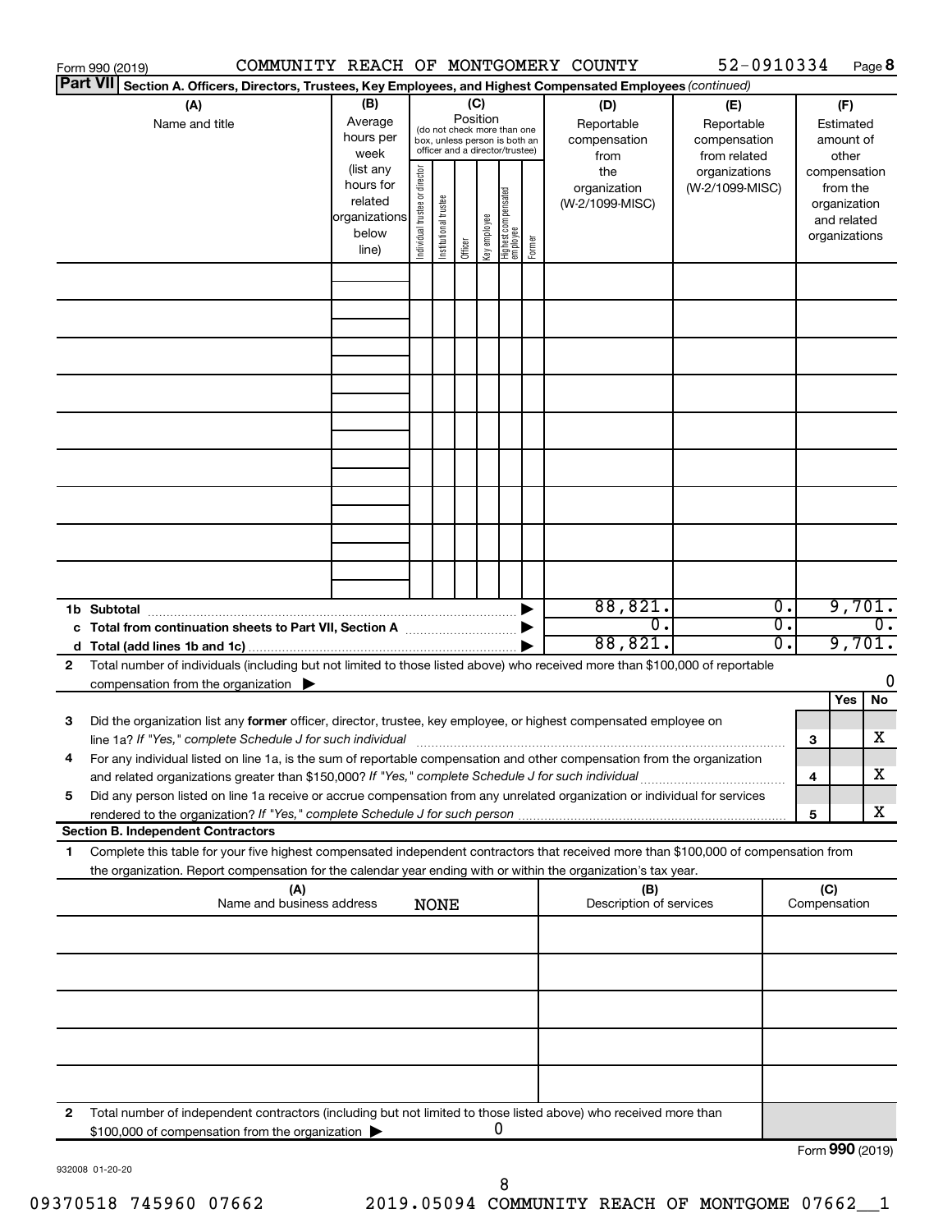Form 990 (2019) COMMUNITY REACH OF MONTGOMERY COUNTY 52-0910334 Page 8

**Part VII Section A. Officers, Directors, Trustees, Key Employees, and Highest Compensated Employees** *(continued)*

| (A) Name and title | (B) Average hours per week (list any hours for related organizations below line) | (C) Position (do not check more than one box, unless person is both an officer and a director/trustee): Individual trustee or director | Institutional trustee | Officer | Key employee | Highest compensated employee | Former | (D) Reportable compensation from the organization (W-2/1099-MISC) | (E) Reportable compensation from related organizations (W-2/1099-MISC) | (F) Estimated amount of other compensation from the organization and related organizations |
|---|---|---|---|---|---|---|---|---|---|---|
| | | | | | | | | | | |
| | | | | | | | | | | |
| | | | | | | | | | | |
| | | | | | | | | | | |
| | | | | | | | | | | |
| | | | | | | | | | | |
| | | | | | | | | | | |
| | | | | | | | | | | |
| | | | | | | | | | | |
| **1b Subtotal** | | | | | | | ▶ | 88,821. | 0. | 9,701. |
| **c Total from continuation sheets to Part VII, Section A** | | | | | | | ▶ | 0. | 0. | 0. |
| **d Total (add lines 1b and 1c)** | | | | | | | ▶ | 88,821. | 0. | 9,701. |

**2** Total number of individuals (including but not limited to those listed above) who received more than $100,000 of reportable compensation from the organization ▶ 0

| | | | Yes | No |
|---|---|---|---|---|
| **3** | Did the organization list any **former** officer, director, trustee, key employee, or highest compensated employee on line 1a? *If "Yes," complete Schedule J for such individual* | 3 | | X |
| **4** | For any individual listed on line 1a, is the sum of reportable compensation and other compensation from the organization and related organizations greater than $150,000? *If "Yes," complete Schedule J for such individual* | 4 | | X |
| **5** | Did any person listed on line 1a receive or accrue compensation from any unrelated organization or individual for services rendered to the organization? *If "Yes," complete Schedule J for such person* | 5 | | X |

**Section B. Independent Contractors**

**1** Complete this table for your five highest compensated independent contractors that received more than $100,000 of compensation from the organization. Report compensation for the calendar year ending with or within the organization's tax year.

| (A) Name and business address NONE | (B) Description of services | (C) Compensation |
|---|---|---|
| | | |
| | | |
| | | |
| | | |
| | | |

**2** Total number of independent contractors (including but not limited to those listed above) who received more than $100,000 of compensation from the organization ▶ 0

Form **990** (2019)

932008 01-20-20

09370518 745960 07662 2019.05094 COMMUNITY REACH OF MONTGOME 07662__1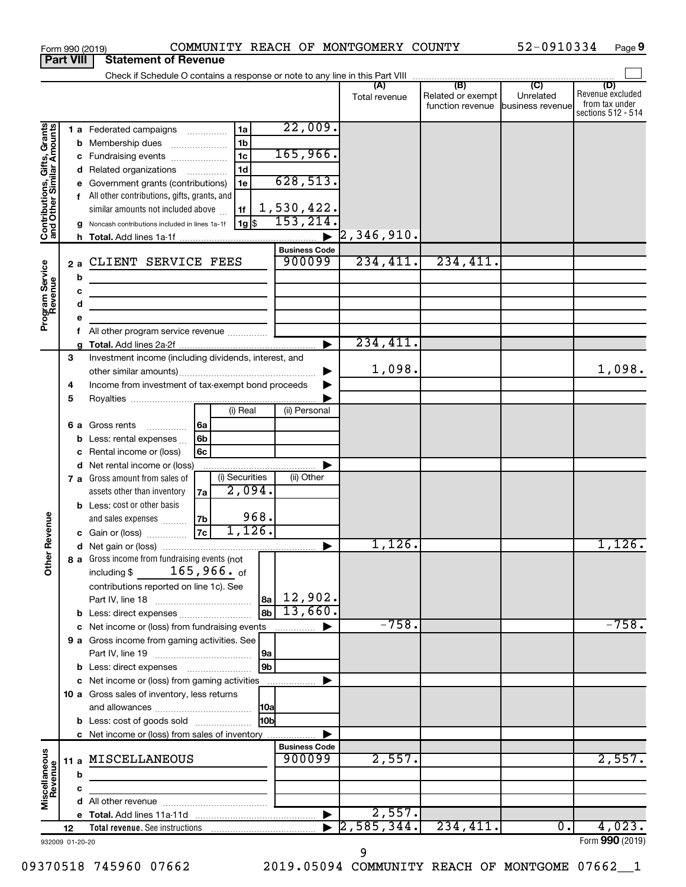Form 990 (2019) COMMUNITY REACH OF MONTGOMERY COUNTY 52-0910334 Page 9

**Part VIII Statement of Revenue**

Check if Schedule O contains a response or note to any line in this Part VIII

| | | | | (A) Total revenue | (B) Related or exempt function revenue | (C) Unrelated business revenue | (D) Revenue excluded from tax under sections 512 - 514 |
|---|---|---|---|---|---|---|---|
| **Contributions, Gifts, Grants and Other Similar Amounts** | 1 a Federated campaigns | 1a | 22,009. | | | | |
| | b Membership dues | 1b | | | | | |
| | c Fundraising events | 1c | 165,966. | | | | |
| | d Related organizations | 1d | | | | | |
| | e Government grants (contributions) | 1e | 628,513. | | | | |
| | f All other contributions, gifts, grants, and similar amounts not included above | 1f | 1,530,422. | | | | |
| | g Noncash contributions included in lines 1a-1f | 1g $ | 153,214. | | | | |
| | h Total. Add lines 1a-1f | | | 2,346,910. | | | |
| **Program Service Revenue** | | | **Business Code** | | | | |
| | 2 a CLIENT SERVICE FEES | | 900099 | 234,411. | 234,411. | | |
| | b | | | | | | |
| | c | | | | | | |
| | d | | | | | | |
| | e | | | | | | |
| | f All other program service revenue | | | | | | |
| | g Total. Add lines 2a-2f | | | 234,411. | | | |
| **Other Revenue** | 3 Investment income (including dividends, interest, and other similar amounts) | | | 1,098. | | | 1,098. |
| | 4 Income from investment of tax-exempt bond proceeds | | | | | | |
| | 5 Royalties | | | | | | |
| | | (i) Real | (ii) Personal | | | | |
| | 6 a Gross rents 6a | | | | | | |
| | b Less: rental expenses 6b | | | | | | |
| | c Rental income or (loss) 6c | | | | | | |
| | d Net rental income or (loss) | | | | | | |
| | | (i) Securities | (ii) Other | | | | |
| | 7 a Gross amount from sales of assets other than inventory 7a | 2,094. | | | | | |
| | b Less: cost or other basis and sales expenses 7b | 968. | | | | | |
| | c Gain or (loss) 7c | 1,126. | | | | | |
| | d Net gain or (loss) | | | 1,126. | | | 1,126. |
| | 8 a Gross income from fundraising events (not including $ 165,966. of contributions reported on line 1c). See Part IV, line 18 | 8a | 12,902. | | | | |
| | b Less: direct expenses | 8b | 13,660. | | | | |
| | c Net income or (loss) from fundraising events | | | -758. | | | -758. |
| | 9 a Gross income from gaming activities. See Part IV, line 19 | 9a | | | | | |
| | b Less: direct expenses | 9b | | | | | |
| | c Net income or (loss) from gaming activities | | | | | | |
| | 10 a Gross sales of inventory, less returns and allowances | 10a | | | | | |
| | b Less: cost of goods sold | 10b | | | | | |
| | c Net income or (loss) from sales of inventory | | | | | | |
| **Miscellaneous Revenue** | | | **Business Code** | | | | |
| | 11 a MISCELLANEOUS | | 900099 | 2,557. | | | 2,557. |
| | b | | | | | | |
| | c | | | | | | |
| | d All other revenue | | | | | | |
| | e Total. Add lines 11a-11d | | | 2,557. | | | |
| | 12 **Total revenue.** See instructions | | | 2,585,344. | 234,411. | 0. | 4,023. |

932009 01-20-20 Form **990** (2019)

09370518 745960 07662 2019.05094 COMMUNITY REACH OF MONTGOME 07662__1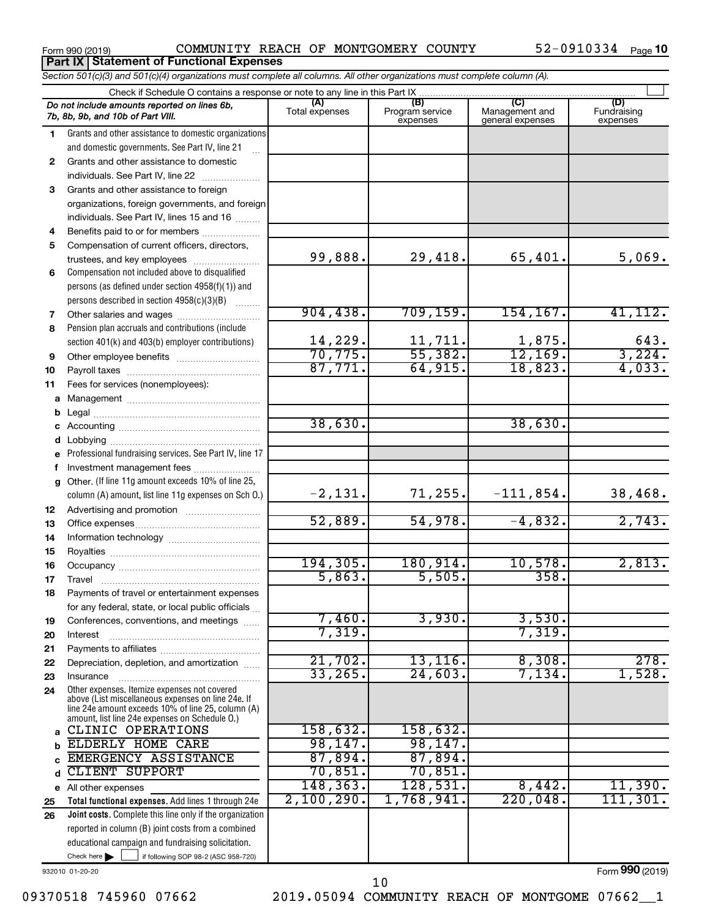Form 990 (2019) COMMUNITY REACH OF MONTGOMERY COUNTY 52-0910334 Page **10**

## Part IX Statement of Functional Expenses

*Section 501(c)(3) and 501(c)(4) organizations must complete all columns. All other organizations must complete column (A).*

Check if Schedule O contains a response or note to any line in this Part IX ☐

| | *Do not include amounts reported on lines 6b, 7b, 8b, 9b, and 10b of Part VIII.* | (A) Total expenses | (B) Program service expenses | (C) Management and general expenses | (D) Fundraising expenses |
|---|---|---|---|---|---|
| 1 | Grants and other assistance to domestic organizations and domestic governments. See Part IV, line 21 | | | | |
| 2 | Grants and other assistance to domestic individuals. See Part IV, line 22 | | | | |
| 3 | Grants and other assistance to foreign organizations, foreign governments, and foreign individuals. See Part IV, lines 15 and 16 | | | | |
| 4 | Benefits paid to or for members | | | | |
| 5 | Compensation of current officers, directors, trustees, and key employees | 99,888. | 29,418. | 65,401. | 5,069. |
| 6 | Compensation not included above to disqualified persons (as defined under section 4958(f)(1)) and persons described in section 4958(c)(3)(B) | | | | |
| 7 | Other salaries and wages | 904,438. | 709,159. | 154,167. | 41,112. |
| 8 | Pension plan accruals and contributions (include section 401(k) and 403(b) employer contributions) | 14,229. | 11,711. | 1,875. | 643. |
| 9 | Other employee benefits | 70,775. | 55,382. | 12,169. | 3,224. |
| 10 | Payroll taxes | 87,771. | 64,915. | 18,823. | 4,033. |
| 11 | Fees for services (nonemployees): | | | | |
| a | Management | | | | |
| b | Legal | | | | |
| c | Accounting | 38,630. | | 38,630. | |
| d | Lobbying | | | | |
| e | Professional fundraising services. See Part IV, line 17 | | | | |
| f | Investment management fees | | | | |
| g | Other. (If line 11g amount exceeds 10% of line 25, column (A) amount, list line 11g expenses on Sch O.) | -2,131. | 71,255. | -111,854. | 38,468. |
| 12 | Advertising and promotion | | | | |
| 13 | Office expenses | 52,889. | 54,978. | -4,832. | 2,743. |
| 14 | Information technology | | | | |
| 15 | Royalties | | | | |
| 16 | Occupancy | 194,305. | 180,914. | 10,578. | 2,813. |
| 17 | Travel | 5,863. | 5,505. | 358. | |
| 18 | Payments of travel or entertainment expenses for any federal, state, or local public officials | | | | |
| 19 | Conferences, conventions, and meetings | 7,460. | 3,930. | 3,530. | |
| 20 | Interest | 7,319. | | 7,319. | |
| 21 | Payments to affiliates | | | | |
| 22 | Depreciation, depletion, and amortization | 21,702. | 13,116. | 8,308. | 278. |
| 23 | Insurance | 33,265. | 24,603. | 7,134. | 1,528. |
| 24 | Other expenses. Itemize expenses not covered above (List miscellaneous expenses on line 24e. If line 24e amount exceeds 10% of line 25, column (A) amount, list line 24e expenses on Schedule O.) | | | | |
| a | CLINIC OPERATIONS | 158,632. | 158,632. | | |
| b | ELDERLY HOME CARE | 98,147. | 98,147. | | |
| c | EMERGENCY ASSISTANCE | 87,894. | 87,894. | | |
| d | CLIENT SUPPORT | 70,851. | 70,851. | | |
| e | All other expenses | 148,363. | 128,531. | 8,442. | 11,390. |
| 25 | **Total functional expenses.** Add lines 1 through 24e | 2,100,290. | 1,768,941. | 220,048. | 111,301. |
| 26 | **Joint costs.** Complete this line only if the organization reported in column (B) joint costs from a combined educational campaign and fundraising solicitation. Check here ☐ if following SOP 98-2 (ASC 958-720) | | | | |

932010 01-20-20 Form **990** (2019)

09370518 745960 07662 2019.05094 COMMUNITY REACH OF MONTGOME 07662__1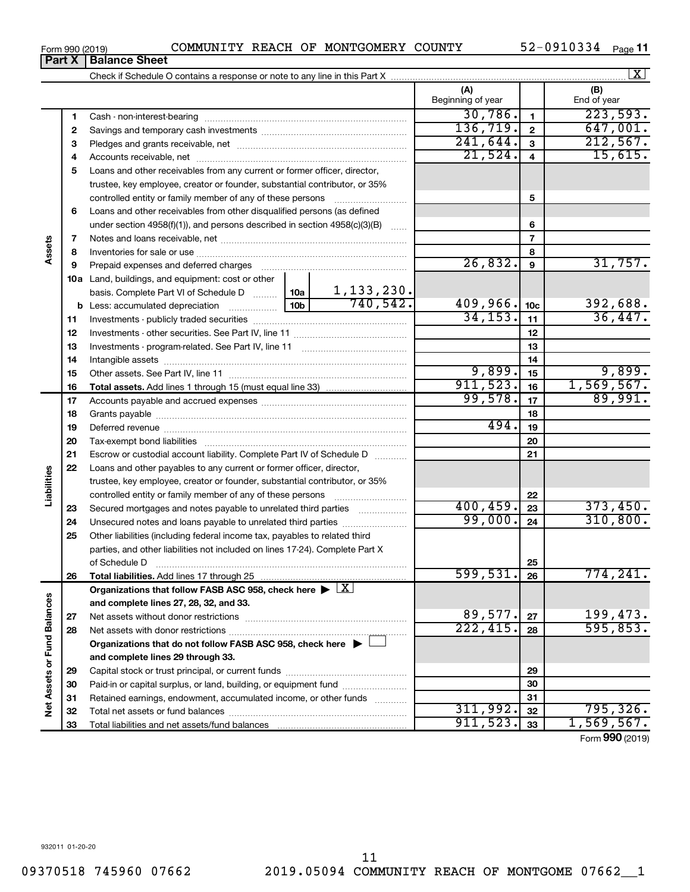Form 990 (2019) COMMUNITY REACH OF MONTGOMERY COUNTY 52-0910334 Page 11

## Part X Balance Sheet

Check if Schedule O contains a response or note to any line in this Part X ..... [X]

| | | | | (A) Beginning of year | | (B) End of year |
|---|---|---|---|---|---|---|
| **Assets** | 1 | Cash - non-interest-bearing | | 30,786. | 1 | 223,593. |
| | 2 | Savings and temporary cash investments | | 136,719. | 2 | 647,001. |
| | 3 | Pledges and grants receivable, net | | 241,644. | 3 | 212,567. |
| | 4 | Accounts receivable, net | | 21,524. | 4 | 15,615. |
| | 5 | Loans and other receivables from any current or former officer, director, trustee, key employee, creator or founder, substantial contributor, or 35% controlled entity or family member of any of these persons | | | 5 | |
| | 6 | Loans and other receivables from other disqualified persons (as defined under section 4958(f)(1)), and persons described in section 4958(c)(3)(B) | | | 6 | |
| | 7 | Notes and loans receivable, net | | | 7 | |
| | 8 | Inventories for sale or use | | | 8 | |
| | 9 | Prepaid expenses and deferred charges | | 26,832. | 9 | 31,757. |
| | 10a | Land, buildings, and equipment: cost or other basis. Complete Part VI of Schedule D | 10a 1,133,230. | | | |
| | b | Less: accumulated depreciation | 10b 740,542. | 409,966. | 10c | 392,688. |
| | 11 | Investments - publicly traded securities | | 34,153. | 11 | 36,447. |
| | 12 | Investments - other securities. See Part IV, line 11 | | | 12 | |
| | 13 | Investments - program-related. See Part IV, line 11 | | | 13 | |
| | 14 | Intangible assets | | | 14 | |
| | 15 | Other assets. See Part IV, line 11 | | 9,899. | 15 | 9,899. |
| | 16 | **Total assets.** Add lines 1 through 15 (must equal line 33) | | 911,523. | 16 | 1,569,567. |
| **Liabilities** | 17 | Accounts payable and accrued expenses | | 99,578. | 17 | 89,991. |
| | 18 | Grants payable | | | 18 | |
| | 19 | Deferred revenue | | 494. | 19 | |
| | 20 | Tax-exempt bond liabilities | | | 20 | |
| | 21 | Escrow or custodial account liability. Complete Part IV of Schedule D | | | 21 | |
| | 22 | Loans and other payables to any current or former officer, director, trustee, key employee, creator or founder, substantial contributor, or 35% controlled entity or family member of any of these persons | | | 22 | |
| | 23 | Secured mortgages and notes payable to unrelated third parties | | 400,459. | 23 | 373,450. |
| | 24 | Unsecured notes and loans payable to unrelated third parties | | 99,000. | 24 | 310,800. |
| | 25 | Other liabilities (including federal income tax, payables to related third parties, and other liabilities not included on lines 17-24). Complete Part X of Schedule D | | | 25 | |
| | 26 | **Total liabilities.** Add lines 17 through 25 | | 599,531. | 26 | 774,241. |
| **Net Assets or Fund Balances** | | **Organizations that follow FASB ASC 958, check here ▶ [X] and complete lines 27, 28, 32, and 33.** | | | | |
| | 27 | Net assets without donor restrictions | | 89,577. | 27 | 199,473. |
| | 28 | Net assets with donor restrictions | | 222,415. | 28 | 595,853. |
| | | **Organizations that do not follow FASB ASC 958, check here ▶ [ ] and complete lines 29 through 33.** | | | | |
| | 29 | Capital stock or trust principal, or current funds | | | 29 | |
| | 30 | Paid-in or capital surplus, or land, building, or equipment fund | | | 30 | |
| | 31 | Retained earnings, endowment, accumulated income, or other funds | | | 31 | |
| | 32 | Total net assets or fund balances | | 311,992. | 32 | 795,326. |
| | 33 | Total liabilities and net assets/fund balances | | 911,523. | 33 | 1,569,567. |

Form **990** (2019)

932011 01-20-20

09370518 745960 07662 2019.05094 COMMUNITY REACH OF MONTGOME 07662__1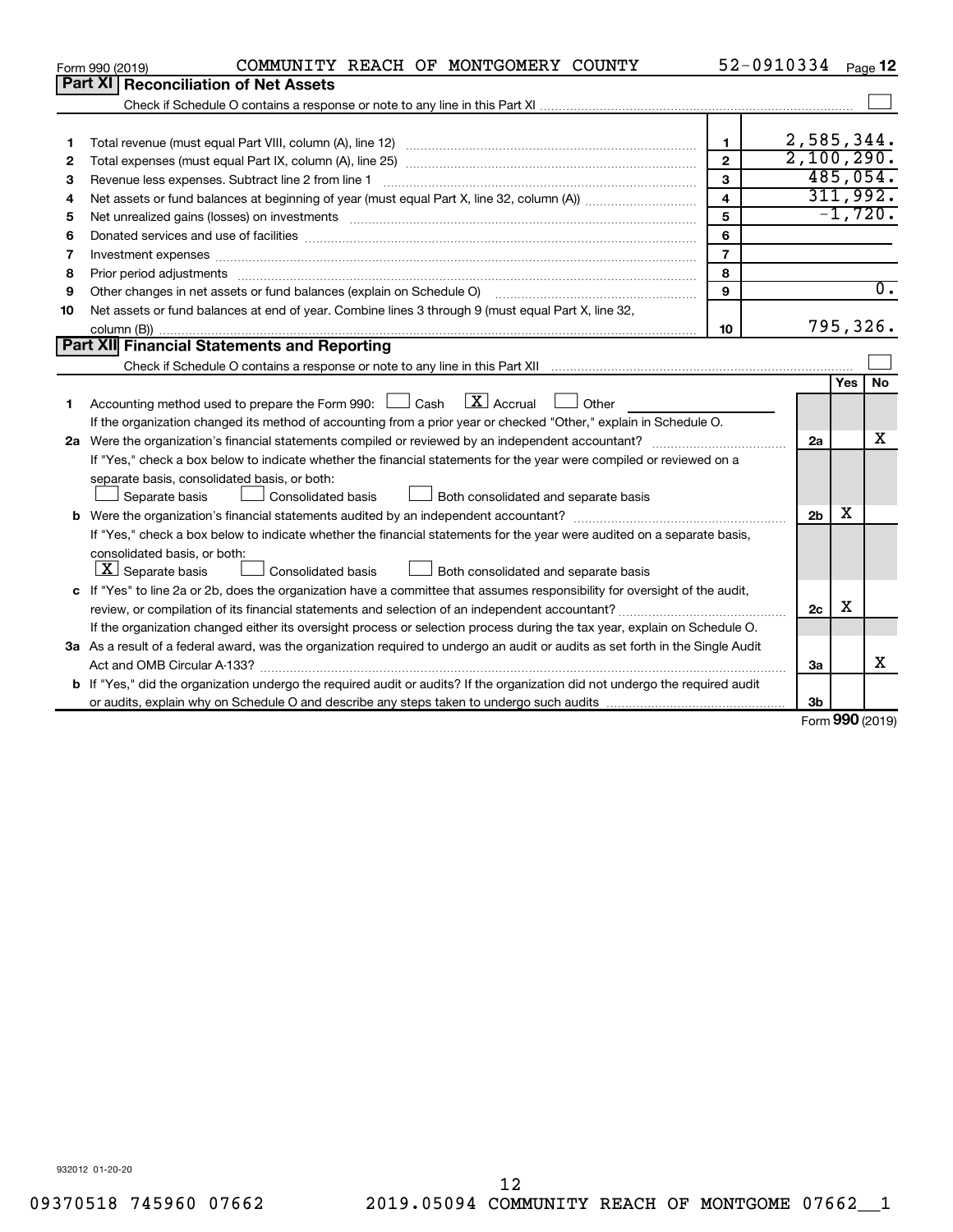Form 990 (2019) COMMUNITY REACH OF MONTGOMERY COUNTY 52-0910334 Page 12

## Part XI Reconciliation of Net Assets

Check if Schedule O contains a response or note to any line in this Part XI ☐

| | | | |
|---|---|---|---|
| 1 | Total revenue (must equal Part VIII, column (A), line 12) | 1 | 2,585,344. |
| 2 | Total expenses (must equal Part IX, column (A), line 25) | 2 | 2,100,290. |
| 3 | Revenue less expenses. Subtract line 2 from line 1 | 3 | 485,054. |
| 4 | Net assets or fund balances at beginning of year (must equal Part X, line 32, column (A)) | 4 | 311,992. |
| 5 | Net unrealized gains (losses) on investments | 5 | -1,720. |
| 6 | Donated services and use of facilities | 6 | |
| 7 | Investment expenses | 7 | |
| 8 | Prior period adjustments | 8 | |
| 9 | Other changes in net assets or fund balances (explain on Schedule O) | 9 | 0. |
| 10 | Net assets or fund balances at end of year. Combine lines 3 through 9 (must equal Part X, line 32, column (B)) | 10 | 795,326. |

## Part XII Financial Statements and Reporting

Check if Schedule O contains a response or note to any line in this Part XII ☐

| | | | Yes | No |
|---|---|---|---|---|
| 1 | Accounting method used to prepare the Form 990: ☐ Cash ☒ Accrual ☐ Other<br>If the organization changed its method of accounting from a prior year or checked "Other," explain in Schedule O. | | | |
| 2a | Were the organization's financial statements compiled or reviewed by an independent accountant?<br>If "Yes," check a box below to indicate whether the financial statements for the year were compiled or reviewed on a separate basis, consolidated basis, or both:<br>☐ Separate basis ☐ Consolidated basis ☐ Both consolidated and separate basis | 2a | | X |
| b | Were the organization's financial statements audited by an independent accountant?<br>If "Yes," check a box below to indicate whether the financial statements for the year were audited on a separate basis, consolidated basis, or both:<br>☒ Separate basis ☐ Consolidated basis ☐ Both consolidated and separate basis | 2b | X | |
| c | If "Yes" to line 2a or 2b, does the organization have a committee that assumes responsibility for oversight of the audit, review, or compilation of its financial statements and selection of an independent accountant?<br>If the organization changed either its oversight process or selection process during the tax year, explain on Schedule O. | 2c | X | |
| 3a | As a result of a federal award, was the organization required to undergo an audit or audits as set forth in the Single Audit Act and OMB Circular A-133? | 3a | | X |
| b | If "Yes," did the organization undergo the required audit or audits? If the organization did not undergo the required audit or audits, explain why on Schedule O and describe any steps taken to undergo such audits | 3b | | |

Form 990 (2019)

932012 01-20-20

09370518 745960 07662 2019.05094 COMMUNITY REACH OF MONTGOME 07662__1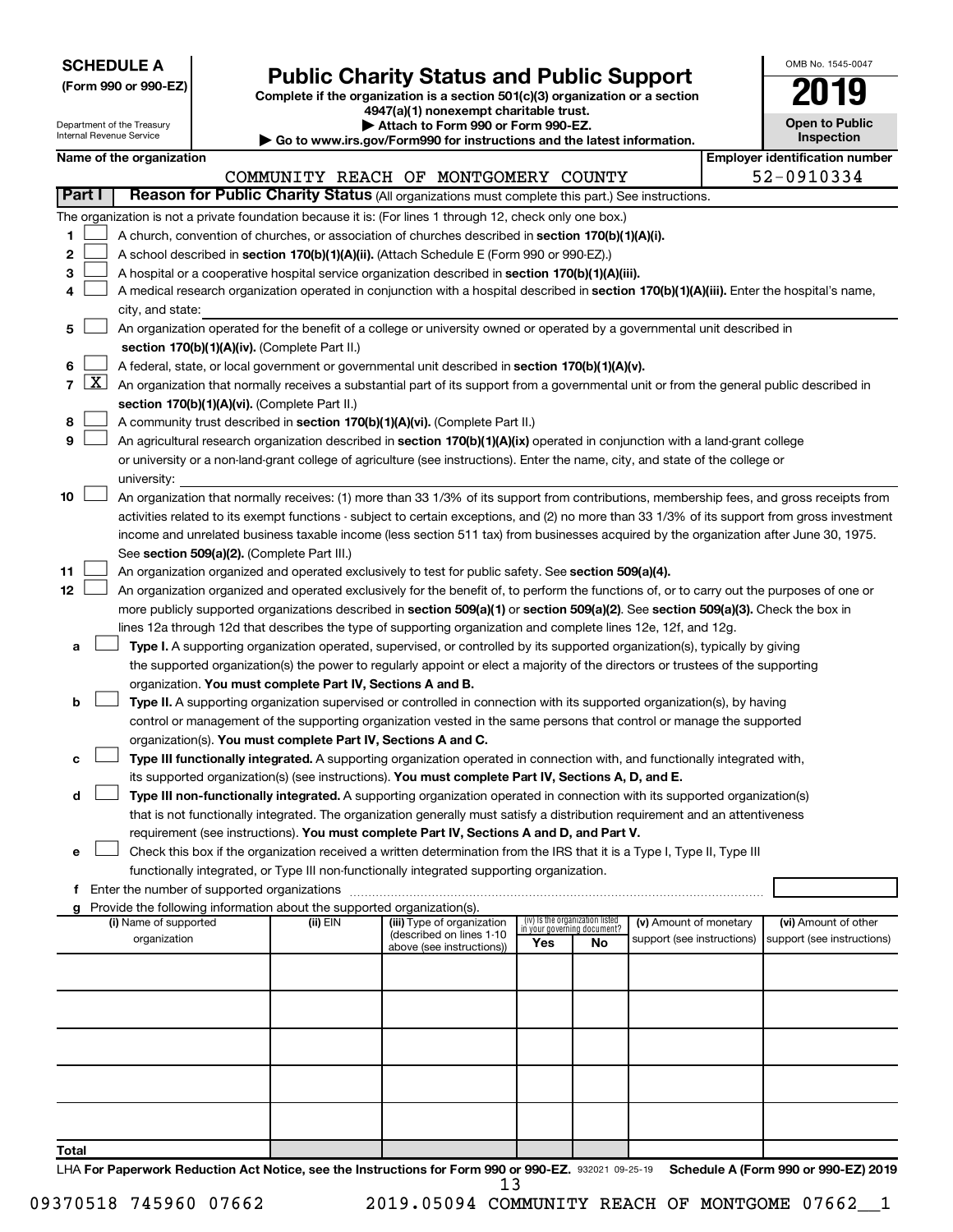**SCHEDULE A**
**(Form 990 or 990-EZ)**

Department of the Treasury
Internal Revenue Service

# Public Charity Status and Public Support

**Complete if the organization is a section 501(c)(3) organization or a section 4947(a)(1) nonexempt charitable trust.**
**▶ Attach to Form 990 or Form 990-EZ.**
**▶ Go to www.irs.gov/Form990 for instructions and the latest information.**

OMB No. 1545-0047

**2019**

**Open to Public Inspection**

| Name of the organization | Employer identification number |
|---|---|
| COMMUNITY REACH OF MONTGOMERY COUNTY | 52-0910334 |

## Part I — Reason for Public Charity Status (All organizations must complete this part.) See instructions.

The organization is not a private foundation because it is: (For lines 1 through 12, check only one box.)

1. ☐ A church, convention of churches, or association of churches described in **section 170(b)(1)(A)(i).**
2. ☐ A school described in **section 170(b)(1)(A)(ii).** (Attach Schedule E (Form 990 or 990-EZ).)
3. ☐ A hospital or a cooperative hospital service organization described in **section 170(b)(1)(A)(iii).**
4. ☐ A medical research organization operated in conjunction with a hospital described in **section 170(b)(1)(A)(iii).** Enter the hospital's name, city, and state:
5. ☐ An organization operated for the benefit of a college or university owned or operated by a governmental unit described in **section 170(b)(1)(A)(iv).** (Complete Part II.)
6. ☐ A federal, state, or local government or governmental unit described in **section 170(b)(1)(A)(v).**
7. ☒ An organization that normally receives a substantial part of its support from a governmental unit or from the general public described in **section 170(b)(1)(A)(vi).** (Complete Part II.)
8. ☐ A community trust described in **section 170(b)(1)(A)(vi).** (Complete Part II.)
9. ☐ An agricultural research organization described in **section 170(b)(1)(A)(ix)** operated in conjunction with a land-grant college or university or a non-land-grant college of agriculture (see instructions). Enter the name, city, and state of the college or university:
10. ☐ An organization that normally receives: (1) more than 33 1/3% of its support from contributions, membership fees, and gross receipts from activities related to its exempt functions - subject to certain exceptions, and (2) no more than 33 1/3% of its support from gross investment income and unrelated business taxable income (less section 511 tax) from businesses acquired by the organization after June 30, 1975. See **section 509(a)(2).** (Complete Part III.)
11. ☐ An organization organized and operated exclusively to test for public safety. See **section 509(a)(4).**
12. ☐ An organization organized and operated exclusively for the benefit of, to perform the functions of, or to carry out the purposes of one or more publicly supported organizations described in **section 509(a)(1)** or **section 509(a)(2).** See **section 509(a)(3).** Check the box in lines 12a through 12d that describes the type of supporting organization and complete lines 12e, 12f, and 12g.
   - **a** ☐ **Type I.** A supporting organization operated, supervised, or controlled by its supported organization(s), typically by giving the supported organization(s) the power to regularly appoint or elect a majority of the directors or trustees of the supporting organization. **You must complete Part IV, Sections A and B.**
   - **b** ☐ **Type II.** A supporting organization supervised or controlled in connection with its supported organization(s), by having control or management of the supporting organization vested in the same persons that control or manage the supported organization(s). **You must complete Part IV, Sections A and C.**
   - **c** ☐ **Type III functionally integrated.** A supporting organization operated in connection with, and functionally integrated with, its supported organization(s) (see instructions). **You must complete Part IV, Sections A, D, and E.**
   - **d** ☐ **Type III non-functionally integrated.** A supporting organization operated in connection with its supported organization(s) that is not functionally integrated. The organization generally must satisfy a distribution requirement and an attentiveness requirement (see instructions). **You must complete Part IV, Sections A and D, and Part V.**
   - **e** ☐ Check this box if the organization received a written determination from the IRS that it is a Type I, Type II, Type III functionally integrated, or Type III non-functionally integrated supporting organization.
   - **f** Enter the number of supported organizations
   - **g** Provide the following information about the supported organization(s).

| (i) Name of supported organization | (ii) EIN | (iii) Type of organization (described on lines 1-10 above (see instructions)) | (iv) Is the organization listed in your governing document? Yes | No | (v) Amount of monetary support (see instructions) | (vi) Amount of other support (see instructions) |
|---|---|---|---|---|---|---|
| | | | | | | |
| | | | | | | |
| | | | | | | |
| | | | | | | |
| | | | | | | |
| **Total** | | | | | | |

LHA **For Paperwork Reduction Act Notice, see the Instructions for Form 990 or 990-EZ.** 932021 09-25-19 **Schedule A (Form 990 or 990-EZ) 2019**

09370518 745960 07662 2019.05094 COMMUNITY REACH OF MONTGOME 07662__1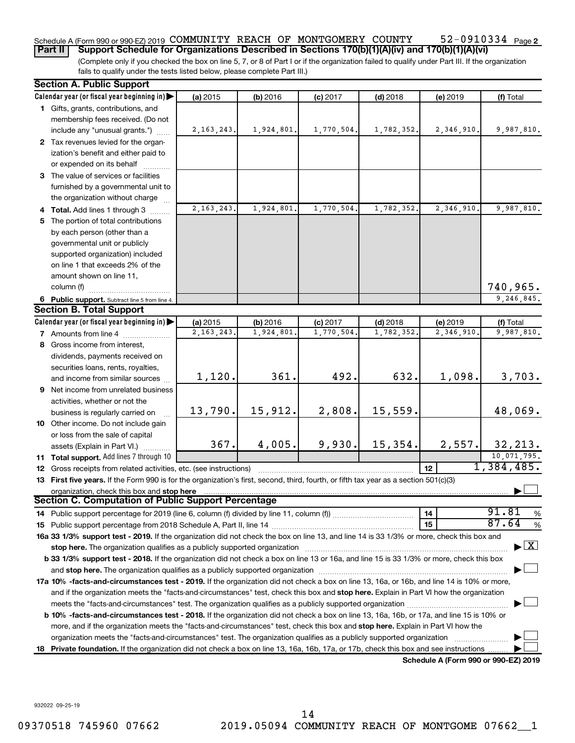Schedule A (Form 990 or 990-EZ) 2019 COMMUNITY REACH OF MONTGOMERY COUNTY 52-0910334 Page 2

**Part II** **Support Schedule for Organizations Described in Sections 170(b)(1)(A)(iv) and 170(b)(1)(A)(vi)**

(Complete only if you checked the box on line 5, 7, or 8 of Part I or if the organization failed to qualify under Part III. If the organization fails to qualify under the tests listed below, please complete Part III.)

## Section A. Public Support

| Calendar year (or fiscal year beginning in) ▶ | (a) 2015 | (b) 2016 | (c) 2017 | (d) 2018 | (e) 2019 | (f) Total |
|---|---|---|---|---|---|---|
| **1** Gifts, grants, contributions, and membership fees received. (Do not include any "unusual grants.") | 2,163,243. | 1,924,801. | 1,770,504. | 1,782,352. | 2,346,910. | 9,987,810. |
| **2** Tax revenues levied for the organization's benefit and either paid to or expended on its behalf | | | | | | |
| **3** The value of services or facilities furnished by a governmental unit to the organization without charge | | | | | | |
| **4 Total.** Add lines 1 through 3 | 2,163,243. | 1,924,801. | 1,770,504. | 1,782,352. | 2,346,910. | 9,987,810. |
| **5** The portion of total contributions by each person (other than a governmental unit or publicly supported organization) included on line 1 that exceeds 2% of the amount shown on line 11, column (f) | | | | | | 740,965. |
| **6 Public support.** Subtract line 5 from line 4. | | | | | | 9,246,845. |

## Section B. Total Support

| Calendar year (or fiscal year beginning in) ▶ | (a) 2015 | (b) 2016 | (c) 2017 | (d) 2018 | (e) 2019 | (f) Total |
|---|---|---|---|---|---|---|
| **7** Amounts from line 4 | 2,163,243. | 1,924,801. | 1,770,504. | 1,782,352. | 2,346,910. | 9,987,810. |
| **8** Gross income from interest, dividends, payments received on securities loans, rents, royalties, and income from similar sources | 1,120. | 361. | 492. | 632. | 1,098. | 3,703. |
| **9** Net income from unrelated business activities, whether or not the business is regularly carried on | 13,790. | 15,912. | 2,808. | 15,559. | | 48,069. |
| **10** Other income. Do not include gain or loss from the sale of capital assets (Explain in Part VI.) | 367. | 4,005. | 9,930. | 15,354. | 2,557. | 32,213. |
| **11 Total support.** Add lines 7 through 10 | | | | | | 10,071,795. |

**12** Gross receipts from related activities, etc. (see instructions) | **12** | 1,384,485.

**13 First five years.** If the Form 990 is for the organization's first, second, third, fourth, or fifth tax year as a section 501(c)(3) organization, check this box and **stop here** ▶ ☐

## Section C. Computation of Public Support Percentage

**14** Public support percentage for 2019 (line 6, column (f) divided by line 11, column (f)) | **14** | 91.81 %

**15** Public support percentage from 2018 Schedule A, Part II, line 14 | **15** | 87.64 %

**16a 33 1/3% support test - 2019.** If the organization did not check the box on line 13, and line 14 is 33 1/3% or more, check this box and **stop here.** The organization qualifies as a publicly supported organization ▶ ☒

**b 33 1/3% support test - 2018.** If the organization did not check a box on line 13 or 16a, and line 15 is 33 1/3% or more, check this box and **stop here.** The organization qualifies as a publicly supported organization ▶ ☐

**17a 10% -facts-and-circumstances test - 2019.** If the organization did not check a box on line 13, 16a, or 16b, and line 14 is 10% or more, and if the organization meets the "facts-and-circumstances" test, check this box and **stop here.** Explain in Part VI how the organization meets the "facts-and-circumstances" test. The organization qualifies as a publicly supported organization ▶ ☐

**b 10% -facts-and-circumstances test - 2018.** If the organization did not check a box on line 13, 16a, 16b, or 17a, and line 15 is 10% or more, and if the organization meets the "facts-and-circumstances" test, check this box and **stop here.** Explain in Part VI how the organization meets the "facts-and-circumstances" test. The organization qualifies as a publicly supported organization ▶ ☐

**18 Private foundation.** If the organization did not check a box on line 13, 16a, 16b, 17a, or 17b, check this box and see instructions ▶ ☐

**Schedule A (Form 990 or 990-EZ) 2019**

932022 09-25-19

09370518 745960 07662 2019.05094 COMMUNITY REACH OF MONTGOME 07662__1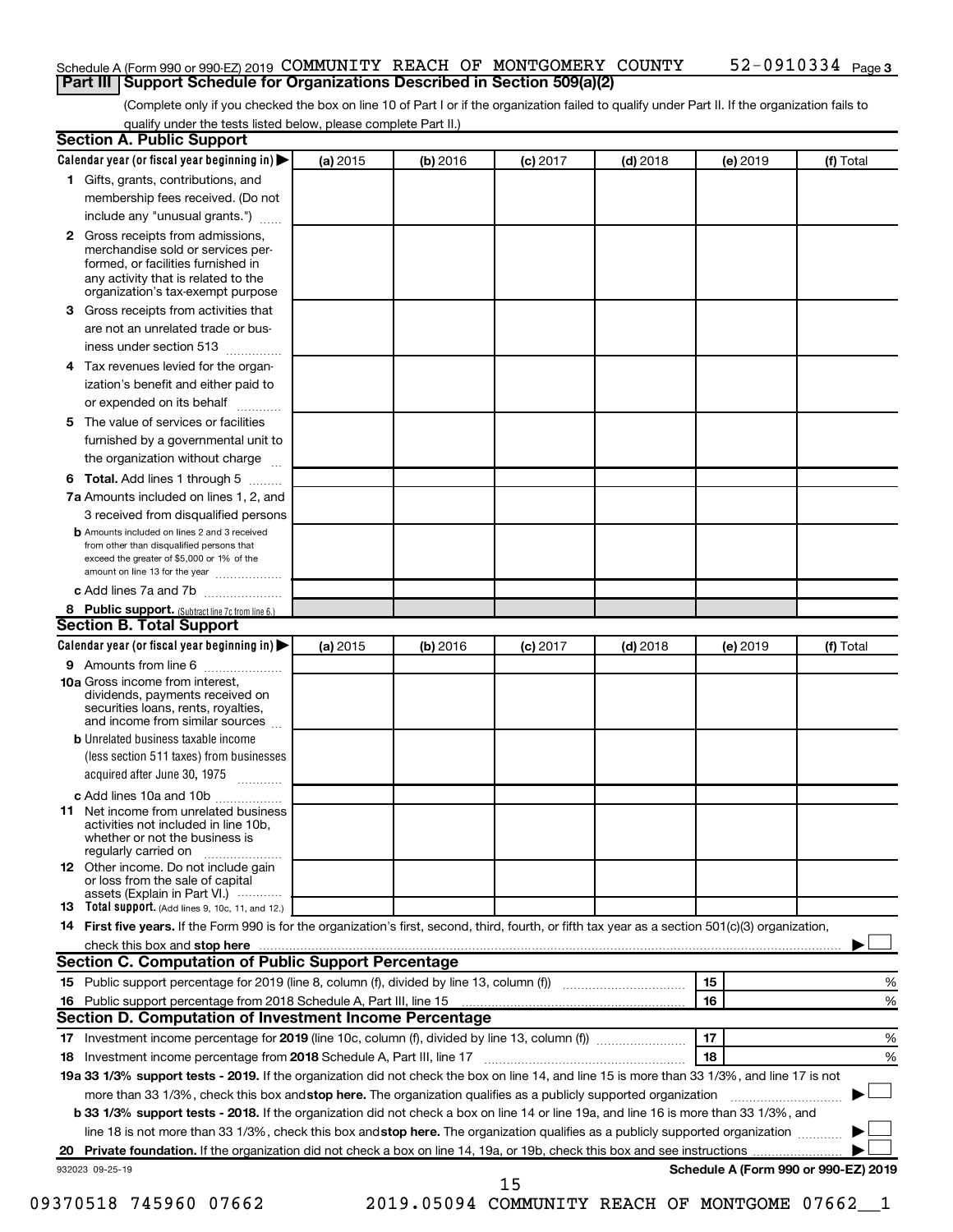Schedule A (Form 990 or 990-EZ) 2019 COMMUNITY REACH OF MONTGOMERY COUNTY 52-0910334 Page 3

## Part III Support Schedule for Organizations Described in Section 509(a)(2)

(Complete only if you checked the box on line 10 of Part I or if the organization failed to qualify under Part II. If the organization fails to qualify under the tests listed below, please complete Part II.)

### Section A. Public Support

| Calendar year (or fiscal year beginning in) ▶ | (a) 2015 | (b) 2016 | (c) 2017 | (d) 2018 | (e) 2019 | (f) Total |
|---|---|---|---|---|---|---|
| 1 Gifts, grants, contributions, and membership fees received. (Do not include any "unusual grants.") | | | | | | |
| 2 Gross receipts from admissions, merchandise sold or services performed, or facilities furnished in any activity that is related to the organization's tax-exempt purpose | | | | | | |
| 3 Gross receipts from activities that are not an unrelated trade or business under section 513 | | | | | | |
| 4 Tax revenues levied for the organization's benefit and either paid to or expended on its behalf | | | | | | |
| 5 The value of services or facilities furnished by a governmental unit to the organization without charge | | | | | | |
| 6 Total. Add lines 1 through 5 | | | | | | |
| 7a Amounts included on lines 1, 2, and 3 received from disqualified persons | | | | | | |
| b Amounts included on lines 2 and 3 received from other than disqualified persons that exceed the greater of $5,000 or 1% of the amount on line 13 for the year | | | | | | |
| c Add lines 7a and 7b | | | | | | |
| 8 Public support. (Subtract line 7c from line 6.) | | | | | | |

### Section B. Total Support

| Calendar year (or fiscal year beginning in) ▶ | (a) 2015 | (b) 2016 | (c) 2017 | (d) 2018 | (e) 2019 | (f) Total |
|---|---|---|---|---|---|---|
| 9 Amounts from line 6 | | | | | | |
| 10a Gross income from interest, dividends, payments received on securities loans, rents, royalties, and income from similar sources | | | | | | |
| b Unrelated business taxable income (less section 511 taxes) from businesses acquired after June 30, 1975 | | | | | | |
| c Add lines 10a and 10b | | | | | | |
| 11 Net income from unrelated business activities not included in line 10b, whether or not the business is regularly carried on | | | | | | |
| 12 Other income. Do not include gain or loss from the sale of capital assets (Explain in Part VI.) | | | | | | |
| 13 Total support. (Add lines 9, 10c, 11, and 12.) | | | | | | |

14 **First five years.** If the Form 990 is for the organization's first, second, third, fourth, or fifth tax year as a section 501(c)(3) organization, check this box and **stop here** ▶ ☐

### Section C. Computation of Public Support Percentage

| | | | |
|---|---|---|---|
| 15 | Public support percentage for 2019 (line 8, column (f), divided by line 13, column (f)) | 15 | % |
| 16 | Public support percentage from 2018 Schedule A, Part III, line 15 | 16 | % |

### Section D. Computation of Investment Income Percentage

| | | | |
|---|---|---|---|
| 17 | Investment income percentage for **2019** (line 10c, column (f), divided by line 13, column (f)) | 17 | % |
| 18 | Investment income percentage from **2018** Schedule A, Part III, line 17 | 18 | % |

**19a 33 1/3% support tests - 2019.** If the organization did not check the box on line 14, and line 15 is more than 33 1/3%, and line 17 is not more than 33 1/3%, check this box and **stop here.** The organization qualifies as a publicly supported organization ▶ ☐

**b 33 1/3% support tests - 2018.** If the organization did not check a box on line 14 or line 19a, and line 16 is more than 33 1/3%, and line 18 is not more than 33 1/3%, check this box and **stop here.** The organization qualifies as a publicly supported organization ▶ ☐

**20 Private foundation.** If the organization did not check a box on line 14, 19a, or 19b, check this box and see instructions ▶ ☐

932023 09-25-19 **Schedule A (Form 990 or 990-EZ) 2019**

09370518 745960 07662 2019.05094 COMMUNITY REACH OF MONTGOME 07662__1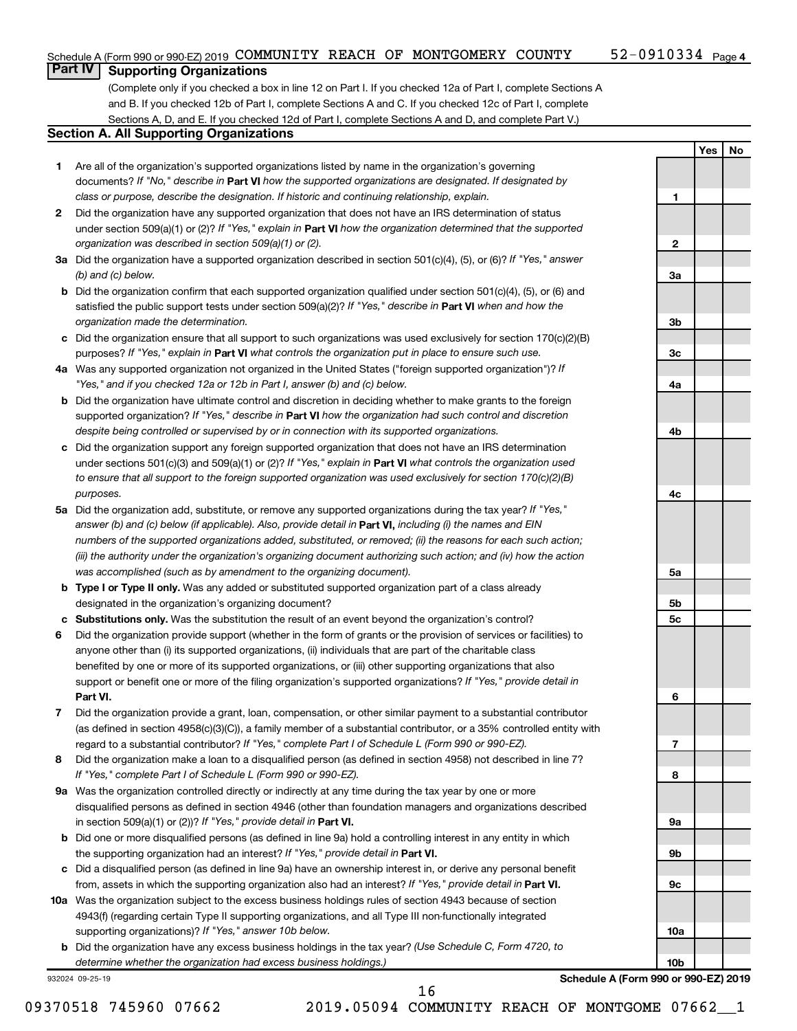Schedule A (Form 990 or 990-EZ) 2019 COMMUNITY REACH OF MONTGOMERY COUNTY 52-0910334 Page 4

## Part IV Supporting Organizations

(Complete only if you checked a box in line 12 on Part I. If you checked 12a of Part I, complete Sections A and B. If you checked 12b of Part I, complete Sections A and C. If you checked 12c of Part I, complete Sections A, D, and E. If you checked 12d of Part I, complete Sections A and D, and complete Part V.)

### Section A. All Supporting Organizations

| | | | Yes | No |
|---|---|---|---|---|
| **1** | Are all of the organization's supported organizations listed by name in the organization's governing documents? *If "No," describe in* **Part VI** *how the supported organizations are designated. If designated by class or purpose, describe the designation. If historic and continuing relationship, explain.* | **1** | | |
| **2** | Did the organization have any supported organization that does not have an IRS determination of status under section 509(a)(1) or (2)? *If "Yes," explain in* **Part VI** *how the organization determined that the supported organization was described in section 509(a)(1) or (2).* | **2** | | |
| **3a** | Did the organization have a supported organization described in section 501(c)(4), (5), or (6)? *If "Yes," answer (b) and (c) below.* | **3a** | | |
| **b** | Did the organization confirm that each supported organization qualified under section 501(c)(4), (5), or (6) and satisfied the public support tests under section 509(a)(2)? *If "Yes," describe in* **Part VI** *when and how the organization made the determination.* | **3b** | | |
| **c** | Did the organization ensure that all support to such organizations was used exclusively for section 170(c)(2)(B) purposes? *If "Yes," explain in* **Part VI** *what controls the organization put in place to ensure such use.* | **3c** | | |
| **4a** | Was any supported organization not organized in the United States ("foreign supported organization")? *If "Yes," and if you checked 12a or 12b in Part I, answer (b) and (c) below.* | **4a** | | |
| **b** | Did the organization have ultimate control and discretion in deciding whether to make grants to the foreign supported organization? *If "Yes," describe in* **Part VI** *how the organization had such control and discretion despite being controlled or supervised by or in connection with its supported organizations.* | **4b** | | |
| **c** | Did the organization support any foreign supported organization that does not have an IRS determination under sections 501(c)(3) and 509(a)(1) or (2)? *If "Yes," explain in* **Part VI** *what controls the organization used to ensure that all support to the foreign supported organization was used exclusively for section 170(c)(2)(B) purposes.* | **4c** | | |
| **5a** | Did the organization add, substitute, or remove any supported organizations during the tax year? *If "Yes," answer (b) and (c) below (if applicable). Also, provide detail in* **Part VI,** *including (i) the names and EIN numbers of the supported organizations added, substituted, or removed; (ii) the reasons for each such action; (iii) the authority under the organization's organizing document authorizing such action; and (iv) how the action was accomplished (such as by amendment to the organizing document).* | **5a** | | |
| **b** | **Type I or Type II only.** Was any added or substituted supported organization part of a class already designated in the organization's organizing document? | **5b** | | |
| **c** | **Substitutions only.** Was the substitution the result of an event beyond the organization's control? | **5c** | | |
| **6** | Did the organization provide support (whether in the form of grants or the provision of services or facilities) to anyone other than (i) its supported organizations, (ii) individuals that are part of the charitable class benefited by one or more of its supported organizations, or (iii) other supporting organizations that also support or benefit one or more of the filing organization's supported organizations? *If "Yes," provide detail in* **Part VI.** | **6** | | |
| **7** | Did the organization provide a grant, loan, compensation, or other similar payment to a substantial contributor (as defined in section 4958(c)(3)(C)), a family member of a substantial contributor, or a 35% controlled entity with regard to a substantial contributor? *If "Yes," complete Part I of Schedule L (Form 990 or 990-EZ).* | **7** | | |
| **8** | Did the organization make a loan to a disqualified person (as defined in section 4958) not described in line 7? *If "Yes," complete Part I of Schedule L (Form 990 or 990-EZ).* | **8** | | |
| **9a** | Was the organization controlled directly or indirectly at any time during the tax year by one or more disqualified persons as defined in section 4946 (other than foundation managers and organizations described in section 509(a)(1) or (2))? *If "Yes," provide detail in* **Part VI.** | **9a** | | |
| **b** | Did one or more disqualified persons (as defined in line 9a) hold a controlling interest in any entity in which the supporting organization had an interest? *If "Yes," provide detail in* **Part VI.** | **9b** | | |
| **c** | Did a disqualified person (as defined in line 9a) have an ownership interest in, or derive any personal benefit from, assets in which the supporting organization also had an interest? *If "Yes," provide detail in* **Part VI.** | **9c** | | |
| **10a** | Was the organization subject to the excess business holdings rules of section 4943 because of section 4943(f) (regarding certain Type II supporting organizations, and all Type III non-functionally integrated supporting organizations)? *If "Yes," answer 10b below.* | **10a** | | |
| **b** | Did the organization have any excess business holdings in the tax year? *(Use Schedule C, Form 4720, to determine whether the organization had excess business holdings.)* | **10b** | | |

932024 09-25-19 **Schedule A (Form 990 or 990-EZ) 2019**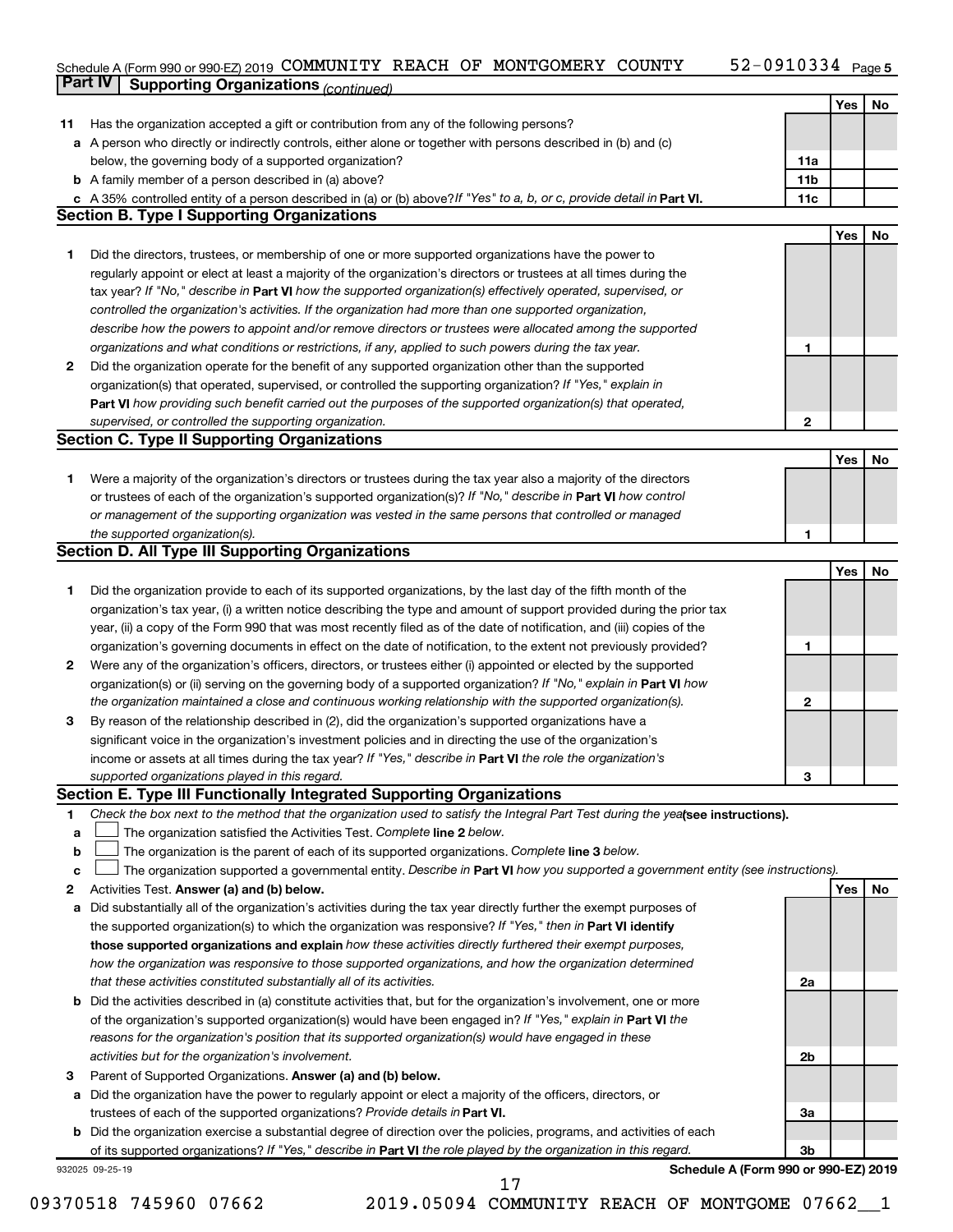Schedule A (Form 990 or 990-EZ) 2019 COMMUNITY REACH OF MONTGOMERY COUNTY 52-0910334 Page 5

## Part IV Supporting Organizations *(continued)*

| | | | Yes | No |
|---|---|---|---|---|
| **11** | Has the organization accepted a gift or contribution from any of the following persons? | | | |
| **a** | A person who directly or indirectly controls, either alone or together with persons described in (b) and (c) below, the governing body of a supported organization? | 11a | | |
| **b** | A family member of a person described in (a) above? | 11b | | |
| **c** | A 35% controlled entity of a person described in (a) or (b) above? *If "Yes" to a, b, or c, provide detail in* **Part VI.** | 11c | | |

### Section B. Type I Supporting Organizations

| | | | Yes | No |
|---|---|---|---|---|
| **1** | Did the directors, trustees, or membership of one or more supported organizations have the power to regularly appoint or elect at least a majority of the organization's directors or trustees at all times during the tax year? *If "No," describe in* **Part VI** *how the supported organization(s) effectively operated, supervised, or controlled the organization's activities. If the organization had more than one supported organization, describe how the powers to appoint and/or remove directors or trustees were allocated among the supported organizations and what conditions or restrictions, if any, applied to such powers during the tax year.* | 1 | | |
| **2** | Did the organization operate for the benefit of any supported organization other than the supported organization(s) that operated, supervised, or controlled the supporting organization? *If "Yes," explain in* **Part VI** *how providing such benefit carried out the purposes of the supported organization(s) that operated, supervised, or controlled the supporting organization.* | 2 | | |

### Section C. Type II Supporting Organizations

| | | | Yes | No |
|---|---|---|---|---|
| **1** | Were a majority of the organization's directors or trustees during the tax year also a majority of the directors or trustees of each of the organization's supported organization(s)? *If "No," describe in* **Part VI** *how control or management of the supporting organization was vested in the same persons that controlled or managed the supported organization(s).* | 1 | | |

### Section D. All Type III Supporting Organizations

| | | | Yes | No |
|---|---|---|---|---|
| **1** | Did the organization provide to each of its supported organizations, by the last day of the fifth month of the organization's tax year, (i) a written notice describing the type and amount of support provided during the prior tax year, (ii) a copy of the Form 990 that was most recently filed as of the date of notification, and (iii) copies of the organization's governing documents in effect on the date of notification, to the extent not previously provided? | 1 | | |
| **2** | Were any of the organization's officers, directors, or trustees either (i) appointed or elected by the supported organization(s) or (ii) serving on the governing body of a supported organization? *If "No," explain in* **Part VI** *how the organization maintained a close and continuous working relationship with the supported organization(s).* | 2 | | |
| **3** | By reason of the relationship described in (2), did the organization's supported organizations have a significant voice in the organization's investment policies and in directing the use of the organization's income or assets at all times during the tax year? *If "Yes," describe in* **Part VI** *the role the organization's supported organizations played in this regard.* | 3 | | |

### Section E. Type III Functionally Integrated Supporting Organizations

**1** *Check the box next to the method that the organization used to satisfy the Integral Part Test during the year* **(see instructions).**

**a** ☐ The organization satisfied the Activities Test. *Complete* **line 2** *below.*

**b** ☐ The organization is the parent of each of its supported organizations. *Complete* **line 3** *below.*

**c** ☐ The organization supported a governmental entity. *Describe in* **Part VI** *how you supported a government entity (see instructions).*

| | | | Yes | No |
|---|---|---|---|---|
| **2** | Activities Test. **Answer (a) and (b) below.** | | | |
| **a** | Did substantially all of the organization's activities during the tax year directly further the exempt purposes of the supported organization(s) to which the organization was responsive? *If "Yes," then in* **Part VI identify those supported organizations and explain** *how these activities directly furthered their exempt purposes, how the organization was responsive to those supported organizations, and how the organization determined that these activities constituted substantially all of its activities.* | 2a | | |
| **b** | Did the activities described in (a) constitute activities that, but for the organization's involvement, one or more of the organization's supported organization(s) would have been engaged in? *If "Yes," explain in* **Part VI** *the reasons for the organization's position that its supported organization(s) would have engaged in these activities but for the organization's involvement.* | 2b | | |
| **3** | Parent of Supported Organizations. **Answer (a) and (b) below.** | | | |
| **a** | Did the organization have the power to regularly appoint or elect a majority of the officers, directors, or trustees of each of the supported organizations? *Provide details in* **Part VI.** | 3a | | |
| **b** | Did the organization exercise a substantial degree of direction over the policies, programs, and activities of each of its supported organizations? *If "Yes," describe in* **Part VI** *the role played by the organization in this regard.* | 3b | | |

932025 09-25-19 **Schedule A (Form 990 or 990-EZ) 2019**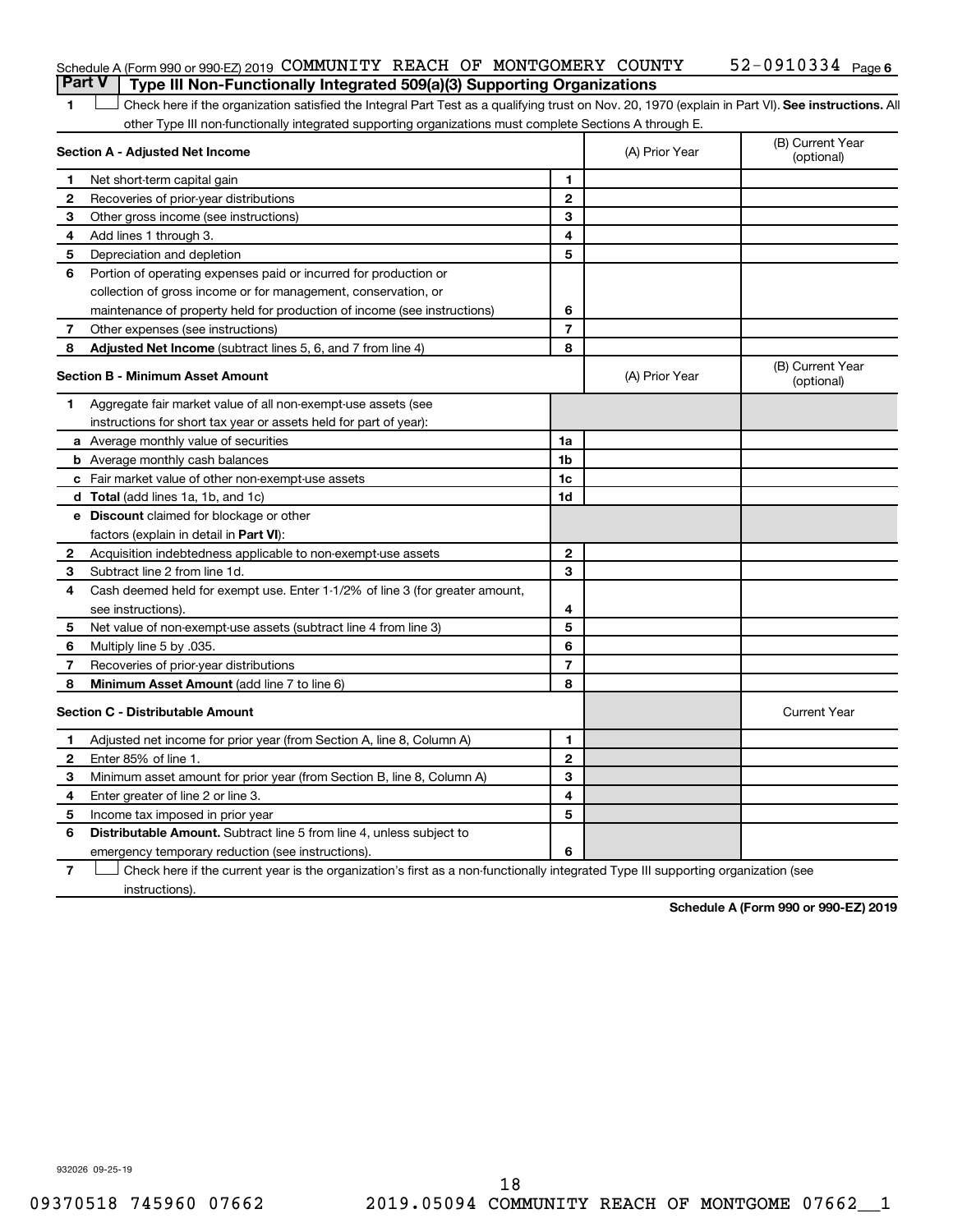Schedule A (Form 990 or 990-EZ) 2019 COMMUNITY REACH OF MONTGOMERY COUNTY 52-0910334 Page 6

## Part V | Type III Non-Functionally Integrated 509(a)(3) Supporting Organizations

1 ☐ Check here if the organization satisfied the Integral Part Test as a qualifying trust on Nov. 20, 1970 (explain in Part VI). **See instructions.** All other Type III non-functionally integrated supporting organizations must complete Sections A through E.

| **Section A - Adjusted Net Income** | | (A) Prior Year | (B) Current Year (optional) |
|---|---|---|---|
| **1** Net short-term capital gain | **1** | | |
| **2** Recoveries of prior-year distributions | **2** | | |
| **3** Other gross income (see instructions) | **3** | | |
| **4** Add lines 1 through 3. | **4** | | |
| **5** Depreciation and depletion | **5** | | |
| **6** Portion of operating expenses paid or incurred for production or collection of gross income or for management, conservation, or maintenance of property held for production of income (see instructions) | **6** | | |
| **7** Other expenses (see instructions) | **7** | | |
| **8** **Adjusted Net Income** (subtract lines 5, 6, and 7 from line 4) | **8** | | |

| **Section B - Minimum Asset Amount** | | (A) Prior Year | (B) Current Year (optional) |
|---|---|---|---|
| **1** Aggregate fair market value of all non-exempt-use assets (see instructions for short tax year or assets held for part of year): | | | |
| **a** Average monthly value of securities | **1a** | | |
| **b** Average monthly cash balances | **1b** | | |
| **c** Fair market value of other non-exempt-use assets | **1c** | | |
| **d** **Total** (add lines 1a, 1b, and 1c) | **1d** | | |
| **e** **Discount** claimed for blockage or other factors (explain in detail in **Part VI**): | | | |
| **2** Acquisition indebtedness applicable to non-exempt-use assets | **2** | | |
| **3** Subtract line 2 from line 1d. | **3** | | |
| **4** Cash deemed held for exempt use. Enter 1-1/2% of line 3 (for greater amount, see instructions). | **4** | | |
| **5** Net value of non-exempt-use assets (subtract line 4 from line 3) | **5** | | |
| **6** Multiply line 5 by .035. | **6** | | |
| **7** Recoveries of prior-year distributions | **7** | | |
| **8** **Minimum Asset Amount** (add line 7 to line 6) | **8** | | |

| **Section C - Distributable Amount** | | | Current Year |
|---|---|---|---|
| **1** Adjusted net income for prior year (from Section A, line 8, Column A) | **1** | | |
| **2** Enter 85% of line 1. | **2** | | |
| **3** Minimum asset amount for prior year (from Section B, line 8, Column A) | **3** | | |
| **4** Enter greater of line 2 or line 3. | **4** | | |
| **5** Income tax imposed in prior year | **5** | | |
| **6** **Distributable Amount.** Subtract line 5 from line 4, unless subject to emergency temporary reduction (see instructions). | **6** | | |

7 ☐ Check here if the current year is the organization's first as a non-functionally integrated Type III supporting organization (see instructions).

**Schedule A (Form 990 or 990-EZ) 2019**

932026 09-25-19

09370518 745960 07662 2019.05094 COMMUNITY REACH OF MONTGOME 07662__1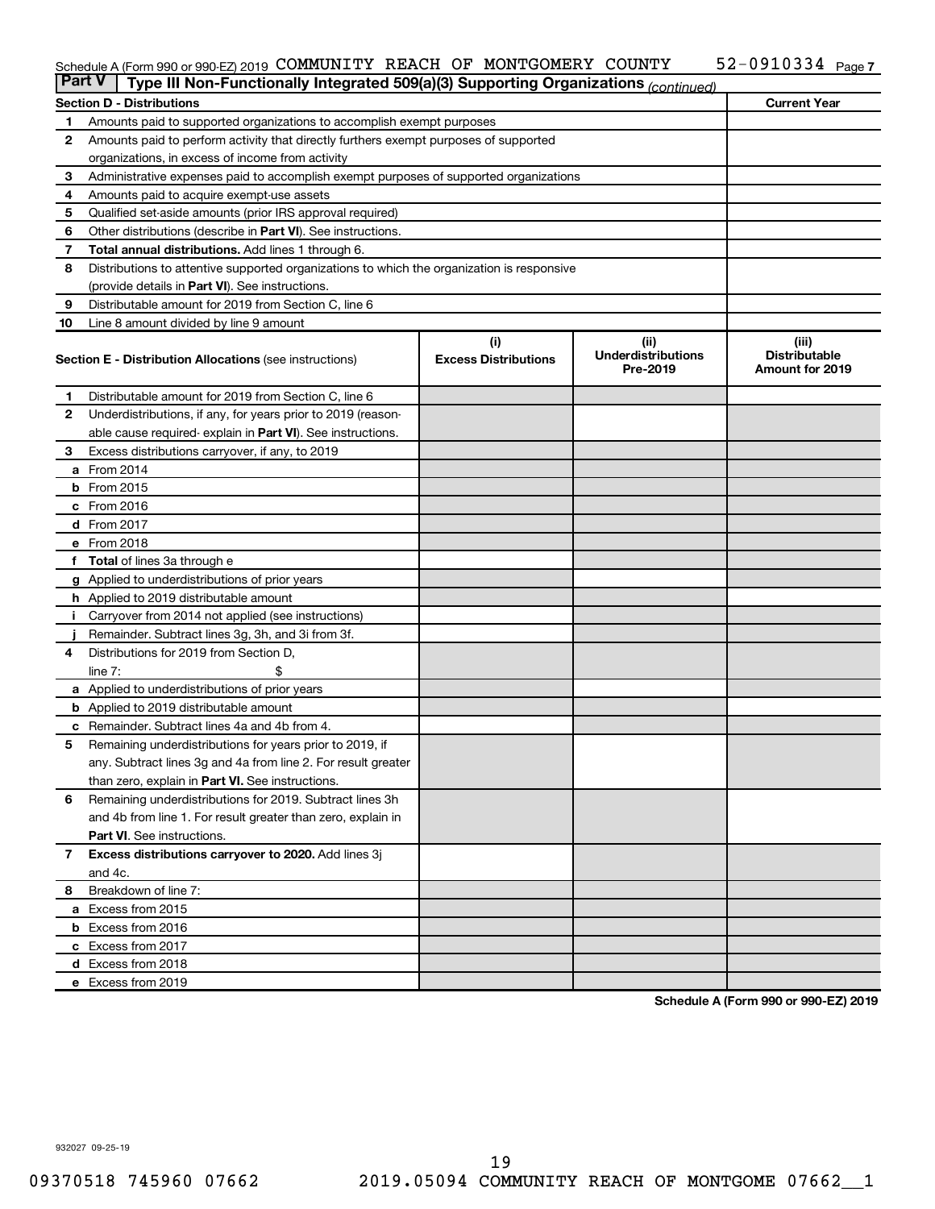Schedule A (Form 990 or 990-EZ) 2019 COMMUNITY REACH OF MONTGOMERY COUNTY 52-0910334 Page 7

## Part V Type III Non-Functionally Integrated 509(a)(3) Supporting Organizations *(continued)*

| Section D - Distributions | | Current Year |
|---|---|---|
| 1 | Amounts paid to supported organizations to accomplish exempt purposes | |
| 2 | Amounts paid to perform activity that directly furthers exempt purposes of supported organizations, in excess of income from activity | |
| 3 | Administrative expenses paid to accomplish exempt purposes of supported organizations | |
| 4 | Amounts paid to acquire exempt-use assets | |
| 5 | Qualified set-aside amounts (prior IRS approval required) | |
| 6 | Other distributions (describe in **Part VI**). See instructions. | |
| 7 | **Total annual distributions.** Add lines 1 through 6. | |
| 8 | Distributions to attentive supported organizations to which the organization is responsive (provide details in **Part VI**). See instructions. | |
| 9 | Distributable amount for 2019 from Section C, line 6 | |
| 10 | Line 8 amount divided by line 9 amount | |

| Section E - Distribution Allocations (see instructions) | | (i) Excess Distributions | (ii) Underdistributions Pre-2019 | (iii) Distributable Amount for 2019 |
|---|---|---|---|---|
| 1 | Distributable amount for 2019 from Section C, line 6 | | | |
| 2 | Underdistributions, if any, for years prior to 2019 (reasonable cause required- explain in **Part VI**). See instructions. | | | |
| 3 | Excess distributions carryover, if any, to 2019 | | | |
| a | From 2014 | | | |
| b | From 2015 | | | |
| c | From 2016 | | | |
| d | From 2017 | | | |
| e | From 2018 | | | |
| f | **Total** of lines 3a through e | | | |
| g | Applied to underdistributions of prior years | | | |
| h | Applied to 2019 distributable amount | | | |
| i | Carryover from 2014 not applied (see instructions) | | | |
| j | Remainder. Subtract lines 3g, 3h, and 3i from 3f. | | | |
| 4 | Distributions for 2019 from Section D, line 7: $ | | | |
| a | Applied to underdistributions of prior years | | | |
| b | Applied to 2019 distributable amount | | | |
| c | Remainder. Subtract lines 4a and 4b from 4. | | | |
| 5 | Remaining underdistributions for years prior to 2019, if any. Subtract lines 3g and 4a from line 2. For result greater than zero, explain in **Part VI.** See instructions. | | | |
| 6 | Remaining underdistributions for 2019. Subtract lines 3h and 4b from line 1. For result greater than zero, explain in **Part VI**. See instructions. | | | |
| 7 | **Excess distributions carryover to 2020.** Add lines 3j and 4c. | | | |
| 8 | Breakdown of line 7: | | | |
| a | Excess from 2015 | | | |
| b | Excess from 2016 | | | |
| c | Excess from 2017 | | | |
| d | Excess from 2018 | | | |
| e | Excess from 2019 | | | |

**Schedule A (Form 990 or 990-EZ) 2019**

932027 09-25-19

09370518 745960 07662 2019.05094 COMMUNITY REACH OF MONTGOME 07662__1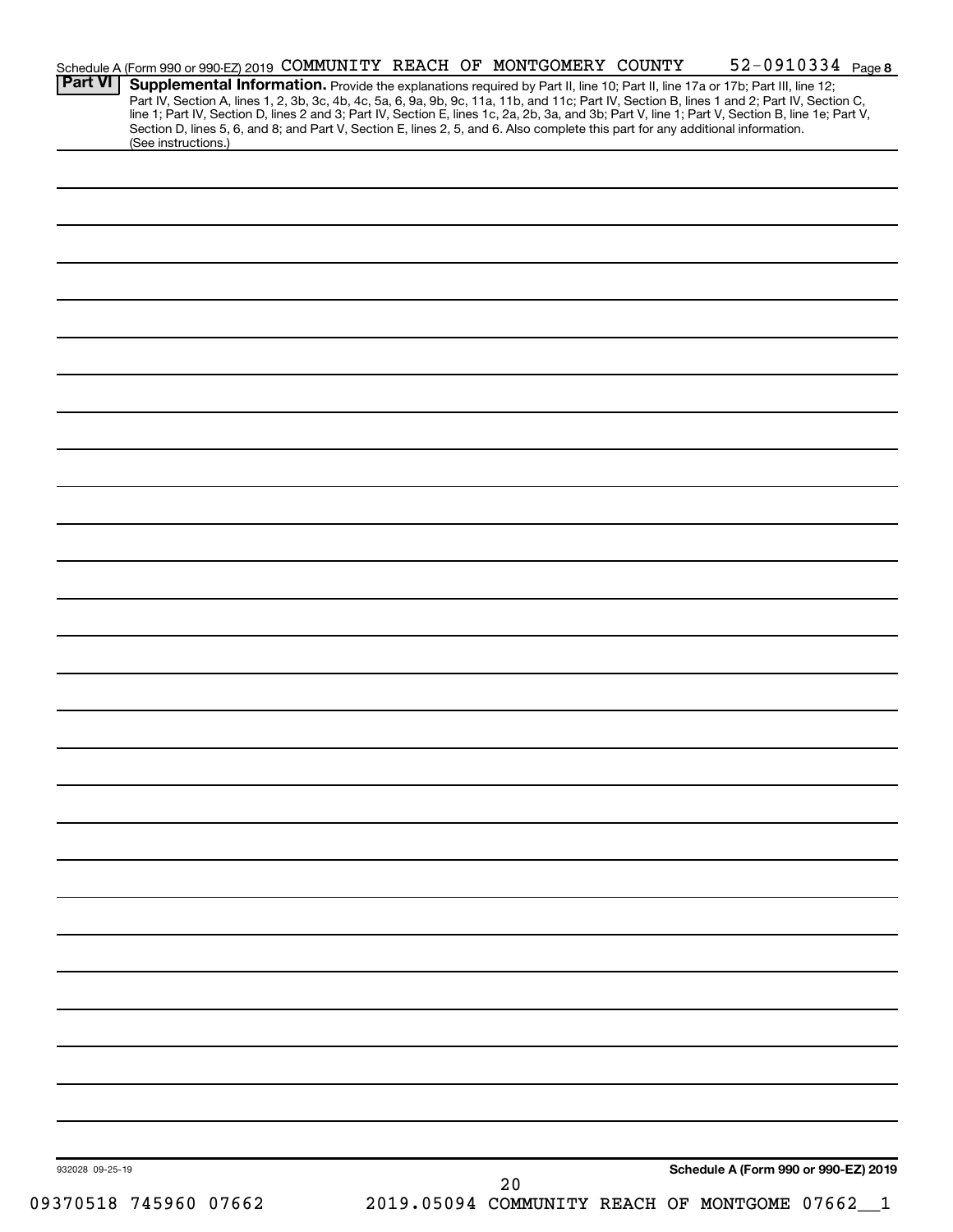Schedule A (Form 990 or 990-EZ) 2019 COMMUNITY REACH OF MONTGOMERY COUNTY 52-0910334 Page 8

**Part VI** **Supplemental Information.** Provide the explanations required by Part II, line 10; Part II, line 17a or 17b; Part III, line 12; Part IV, Section A, lines 1, 2, 3b, 3c, 4b, 4c, 5a, 6, 9a, 9b, 9c, 11a, 11b, and 11c; Part IV, Section B, lines 1 and 2; Part IV, Section C, line 1; Part IV, Section D, lines 2 and 3; Part IV, Section E, lines 1c, 2a, 2b, 3a, and 3b; Part V, line 1; Part V, Section B, line 1e; Part V, Section D, lines 5, 6, and 8; and Part V, Section E, lines 2, 5, and 6. Also complete this part for any additional information. (See instructions.)

932028 09-25-19

**Schedule A (Form 990 or 990-EZ) 2019**

09370518 745960 07662 2019.05094 COMMUNITY REACH OF MONTGOME 07662__1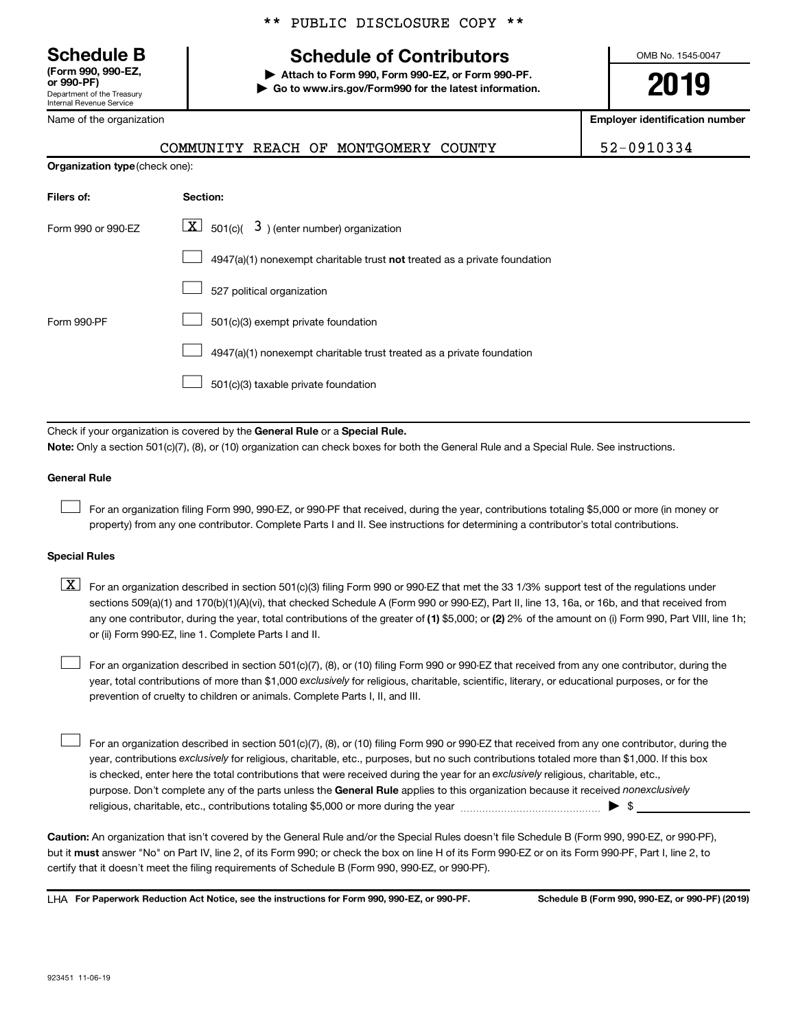\*\* PUBLIC DISCLOSURE COPY \*\*

**Schedule B**
**(Form 990, 990-EZ, or 990-PF)**
Department of the Treasury
Internal Revenue Service

# Schedule of Contributors

▶ **Attach to Form 990, Form 990-EZ, or Form 990-PF.**
▶ **Go to www.irs.gov/Form990 for the latest information.**

OMB No. 1545-0047

**2019**

| Name of the organization | Employer identification number |
|---|---|
| COMMUNITY REACH OF MONTGOMERY COUNTY | 52-0910334 |

**Organization type** (check one):

| Filers of: | Section: |
|---|---|
| Form 990 or 990-EZ | [X] 501(c)( 3 ) (enter number) organization |
| | [ ] 4947(a)(1) nonexempt charitable trust **not** treated as a private foundation |
| | [ ] 527 political organization |
| Form 990-PF | [ ] 501(c)(3) exempt private foundation |
| | [ ] 4947(a)(1) nonexempt charitable trust treated as a private foundation |
| | [ ] 501(c)(3) taxable private foundation |

Check if your organization is covered by the **General Rule** or a **Special Rule.**

**Note:** Only a section 501(c)(7), (8), or (10) organization can check boxes for both the General Rule and a Special Rule. See instructions.

**General Rule**

[ ] For an organization filing Form 990, 990-EZ, or 990-PF that received, during the year, contributions totaling $5,000 or more (in money or property) from any one contributor. Complete Parts I and II. See instructions for determining a contributor's total contributions.

**Special Rules**

[X] For an organization described in section 501(c)(3) filing Form 990 or 990-EZ that met the 33 1/3% support test of the regulations under sections 509(a)(1) and 170(b)(1)(A)(vi), that checked Schedule A (Form 990 or 990-EZ), Part II, line 13, 16a, or 16b, and that received from any one contributor, during the year, total contributions of the greater of **(1)** $5,000; or **(2)** 2% of the amount on (i) Form 990, Part VIII, line 1h; or (ii) Form 990-EZ, line 1. Complete Parts I and II.

[ ] For an organization described in section 501(c)(7), (8), or (10) filing Form 990 or 990-EZ that received from any one contributor, during the year, total contributions of more than $1,000 *exclusively* for religious, charitable, scientific, literary, or educational purposes, or for the prevention of cruelty to children or animals. Complete Parts I, II, and III.

[ ] For an organization described in section 501(c)(7), (8), or (10) filing Form 990 or 990-EZ that received from any one contributor, during the year, contributions *exclusively* for religious, charitable, etc., purposes, but no such contributions totaled more than $1,000. If this box is checked, enter here the total contributions that were received during the year for an *exclusively* religious, charitable, etc., purpose. Don't complete any of the parts unless the **General Rule** applies to this organization because it received *nonexclusively* religious, charitable, etc., contributions totaling $5,000 or more during the year ▶ $ ____________

**Caution:** An organization that isn't covered by the General Rule and/or the Special Rules doesn't file Schedule B (Form 990, 990-EZ, or 990-PF), but it **must** answer "No" on Part IV, line 2, of its Form 990; or check the box on line H of its Form 990-EZ or on its Form 990-PF, Part I, line 2, to certify that it doesn't meet the filing requirements of Schedule B (Form 990, 990-EZ, or 990-PF).

LHA **For Paperwork Reduction Act Notice, see the instructions for Form 990, 990-EZ, or 990-PF.** **Schedule B (Form 990, 990-EZ, or 990-PF) (2019)**

923451 11-06-19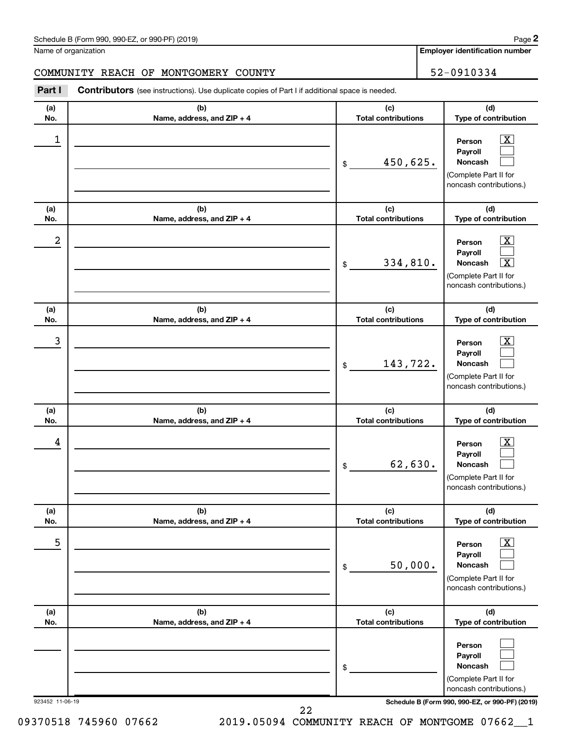Schedule B (Form 990, 990-EZ, or 990-PF) (2019)

Name of organization: COMMUNITY REACH OF MONTGOMERY COUNTY

Employer identification number: 52-0910334

**Part I** **Contributors** (see instructions). Use duplicate copies of Part I if additional space is needed.

| (a) No. | (b) Name, address, and ZIP + 4 | (c) Total contributions | (d) Type of contribution |
|---|---|---|---|
| 1 | | $ 450,625. | Person [X] Payroll [ ] Noncash [ ] (Complete Part II for noncash contributions.) |
| 2 | | $ 334,810. | Person [X] Payroll [ ] Noncash [X] (Complete Part II for noncash contributions.) |
| 3 | | $ 143,722. | Person [X] Payroll [ ] Noncash [ ] (Complete Part II for noncash contributions.) |
| 4 | | $ 62,630. | Person [X] Payroll [ ] Noncash [ ] (Complete Part II for noncash contributions.) |
| 5 | | $ 50,000. | Person [X] Payroll [ ] Noncash [ ] (Complete Part II for noncash contributions.) |
| | | $ | Person [ ] Payroll [ ] Noncash [ ] (Complete Part II for noncash contributions.) |

923452 11-06-19

Schedule B (Form 990, 990-EZ, or 990-PF) (2019)

09370518 745960 07662 2019.05094 COMMUNITY REACH OF MONTGOME 07662__1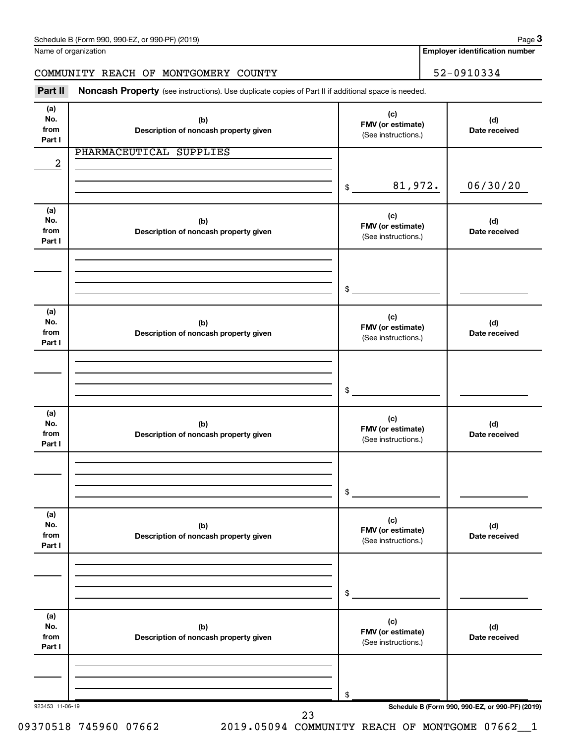Name of organization

COMMUNITY REACH OF MONTGOMERY COUNTY

**Employer identification number**

52-0910334

**Part II** **Noncash Property** (see instructions). Use duplicate copies of Part II if additional space is needed.

| (a) No. from Part I | (b) Description of noncash property given | (c) FMV (or estimate) (See instructions.) | (d) Date received |
|---|---|---|---|
| 2 | PHARMACEUTICAL SUPPLIES | $ 81,972. | 06/30/20 |
| | | $ | |
| | | $ | |
| | | $ | |
| | | $ | |
| | | $ | |

923453 11-06-19

**Schedule B (Form 990, 990-EZ, or 990-PF) (2019)**

09370518 745960 07662 2019.05094 COMMUNITY REACH OF MONTGOME 07662__1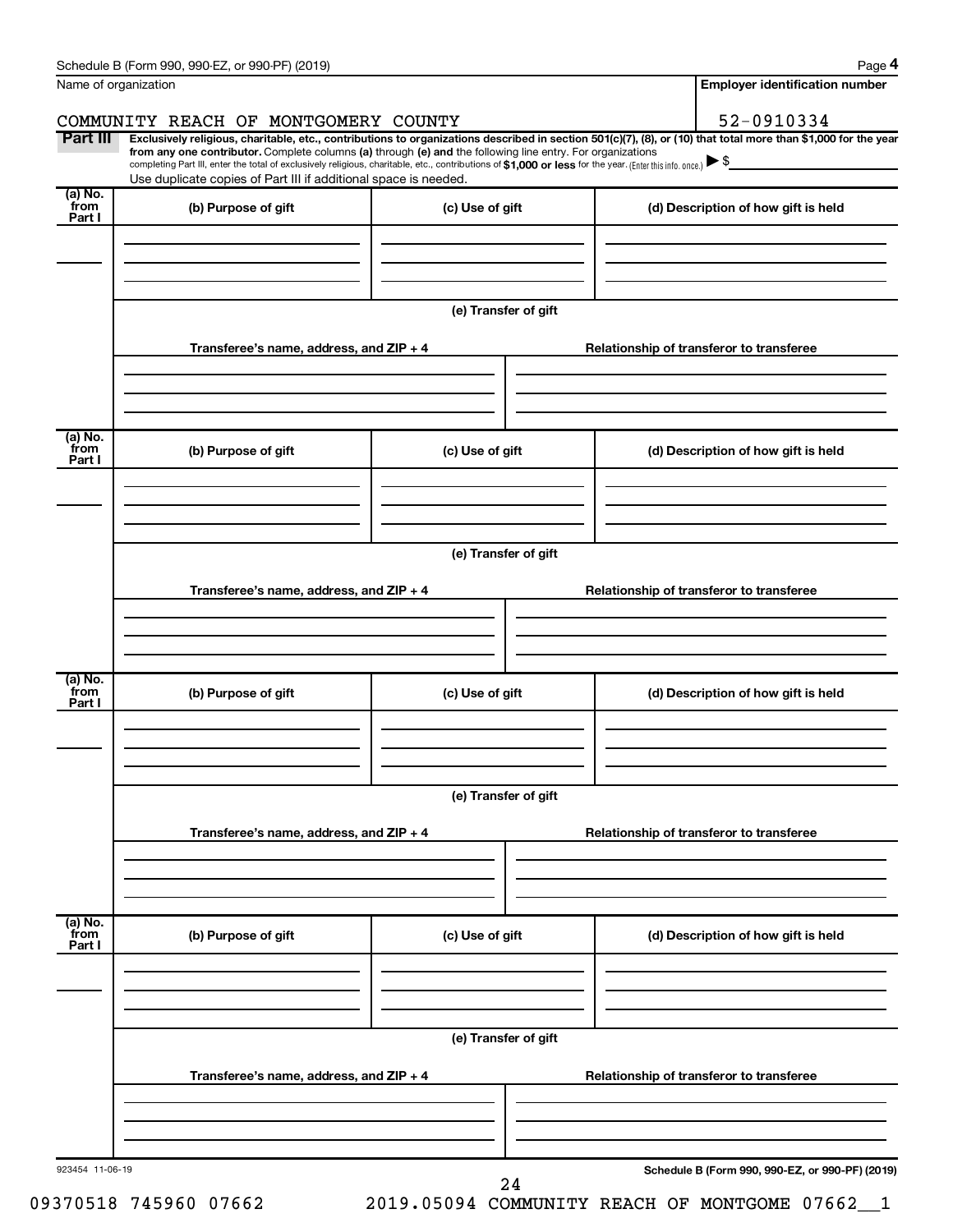Name of organization

COMMUNITY REACH OF MONTGOMERY COUNTY

**Employer identification number**

52-0910334

**Part III** **Exclusively religious, charitable, etc., contributions to organizations described in section 501(c)(7), (8), or (10) that total more than $1,000 for the year from any one contributor.** Complete columns **(a)** through **(e)** and the following line entry. For organizations completing Part III, enter the total of exclusively religious, charitable, etc., contributions of **$1,000 or less** for the year. (Enter this info. once.) ▶ $

Use duplicate copies of Part III if additional space is needed.

| (a) No. from Part I | (b) Purpose of gift | (c) Use of gift | (d) Description of how gift is held |
|---|---|---|---|
| | | | |

**(e) Transfer of gift**

| Transferee's name, address, and ZIP + 4 | Relationship of transferor to transferee |
|---|---|
| | |

| (a) No. from Part I | (b) Purpose of gift | (c) Use of gift | (d) Description of how gift is held |
|---|---|---|---|
| | | | |

**(e) Transfer of gift**

| Transferee's name, address, and ZIP + 4 | Relationship of transferor to transferee |
|---|---|
| | |

| (a) No. from Part I | (b) Purpose of gift | (c) Use of gift | (d) Description of how gift is held |
|---|---|---|---|
| | | | |

**(e) Transfer of gift**

| Transferee's name, address, and ZIP + 4 | Relationship of transferor to transferee |
|---|---|
| | |

| (a) No. from Part I | (b) Purpose of gift | (c) Use of gift | (d) Description of how gift is held |
|---|---|---|---|
| | | | |

**(e) Transfer of gift**

| Transferee's name, address, and ZIP + 4 | Relationship of transferor to transferee |
|---|---|
| | |

923454 11-06-19

**Schedule B (Form 990, 990-EZ, or 990-PF) (2019)**

09370518 745960 07662 2019.05094 COMMUNITY REACH OF MONTGOME 07662__1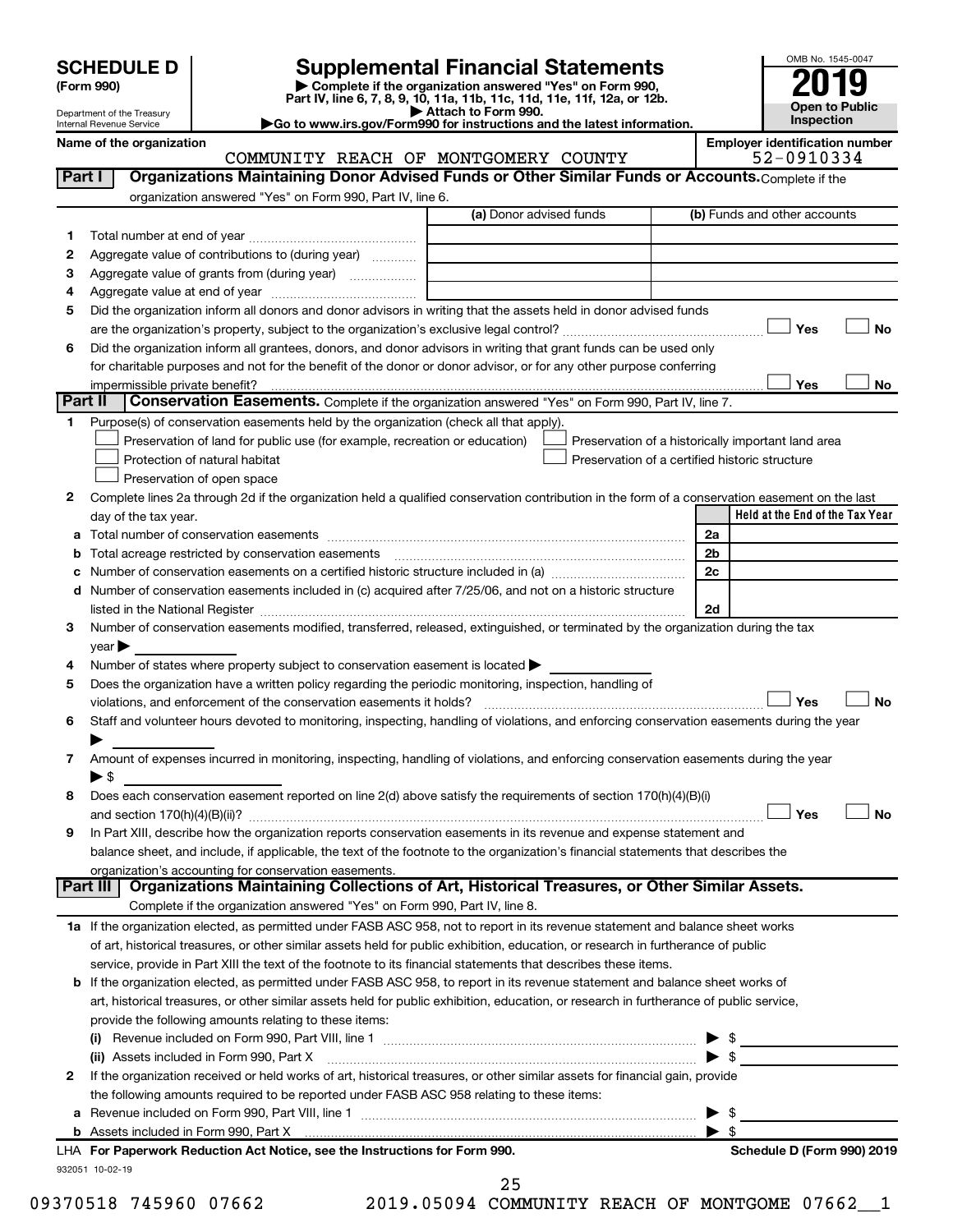# SCHEDULE D (Form 990)

Department of the Treasury
Internal Revenue Service

## Supplemental Financial Statements

▶ Complete if the organization answered "Yes" on Form 990, Part IV, line 6, 7, 8, 9, 10, 11a, 11b, 11c, 11d, 11e, 11f, 12a, or 12b.
▶ Attach to Form 990.
▶Go to www.irs.gov/Form990 for instructions and the latest information.

OMB No. 1545-0047
**2019**
**Open to Public Inspection**

Name of the organization: COMMUNITY REACH OF MONTGOMERY COUNTY
Employer identification number: 52-0910334

### Part I Organizations Maintaining Donor Advised Funds or Other Similar Funds or Accounts. Complete if the organization answered "Yes" on Form 990, Part IV, line 6.

| | | (a) Donor advised funds | (b) Funds and other accounts |
|---|---|---|---|
| 1 | Total number at end of year | | |
| 2 | Aggregate value of contributions to (during year) | | |
| 3 | Aggregate value of grants from (during year) | | |
| 4 | Aggregate value at end of year | | |

5 Did the organization inform all donors and donor advisors in writing that the assets held in donor advised funds are the organization's property, subject to the organization's exclusive legal control? ☐ Yes ☐ No

6 Did the organization inform all grantees, donors, and donor advisors in writing that grant funds can be used only for charitable purposes and not for the benefit of the donor or donor advisor, or for any other purpose conferring impermissible private benefit? ☐ Yes ☐ No

### Part II Conservation Easements. Complete if the organization answered "Yes" on Form 990, Part IV, line 7.

1 Purpose(s) of conservation easements held by the organization (check all that apply).
- ☐ Preservation of land for public use (for example, recreation or education)
- ☐ Preservation of a historically important land area
- ☐ Protection of natural habitat
- ☐ Preservation of a certified historic structure
- ☐ Preservation of open space

2 Complete lines 2a through 2d if the organization held a qualified conservation contribution in the form of a conservation easement on the last day of the tax year.

| | | | Held at the End of the Tax Year |
|---|---|---|---|
| a | Total number of conservation easements | 2a | |
| b | Total acreage restricted by conservation easements | 2b | |
| c | Number of conservation easements on a certified historic structure included in (a) | 2c | |
| d | Number of conservation easements included in (c) acquired after 7/25/06, and not on a historic structure listed in the National Register | 2d | |

3 Number of conservation easements modified, transferred, released, extinguished, or terminated by the organization during the tax year ▶

4 Number of states where property subject to conservation easement is located ▶

5 Does the organization have a written policy regarding the periodic monitoring, inspection, handling of violations, and enforcement of the conservation easements it holds? ☐ Yes ☐ No

6 Staff and volunteer hours devoted to monitoring, inspecting, handling of violations, and enforcing conservation easements during the year ▶

7 Amount of expenses incurred in monitoring, inspecting, handling of violations, and enforcing conservation easements during the year ▶ $

8 Does each conservation easement reported on line 2(d) above satisfy the requirements of section 170(h)(4)(B)(i) and section 170(h)(4)(B)(ii)? ☐ Yes ☐ No

9 In Part XIII, describe how the organization reports conservation easements in its revenue and expense statement and balance sheet, and include, if applicable, the text of the footnote to the organization's financial statements that describes the organization's accounting for conservation easements.

### Part III Organizations Maintaining Collections of Art, Historical Treasures, or Other Similar Assets. Complete if the organization answered "Yes" on Form 990, Part IV, line 8.

1a If the organization elected, as permitted under FASB ASC 958, not to report in its revenue statement and balance sheet works of art, historical treasures, or other similar assets held for public exhibition, education, or research in furtherance of public service, provide in Part XIII the text of the footnote to its financial statements that describes these items.

b If the organization elected, as permitted under FASB ASC 958, to report in its revenue statement and balance sheet works of art, historical treasures, or other similar assets held for public exhibition, education, or research in furtherance of public service, provide the following amounts relating to these items:

(i) Revenue included on Form 990, Part VIII, line 1 ▶ $

(ii) Assets included in Form 990, Part X ▶ $

2 If the organization received or held works of art, historical treasures, or other similar assets for financial gain, provide the following amounts required to be reported under FASB ASC 958 relating to these items:

a Revenue included on Form 990, Part VIII, line 1 ▶ $

b Assets included in Form 990, Part X ▶ $

LHA For Paperwork Reduction Act Notice, see the Instructions for Form 990. Schedule D (Form 990) 2019

932051 10-02-19

09370518 745960 07662 2019.05094 COMMUNITY REACH OF MONTGOME 07662__1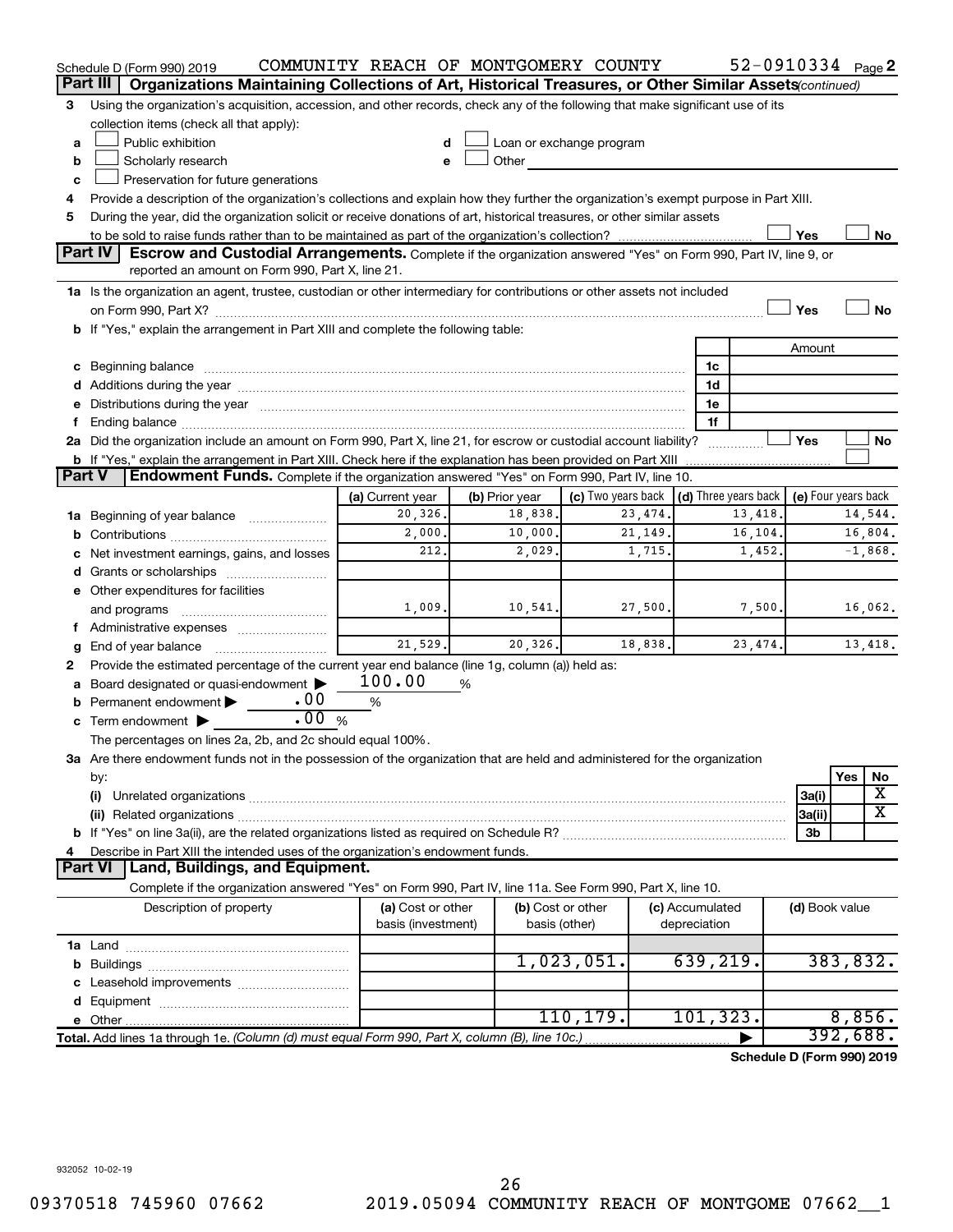Schedule D (Form 990) 2019 COMMUNITY REACH OF MONTGOMERY COUNTY 52-0910334 Page 2

**Part III Organizations Maintaining Collections of Art, Historical Treasures, or Other Similar Assets** *(continued)*

3 Using the organization's acquisition, accession, and other records, check any of the following that make significant use of its collection items (check all that apply):

a ☐ Public exhibition
b ☐ Scholarly research
c ☐ Preservation for future generations
d ☐ Loan or exchange program
e ☐ Other

4 Provide a description of the organization's collections and explain how they further the organization's exempt purpose in Part XIII.

5 During the year, did the organization solicit or receive donations of art, historical treasures, or other similar assets to be sold to raise funds rather than to be maintained as part of the organization's collection? ☐ Yes ☐ No

**Part IV Escrow and Custodial Arrangements.** Complete if the organization answered "Yes" on Form 990, Part IV, line 9, or reported an amount on Form 990, Part X, line 21.

1a Is the organization an agent, trustee, custodian or other intermediary for contributions or other assets not included on Form 990, Part X? ☐ Yes ☐ No

b If "Yes," explain the arrangement in Part XIII and complete the following table:

| | | Amount |
|---|---|---|
| c Beginning balance | 1c | |
| d Additions during the year | 1d | |
| e Distributions during the year | 1e | |
| f Ending balance | 1f | |

2a Did the organization include an amount on Form 990, Part X, line 21, for escrow or custodial account liability? ☐ Yes ☐ No

b If "Yes," explain the arrangement in Part XIII. Check here if the explanation has been provided on Part XIII ☐

**Part V Endowment Funds.** Complete if the organization answered "Yes" on Form 990, Part IV, line 10.

| | (a) Current year | (b) Prior year | (c) Two years back | (d) Three years back | (e) Four years back |
|---|---|---|---|---|---|
| 1a Beginning of year balance | 20,326. | 18,838. | 23,474. | 13,418. | 14,544. |
| b Contributions | 2,000. | 10,000. | 21,149. | 16,104. | 16,804. |
| c Net investment earnings, gains, and losses | 212. | 2,029. | 1,715. | 1,452. | -1,868. |
| d Grants or scholarships | | | | | |
| e Other expenditures for facilities and programs | 1,009. | 10,541. | 27,500. | 7,500. | 16,062. |
| f Administrative expenses | | | | | |
| g End of year balance | 21,529. | 20,326. | 18,838. | 23,474. | 13,418. |

2 Provide the estimated percentage of the current year end balance (line 1g, column (a)) held as:

a Board designated or quasi-endowment ▶ 100.00 %
b Permanent endowment ▶ .00 %
c Term endowment ▶ .00 %

The percentages on lines 2a, 2b, and 2c should equal 100%.

3a Are there endowment funds not in the possession of the organization that are held and administered for the organization by:

| | | Yes | No |
|---|---|---|---|
| (i) Unrelated organizations | 3a(i) | | X |
| (ii) Related organizations | 3a(ii) | | X |
| b If "Yes" on line 3a(ii), are the related organizations listed as required on Schedule R? | 3b | | |

4 Describe in Part XIII the intended uses of the organization's endowment funds.

**Part VI Land, Buildings, and Equipment.**

Complete if the organization answered "Yes" on Form 990, Part IV, line 11a. See Form 990, Part X, line 10.

| Description of property | (a) Cost or other basis (investment) | (b) Cost or other basis (other) | (c) Accumulated depreciation | (d) Book value |
|---|---|---|---|---|
| 1a Land | | | | |
| b Buildings | | 1,023,051. | 639,219. | 383,832. |
| c Leasehold improvements | | | | |
| d Equipment | | | | |
| e Other | | 110,179. | 101,323. | 8,856. |
| **Total.** Add lines 1a through 1e. *(Column (d) must equal Form 990, Part X, column (B), line 10c.)* | | | ▶ | 392,688. |

**Schedule D (Form 990) 2019**

932052 10-02-19

09370518 745960 07662 2019.05094 COMMUNITY REACH OF MONTGOME 07662__1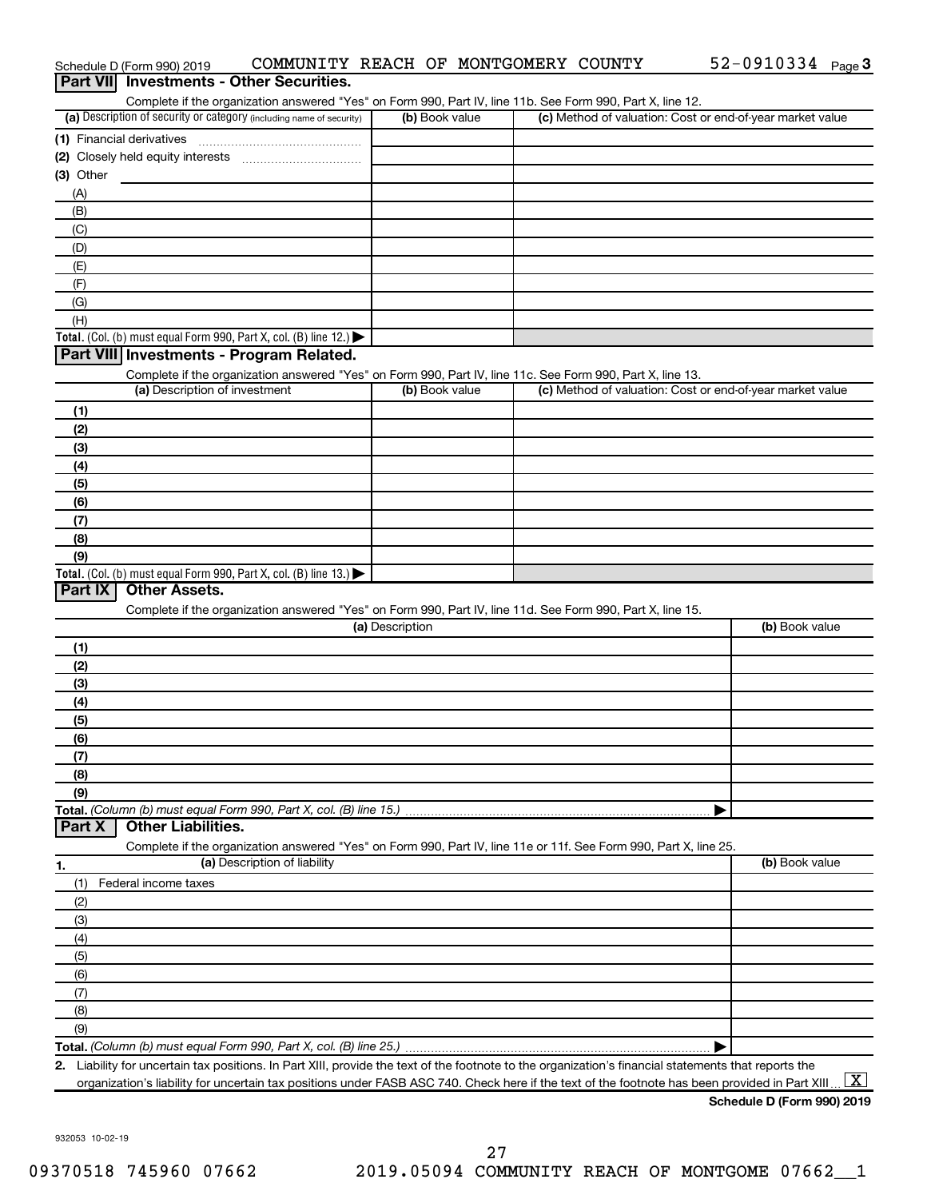Schedule D (Form 990) 2019 COMMUNITY REACH OF MONTGOMERY COUNTY 52-0910334 Page 3

## Part VII Investments - Other Securities.

Complete if the organization answered "Yes" on Form 990, Part IV, line 11b. See Form 990, Part X, line 12.

| (a) Description of security or category (including name of security) | (b) Book value | (c) Method of valuation: Cost or end-of-year market value |
|---|---|---|
| (1) Financial derivatives | | |
| (2) Closely held equity interests | | |
| (3) Other | | |
| (A) | | |
| (B) | | |
| (C) | | |
| (D) | | |
| (E) | | |
| (F) | | |
| (G) | | |
| (H) | | |
| **Total.** (Col. (b) must equal Form 990, Part X, col. (B) line 12.) ▶ | | |

## Part VIII Investments - Program Related.

Complete if the organization answered "Yes" on Form 990, Part IV, line 11c. See Form 990, Part X, line 13.

| (a) Description of investment | (b) Book value | (c) Method of valuation: Cost or end-of-year market value |
|---|---|---|
| (1) | | |
| (2) | | |
| (3) | | |
| (4) | | |
| (5) | | |
| (6) | | |
| (7) | | |
| (8) | | |
| (9) | | |
| **Total.** (Col. (b) must equal Form 990, Part X, col. (B) line 13.) ▶ | | |

## Part IX Other Assets.

Complete if the organization answered "Yes" on Form 990, Part IV, line 11d. See Form 990, Part X, line 15.

| (a) Description | (b) Book value |
|---|---|
| (1) | |
| (2) | |
| (3) | |
| (4) | |
| (5) | |
| (6) | |
| (7) | |
| (8) | |
| (9) | |
| **Total.** *(Column (b) must equal Form 990, Part X, col. (B) line 15.)* ▶ | |

## Part X Other Liabilities.

Complete if the organization answered "Yes" on Form 990, Part IV, line 11e or 11f. See Form 990, Part X, line 25.

| 1. (a) Description of liability | (b) Book value |
|---|---|
| (1) Federal income taxes | |
| (2) | |
| (3) | |
| (4) | |
| (5) | |
| (6) | |
| (7) | |
| (8) | |
| (9) | |
| **Total.** *(Column (b) must equal Form 990, Part X, col. (B) line 25.)* ▶ | |

**2.** Liability for uncertain tax positions. In Part XIII, provide the text of the footnote to the organization's financial statements that reports the organization's liability for uncertain tax positions under FASB ASC 740. Check here if the text of the footnote has been provided in Part XIII ... [X]

**Schedule D (Form 990) 2019**

932053 10-02-19

09370518 745960 07662 2019.05094 COMMUNITY REACH OF MONTGOME 07662__1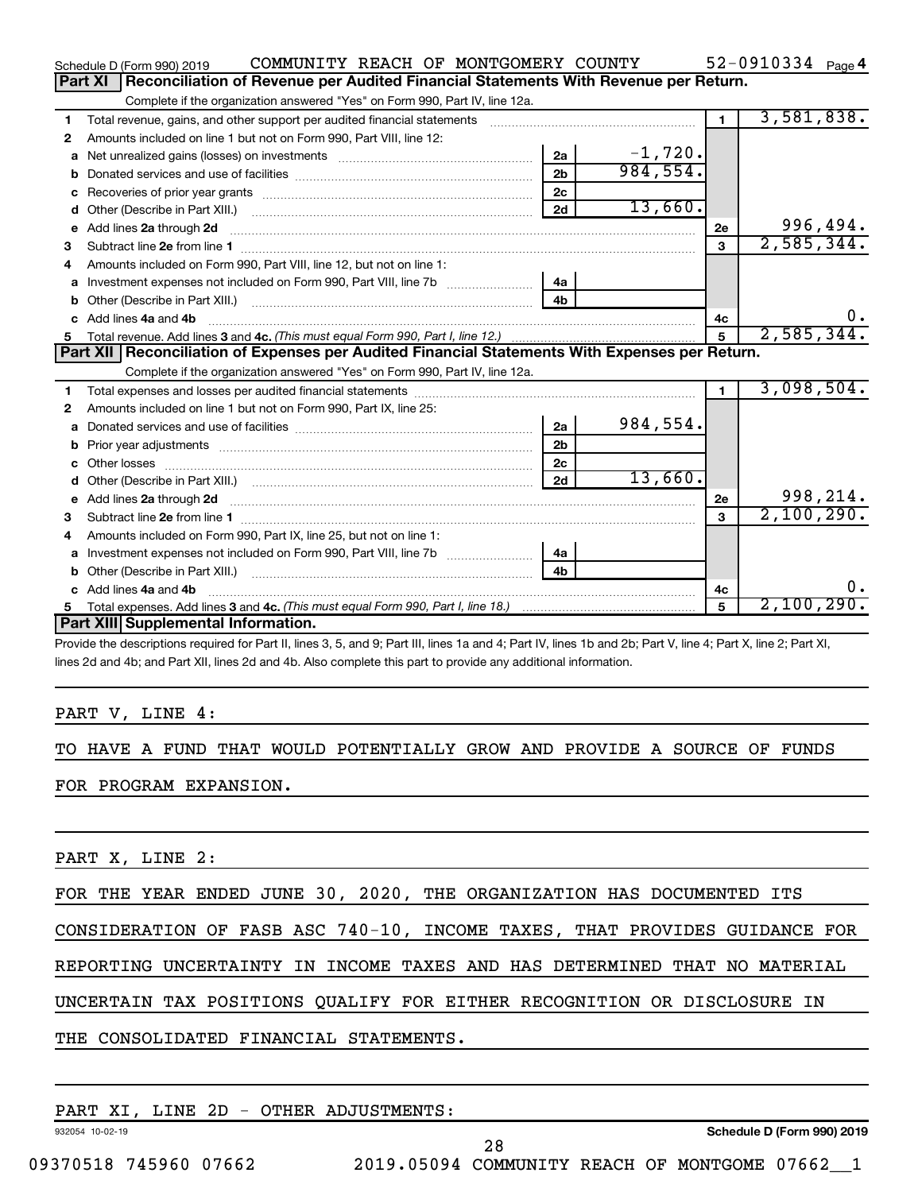Schedule D (Form 990) 2019 COMMUNITY REACH OF MONTGOMERY COUNTY 52-0910334 Page 4

## Part XI Reconciliation of Revenue per Audited Financial Statements With Revenue per Return.

Complete if the organization answered "Yes" on Form 990, Part IV, line 12a.

| | | | | | |
|---|---|---|---|---|---|
| 1 | Total revenue, gains, and other support per audited financial statements | | | 1 | 3,581,838. |
| 2 | Amounts included on line 1 but not on Form 990, Part VIII, line 12: | | | | |
| a | Net unrealized gains (losses) on investments | 2a | -1,720. | | |
| b | Donated services and use of facilities | 2b | 984,554. | | |
| c | Recoveries of prior year grants | 2c | | | |
| d | Other (Describe in Part XIII.) | 2d | 13,660. | | |
| e | Add lines 2a through 2d | | | 2e | 996,494. |
| 3 | Subtract line 2e from line 1 | | | 3 | 2,585,344. |
| 4 | Amounts included on Form 990, Part VIII, line 12, but not on line 1: | | | | |
| a | Investment expenses not included on Form 990, Part VIII, line 7b | 4a | | | |
| b | Other (Describe in Part XIII.) | 4b | | | |
| c | Add lines 4a and 4b | | | 4c | 0. |
| 5 | Total revenue. Add lines 3 and 4c. *(This must equal Form 990, Part I, line 12.)* | | | 5 | 2,585,344. |

## Part XII Reconciliation of Expenses per Audited Financial Statements With Expenses per Return.

Complete if the organization answered "Yes" on Form 990, Part IV, line 12a.

| | | | | | |
|---|---|---|---|---|---|
| 1 | Total expenses and losses per audited financial statements | | | 1 | 3,098,504. |
| 2 | Amounts included on line 1 but not on Form 990, Part IX, line 25: | | | | |
| a | Donated services and use of facilities | 2a | 984,554. | | |
| b | Prior year adjustments | 2b | | | |
| c | Other losses | 2c | | | |
| d | Other (Describe in Part XIII.) | 2d | 13,660. | | |
| e | Add lines 2a through 2d | | | 2e | 998,214. |
| 3 | Subtract line 2e from line 1 | | | 3 | 2,100,290. |
| 4 | Amounts included on Form 990, Part IX, line 25, but not on line 1: | | | | |
| a | Investment expenses not included on Form 990, Part VIII, line 7b | 4a | | | |
| b | Other (Describe in Part XIII.) | 4b | | | |
| c | Add lines 4a and 4b | | | 4c | 0. |
| 5 | Total expenses. Add lines 3 and 4c. *(This must equal Form 990, Part I, line 18.)* | | | 5 | 2,100,290. |

## Part XIII Supplemental Information.

Provide the descriptions required for Part II, lines 3, 5, and 9; Part III, lines 1a and 4; Part IV, lines 1b and 2b; Part V, line 4; Part X, line 2; Part XI, lines 2d and 4b; and Part XII, lines 2d and 4b. Also complete this part to provide any additional information.

PART V, LINE 4:

TO HAVE A FUND THAT WOULD POTENTIALLY GROW AND PROVIDE A SOURCE OF FUNDS FOR PROGRAM EXPANSION.

PART X, LINE 2:

FOR THE YEAR ENDED JUNE 30, 2020, THE ORGANIZATION HAS DOCUMENTED ITS CONSIDERATION OF FASB ASC 740-10, INCOME TAXES, THAT PROVIDES GUIDANCE FOR REPORTING UNCERTAINTY IN INCOME TAXES AND HAS DETERMINED THAT NO MATERIAL UNCERTAIN TAX POSITIONS QUALIFY FOR EITHER RECOGNITION OR DISCLOSURE IN THE CONSOLIDATED FINANCIAL STATEMENTS.

PART XI, LINE 2D - OTHER ADJUSTMENTS:

932054 10-02-19 Schedule D (Form 990) 2019

09370518 745960 07662 2019.05094 COMMUNITY REACH OF MONTGOME 07662__1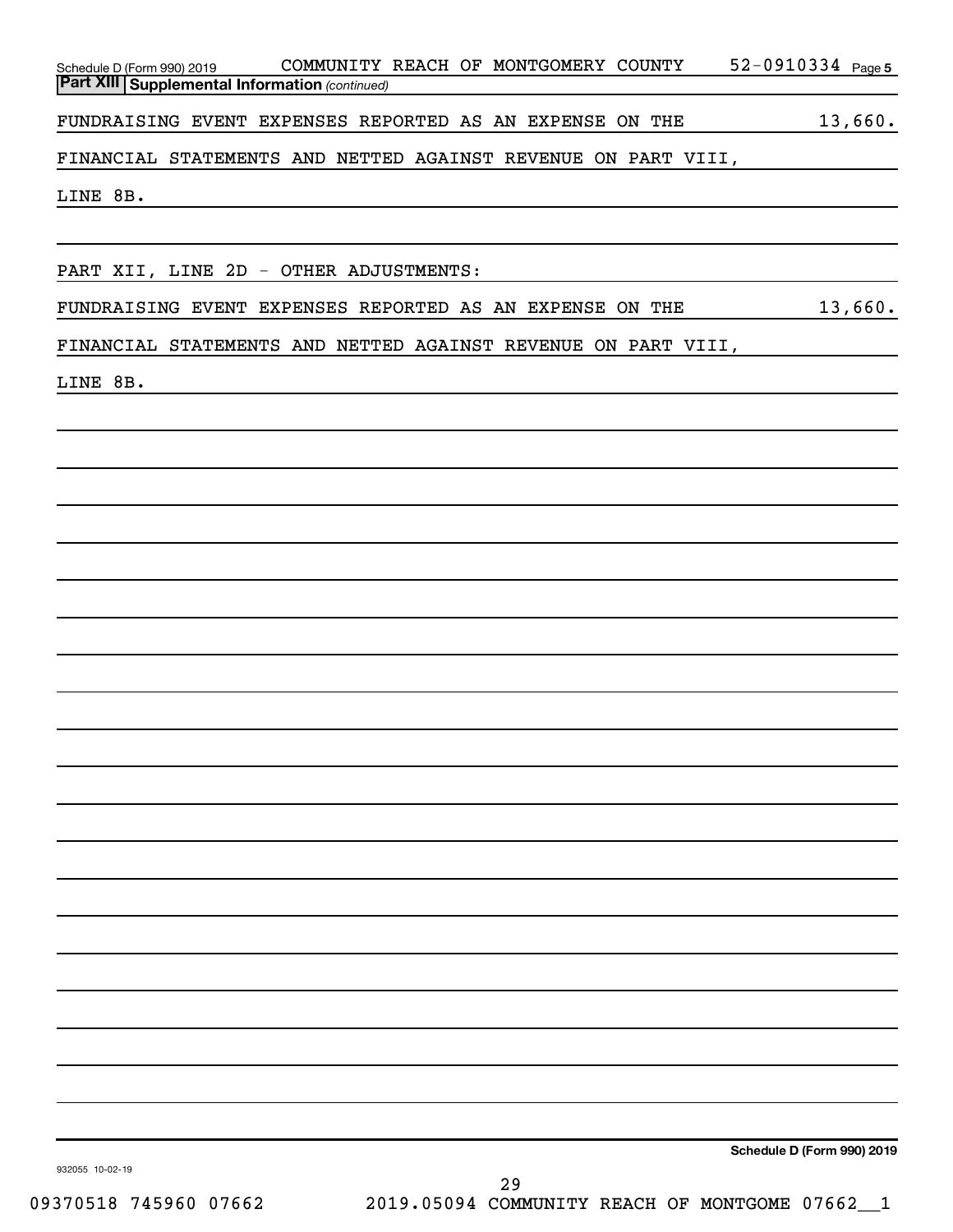Schedule D (Form 990) 2019 COMMUNITY REACH OF MONTGOMERY COUNTY 52-0910334 Page 5

**Part XIII Supplemental Information** *(continued)*

FUNDRAISING EVENT EXPENSES REPORTED AS AN EXPENSE ON THE FINANCIAL STATEMENTS AND NETTED AGAINST REVENUE ON PART VIII, LINE 8B. 13,660.

PART XII, LINE 2D - OTHER ADJUSTMENTS:

FUNDRAISING EVENT EXPENSES REPORTED AS AN EXPENSE ON THE FINANCIAL STATEMENTS AND NETTED AGAINST REVENUE ON PART VIII, LINE 8B. 13,660.

**Schedule D (Form 990) 2019**

932055 10-02-19

09370518 745960 07662 2019.05094 COMMUNITY REACH OF MONTGOME 07662__1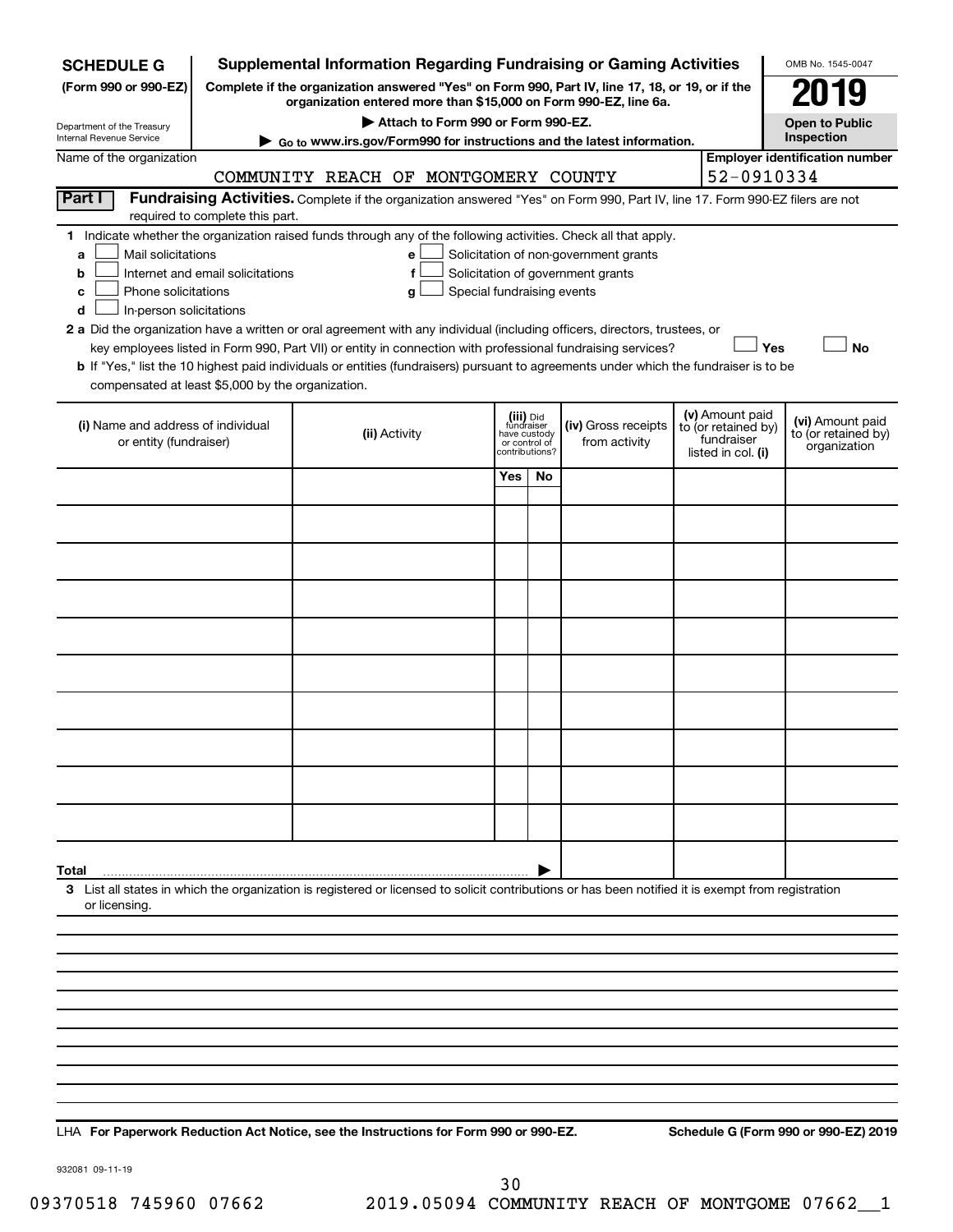**SCHEDULE G** (Form 990 or 990-EZ)

Department of the Treasury
Internal Revenue Service

# Supplemental Information Regarding Fundraising or Gaming Activities

**Complete if the organization answered "Yes" on Form 990, Part IV, line 17, 18, or 19, or if the organization entered more than $15,000 on Form 990-EZ, line 6a.**

**▶ Attach to Form 990 or Form 990-EZ.**

**▶ Go to www.irs.gov/Form990 for instructions and the latest information.**

OMB No. 1545-0047

**2019**

**Open to Public Inspection**

Name of the organization: COMMUNITY REACH OF MONTGOMERY COUNTY

**Employer identification number:** 52-0910334

**Part I** **Fundraising Activities.** Complete if the organization answered "Yes" on Form 990, Part IV, line 17. Form 990-EZ filers are not required to complete this part.

**1** Indicate whether the organization raised funds through any of the following activities. Check all that apply.

- **a** ☐ Mail solicitations
- **b** ☐ Internet and email solicitations
- **c** ☐ Phone solicitations
- **d** ☐ In-person solicitations
- **e** ☐ Solicitation of non-government grants
- **f** ☐ Solicitation of government grants
- **g** ☐ Special fundraising events

**2 a** Did the organization have a written or oral agreement with any individual (including officers, directors, trustees, or key employees listed in Form 990, Part VII) or entity in connection with professional fundraising services? ☐ **Yes** ☐ **No**

**b** If "Yes," list the 10 highest paid individuals or entities (fundraisers) pursuant to agreements under which the fundraiser is to be compensated at least $5,000 by the organization.

| (i) Name and address of individual or entity (fundraiser) | (ii) Activity | (iii) Did fundraiser have custody or control of contributions? Yes | No | (iv) Gross receipts from activity | (v) Amount paid to (or retained by) fundraiser listed in col. (i) | (vi) Amount paid to (or retained by) organization |
|---|---|---|---|---|---|---|
| | | | | | | |
| | | | | | | |
| | | | | | | |
| | | | | | | |
| | | | | | | |
| | | | | | | |
| | | | | | | |
| | | | | | | |
| | | | | | | |
| | | | | | | |
| **Total** ▶ | | | | | | |

**3** List all states in which the organization is registered or licensed to solicit contributions or has been notified it is exempt from registration or licensing.

LHA **For Paperwork Reduction Act Notice, see the Instructions for Form 990 or 990-EZ.** **Schedule G (Form 990 or 990-EZ) 2019**

932081 09-11-19

09370518 745960 07662 2019.05094 COMMUNITY REACH OF MONTGOME 07662__1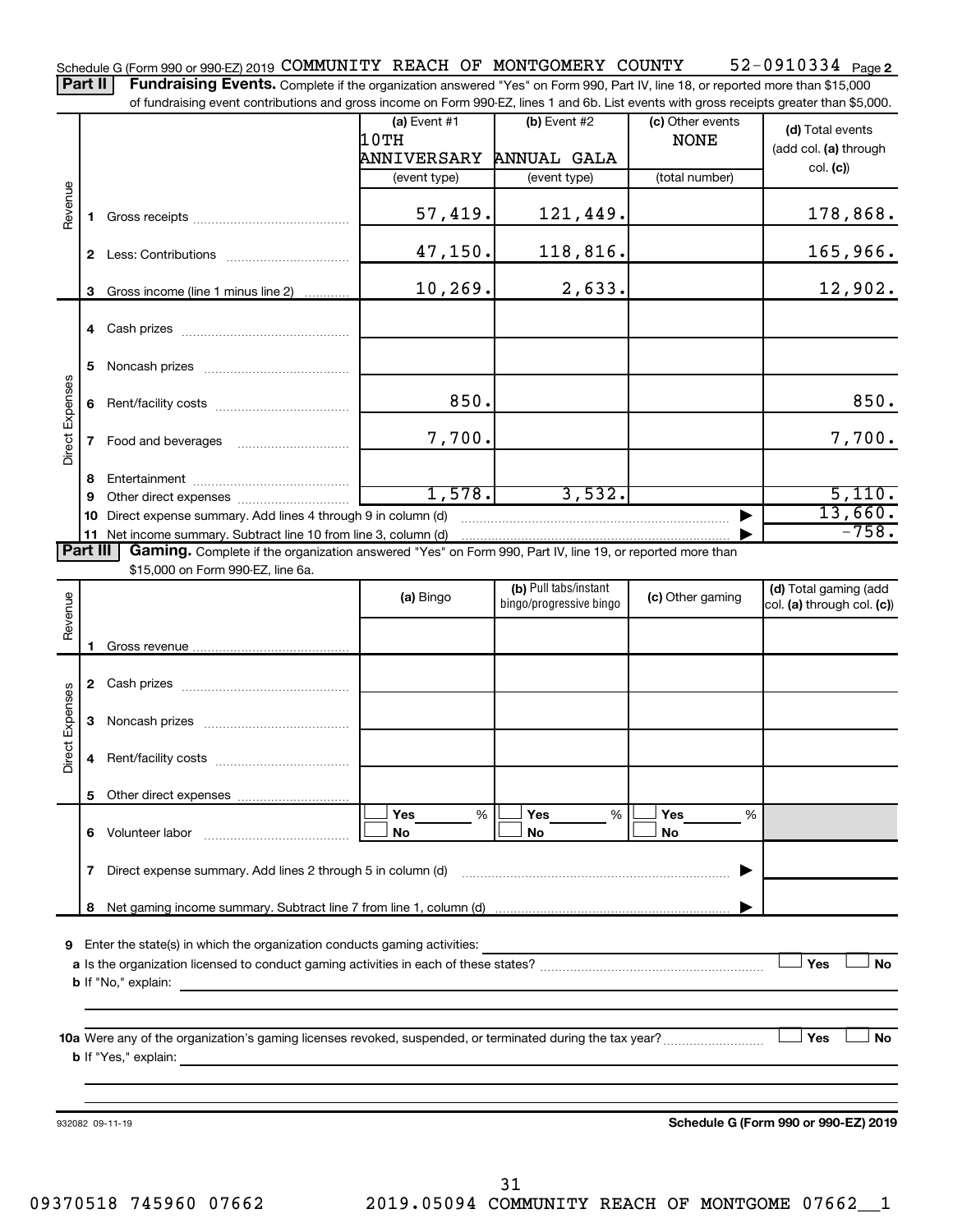Schedule G (Form 990 or 990-EZ) 2019 COMMUNITY REACH OF MONTGOMERY COUNTY 52-0910334 Page 2

**Part II** **Fundraising Events.** Complete if the organization answered "Yes" on Form 990, Part IV, line 18, or reported more than $15,000 of fundraising event contributions and gross income on Form 990-EZ, lines 1 and 6b. List events with gross receipts greater than $5,000.

| | | (a) Event #1 10TH ANNIVERSARY (event type) | (b) Event #2 ANNUAL GALA (event type) | (c) Other events NONE (total number) | (d) Total events (add col. (a) through col. (c)) |
|---|---|---|---|---|---|
| Revenue | 1 Gross receipts | 57,419. | 121,449. | | 178,868. |
| | 2 Less: Contributions | 47,150. | 118,816. | | 165,966. |
| | 3 Gross income (line 1 minus line 2) | 10,269. | 2,633. | | 12,902. |
| Direct Expenses | 4 Cash prizes | | | | |
| | 5 Noncash prizes | | | | |
| | 6 Rent/facility costs | 850. | | | 850. |
| | 7 Food and beverages | 7,700. | | | 7,700. |
| | 8 Entertainment | | | | |
| | 9 Other direct expenses | 1,578. | 3,532. | | 5,110. |
| | 10 Direct expense summary. Add lines 4 through 9 in column (d) | | | | 13,660. |
| | 11 Net income summary. Subtract line 10 from line 3, column (d) | | | | -758. |

**Part III** **Gaming.** Complete if the organization answered "Yes" on Form 990, Part IV, line 19, or reported more than $15,000 on Form 990-EZ, line 6a.

| | | (a) Bingo | (b) Pull tabs/instant bingo/progressive bingo | (c) Other gaming | (d) Total gaming (add col. (a) through col. (c)) |
|---|---|---|---|---|---|
| Revenue | 1 Gross revenue | | | | |
| Direct Expenses | 2 Cash prizes | | | | |
| | 3 Noncash prizes | | | | |
| | 4 Rent/facility costs | | | | |
| | 5 Other direct expenses | | | | |
| | 6 Volunteer labor | Yes ___ % No | Yes ___ % No | Yes ___ % No | |
| | 7 Direct expense summary. Add lines 2 through 5 in column (d) | | | | |
| | 8 Net gaming income summary. Subtract line 7 from line 1, column (d) | | | | |

9 Enter the state(s) in which the organization conducts gaming activities:

a Is the organization licensed to conduct gaming activities in each of these states? Yes No

b If "No," explain:

10a Were any of the organization's gaming licenses revoked, suspended, or terminated during the tax year? Yes No

b If "Yes," explain:

932082 09-11-19

**Schedule G (Form 990 or 990-EZ) 2019**

09370518 745960 07662 2019.05094 COMMUNITY REACH OF MONTGOME 07662__1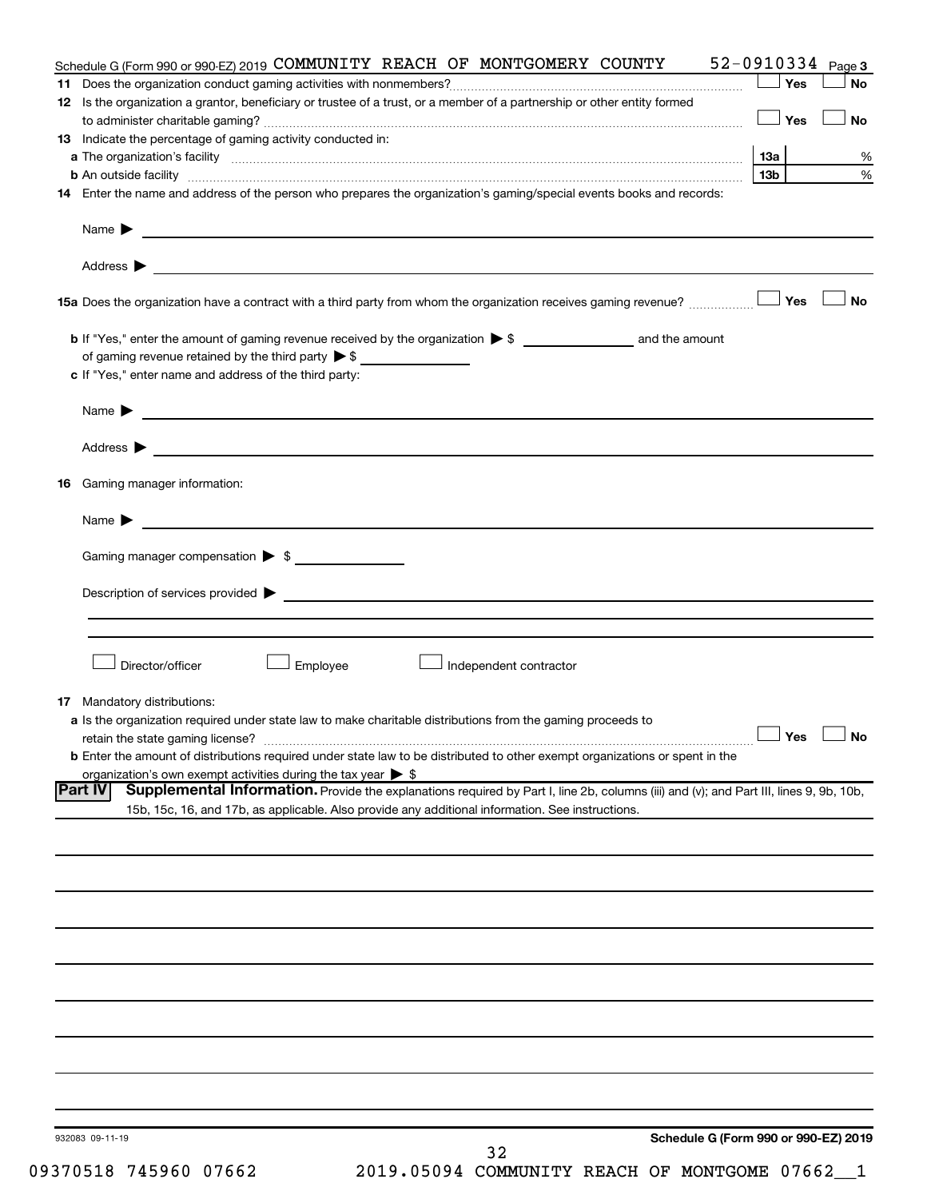Schedule G (Form 990 or 990-EZ) 2019 COMMUNITY REACH OF MONTGOMERY COUNTY 52-0910334 Page **3**

**11** Does the organization conduct gaming activities with nonmembers? ☐ Yes ☐ No

**12** Is the organization a grantor, beneficiary or trustee of a trust, or a member of a partnership or other entity formed to administer charitable gaming? ☐ Yes ☐ No

**13** Indicate the percentage of gaming activity conducted in:

**a** The organization's facility **13a** %

**b** An outside facility **13b** %

**14** Enter the name and address of the person who prepares the organization's gaming/special events books and records:

Name ▶

Address ▶

**15a** Does the organization have a contract with a third party from whom the organization receives gaming revenue? ☐ Yes ☐ No

**b** If "Yes," enter the amount of gaming revenue received by the organization ▶ $ ______ and the amount of gaming revenue retained by the third party ▶ $ ______

**c** If "Yes," enter name and address of the third party:

Name ▶

Address ▶

**16** Gaming manager information:

Name ▶

Gaming manager compensation ▶ $

Description of services provided ▶

☐ Director/officer ☐ Employee ☐ Independent contractor

**17** Mandatory distributions:

**a** Is the organization required under state law to make charitable distributions from the gaming proceeds to retain the state gaming license? ☐ Yes ☐ No

**b** Enter the amount of distributions required under state law to be distributed to other exempt organizations or spent in the organization's own exempt activities during the tax year ▶ $

**Part IV** **Supplemental Information.** Provide the explanations required by Part I, line 2b, columns (iii) and (v); and Part III, lines 9, 9b, 10b, 15b, 15c, 16, and 17b, as applicable. Also provide any additional information. See instructions.

932083 09-11-19 **Schedule G (Form 990 or 990-EZ) 2019**

09370518 745960 07662 2019.05094 COMMUNITY REACH OF MONTGOME 07662__1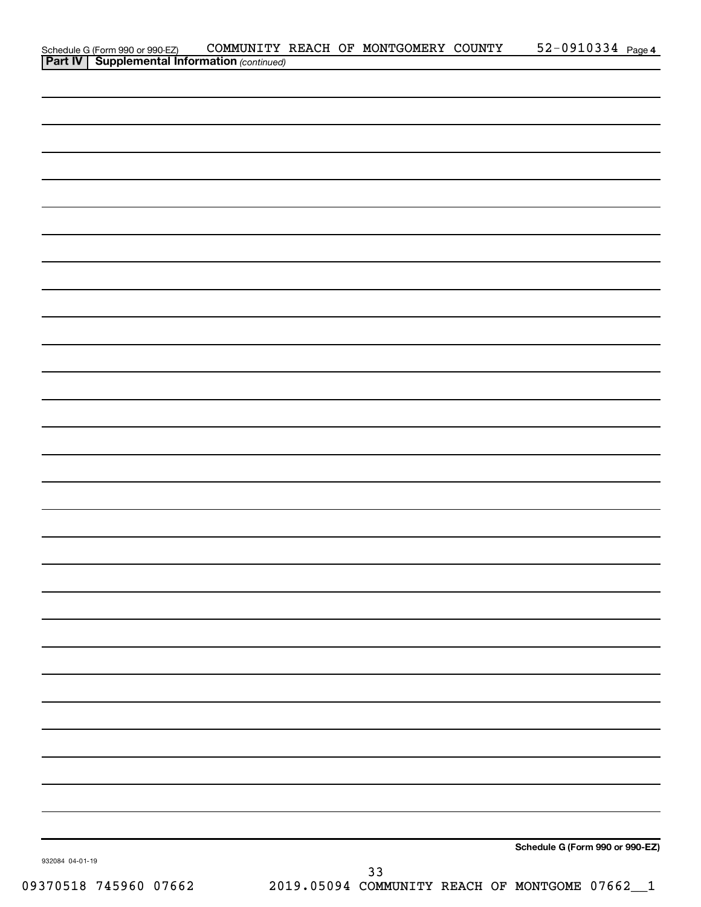Schedule G (Form 990 or 990-EZ) COMMUNITY REACH OF MONTGOMERY COUNTY 52-0910334 Page 4

**Part IV | Supplemental Information** *(continued)*

**Schedule G (Form 990 or 990-EZ)**

932084 04-01-19

09370518 745960 07662 2019.05094 COMMUNITY REACH OF MONTGOME 07662__1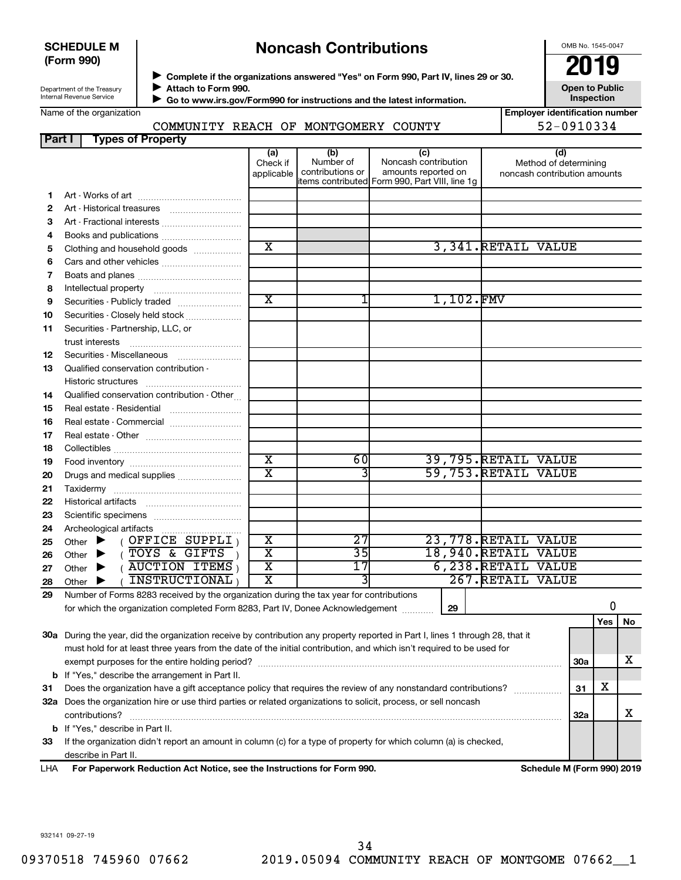**SCHEDULE M (Form 990)**

# Noncash Contributions

OMB No. 1545-0047

**2019**

**Open to Public Inspection**

Department of the Treasury
Internal Revenue Service

▶ **Complete if the organizations answered "Yes" on Form 990, Part IV, lines 29 or 30.**
▶ **Attach to Form 990.**
▶ **Go to www.irs.gov/Form990 for instructions and the latest information.**

Name of the organization: COMMUNITY REACH OF MONTGOMERY COUNTY

**Employer identification number:** 52-0910334

## Part I Types of Property

| | | (a) Check if applicable | (b) Number of contributions or items contributed | (c) Noncash contribution amounts reported on Form 990, Part VIII, line 1g | (d) Method of determining noncash contribution amounts |
|---|---|---|---|---|---|
| 1 | Art - Works of art | | | | |
| 2 | Art - Historical treasures | | | | |
| 3 | Art - Fractional interests | | | | |
| 4 | Books and publications | | | | |
| 5 | Clothing and household goods | X | | 3,341. | RETAIL VALUE |
| 6 | Cars and other vehicles | | | | |
| 7 | Boats and planes | | | | |
| 8 | Intellectual property | | | | |
| 9 | Securities - Publicly traded | X | 1 | 1,102. | FMV |
| 10 | Securities - Closely held stock | | | | |
| 11 | Securities - Partnership, LLC, or trust interests | | | | |
| 12 | Securities - Miscellaneous | | | | |
| 13 | Qualified conservation contribution - Historic structures | | | | |
| 14 | Qualified conservation contribution - Other | | | | |
| 15 | Real estate - Residential | | | | |
| 16 | Real estate - Commercial | | | | |
| 17 | Real estate - Other | | | | |
| 18 | Collectibles | | | | |
| 19 | Food inventory | X | 60 | 39,795. | RETAIL VALUE |
| 20 | Drugs and medical supplies | X | 3 | 59,753. | RETAIL VALUE |
| 21 | Taxidermy | | | | |
| 22 | Historical artifacts | | | | |
| 23 | Scientific specimens | | | | |
| 24 | Archeological artifacts | | | | |
| 25 | Other ▶ ( OFFICE SUPPLI ) | X | 27 | 23,778. | RETAIL VALUE |
| 26 | Other ▶ ( TOYS & GIFTS ) | X | 35 | 18,940. | RETAIL VALUE |
| 27 | Other ▶ ( AUCTION ITEMS ) | X | 17 | 6,238. | RETAIL VALUE |
| 28 | Other ▶ ( INSTRUCTIONAL ) | X | 3 | 267. | RETAIL VALUE |

**29** Number of Forms 8283 received by the organization during the tax year for contributions for which the organization completed Form 8283, Part IV, Donee Acknowledgement ..... **29** 0

| | | | Yes | No |
|---|---|---|---|---|
| 30a | During the year, did the organization receive by contribution any property reported in Part I, lines 1 through 28, that it must hold for at least three years from the date of the initial contribution, and which isn't required to be used for exempt purposes for the entire holding period? | 30a | | X |
| b | If "Yes," describe the arrangement in Part II. | | | |
| 31 | Does the organization have a gift acceptance policy that requires the review of any nonstandard contributions? | 31 | X | |
| 32a | Does the organization hire or use third parties or related organizations to solicit, process, or sell noncash contributions? | 32a | | X |
| b | If "Yes," describe in Part II. | | | |
| 33 | If the organization didn't report an amount in column (c) for a type of property for which column (a) is checked, describe in Part II. | | | |

LHA **For Paperwork Reduction Act Notice, see the Instructions for Form 990.** **Schedule M (Form 990) 2019**

932141 09-27-19

09370518 745960 07662 2019.05094 COMMUNITY REACH OF MONTGOME 07662__1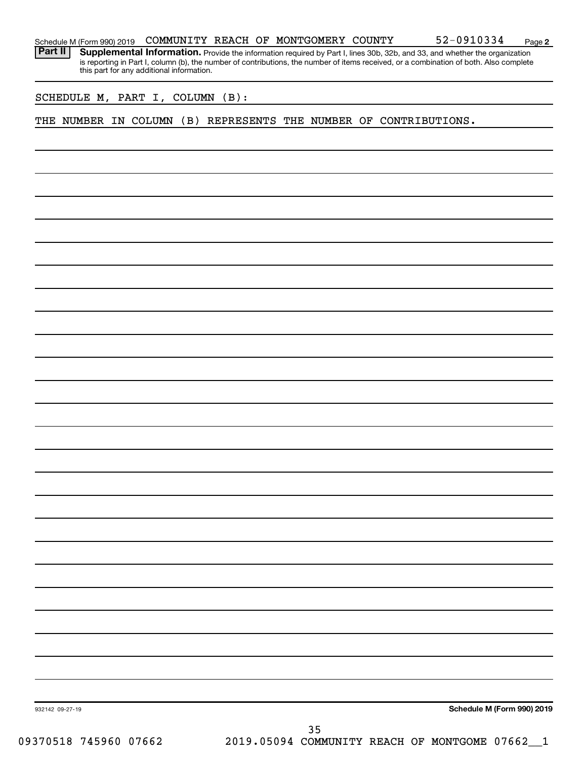Schedule M (Form 990) 2019 COMMUNITY REACH OF MONTGOMERY COUNTY 52-0910334 Page 2

**Part II** **Supplemental Information.** Provide the information required by Part I, lines 30b, 32b, and 33, and whether the organization is reporting in Part I, column (b), the number of contributions, the number of items received, or a combination of both. Also complete this part for any additional information.

SCHEDULE M, PART I, COLUMN (B):

THE NUMBER IN COLUMN (B) REPRESENTS THE NUMBER OF CONTRIBUTIONS.

932142 09-27-19

**Schedule M (Form 990) 2019**

09370518 745960 07662 2019.05094 COMMUNITY REACH OF MONTGOME 07662__1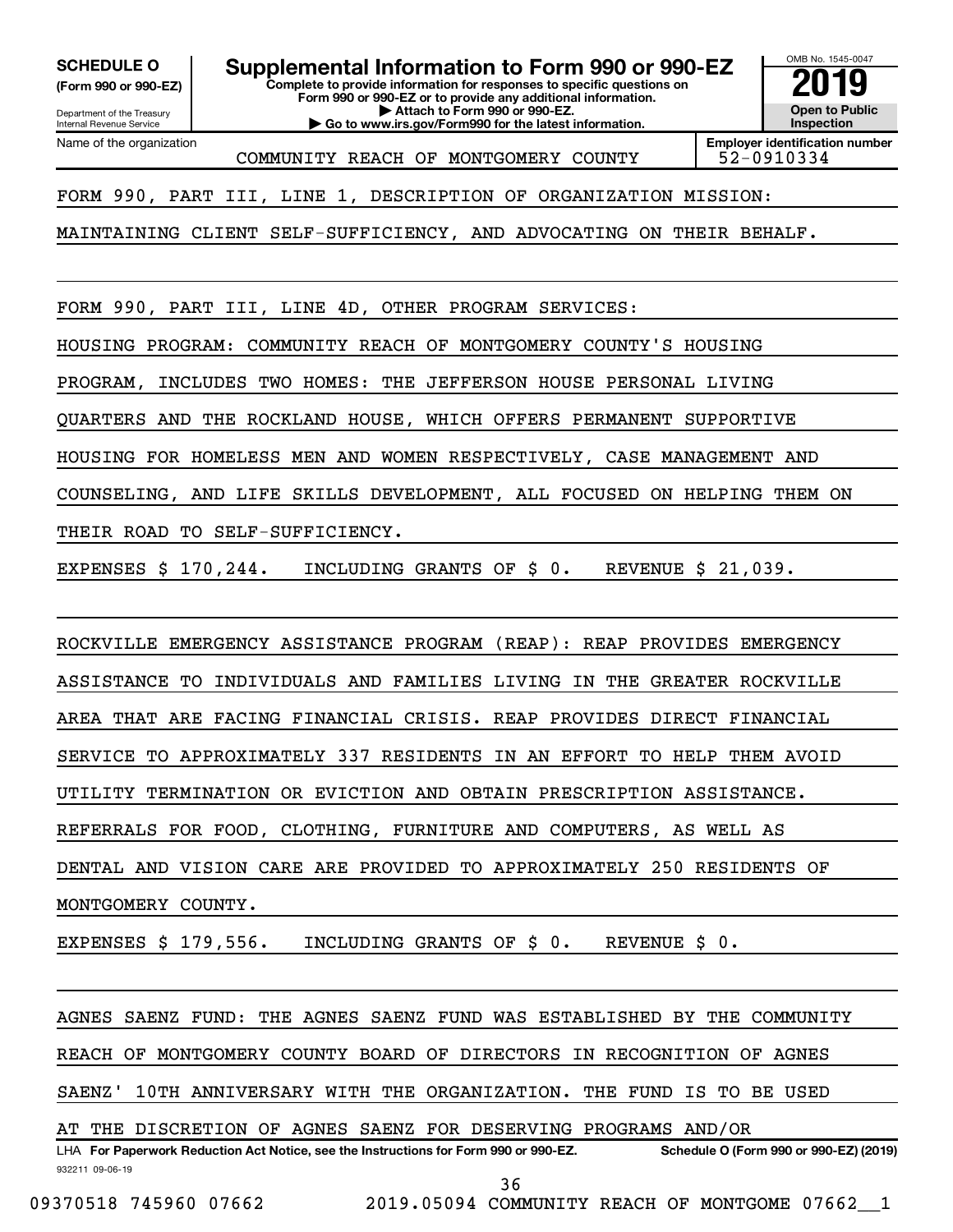**SCHEDULE O**
**(Form 990 or 990-EZ)**

Department of the Treasury
Internal Revenue Service

# Supplemental Information to Form 990 or 990-EZ

**Complete to provide information for responses to specific questions on Form 990 or 990-EZ or to provide any additional information.**
**▶ Attach to Form 990 or 990-EZ.**
**▶ Go to www.irs.gov/Form990 for the latest information.**

OMB No. 1545-0047
**2019**
**Open to Public Inspection**

Name of the organization: COMMUNITY REACH OF MONTGOMERY COUNTY
**Employer identification number:** 52-0910334

FORM 990, PART III, LINE 1, DESCRIPTION OF ORGANIZATION MISSION:

MAINTAINING CLIENT SELF-SUFFICIENCY, AND ADVOCATING ON THEIR BEHALF.

FORM 990, PART III, LINE 4D, OTHER PROGRAM SERVICES:

HOUSING PROGRAM: COMMUNITY REACH OF MONTGOMERY COUNTY'S HOUSING PROGRAM, INCLUDES TWO HOMES: THE JEFFERSON HOUSE PERSONAL LIVING QUARTERS AND THE ROCKLAND HOUSE, WHICH OFFERS PERMANENT SUPPORTIVE HOUSING FOR HOMELESS MEN AND WOMEN RESPECTIVELY, CASE MANAGEMENT AND COUNSELING, AND LIFE SKILLS DEVELOPMENT, ALL FOCUSED ON HELPING THEM ON THEIR ROAD TO SELF-SUFFICIENCY.

EXPENSES $ 170,244. INCLUDING GRANTS OF $ 0. REVENUE $ 21,039.

ROCKVILLE EMERGENCY ASSISTANCE PROGRAM (REAP): REAP PROVIDES EMERGENCY ASSISTANCE TO INDIVIDUALS AND FAMILIES LIVING IN THE GREATER ROCKVILLE AREA THAT ARE FACING FINANCIAL CRISIS. REAP PROVIDES DIRECT FINANCIAL SERVICE TO APPROXIMATELY 337 RESIDENTS IN AN EFFORT TO HELP THEM AVOID UTILITY TERMINATION OR EVICTION AND OBTAIN PRESCRIPTION ASSISTANCE. REFERRALS FOR FOOD, CLOTHING, FURNITURE AND COMPUTERS, AS WELL AS DENTAL AND VISION CARE ARE PROVIDED TO APPROXIMATELY 250 RESIDENTS OF MONTGOMERY COUNTY.

EXPENSES $ 179,556. INCLUDING GRANTS OF $ 0. REVENUE $ 0.

AGNES SAENZ FUND: THE AGNES SAENZ FUND WAS ESTABLISHED BY THE COMMUNITY REACH OF MONTGOMERY COUNTY BOARD OF DIRECTORS IN RECOGNITION OF AGNES SAENZ' 10TH ANNIVERSARY WITH THE ORGANIZATION. THE FUND IS TO BE USED AT THE DISCRETION OF AGNES SAENZ FOR DESERVING PROGRAMS AND/OR

LHA **For Paperwork Reduction Act Notice, see the Instructions for Form 990 or 990-EZ.** **Schedule O (Form 990 or 990-EZ) (2019)**
932211 09-06-19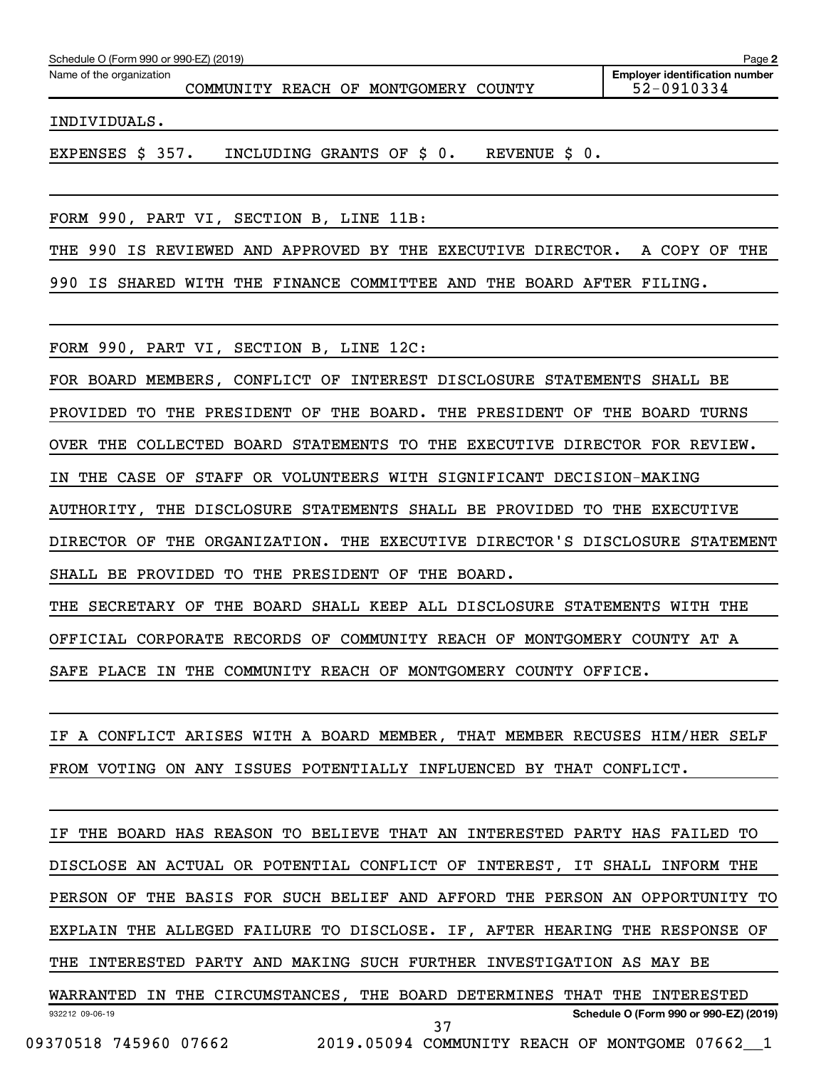Schedule O (Form 990 or 990-EZ) (2019)

Name of the organization: COMMUNITY REACH OF MONTGOMERY COUNTY

Employer identification number: 52-0910334

INDIVIDUALS.

EXPENSES $ 357. INCLUDING GRANTS OF $ 0. REVENUE $ 0.

FORM 990, PART VI, SECTION B, LINE 11B:

THE 990 IS REVIEWED AND APPROVED BY THE EXECUTIVE DIRECTOR. A COPY OF THE 990 IS SHARED WITH THE FINANCE COMMITTEE AND THE BOARD AFTER FILING.

FORM 990, PART VI, SECTION B, LINE 12C:

FOR BOARD MEMBERS, CONFLICT OF INTEREST DISCLOSURE STATEMENTS SHALL BE PROVIDED TO THE PRESIDENT OF THE BOARD. THE PRESIDENT OF THE BOARD TURNS OVER THE COLLECTED BOARD STATEMENTS TO THE EXECUTIVE DIRECTOR FOR REVIEW. IN THE CASE OF STAFF OR VOLUNTEERS WITH SIGNIFICANT DECISION-MAKING AUTHORITY, THE DISCLOSURE STATEMENTS SHALL BE PROVIDED TO THE EXECUTIVE DIRECTOR OF THE ORGANIZATION. THE EXECUTIVE DIRECTOR'S DISCLOSURE STATEMENT SHALL BE PROVIDED TO THE PRESIDENT OF THE BOARD.

THE SECRETARY OF THE BOARD SHALL KEEP ALL DISCLOSURE STATEMENTS WITH THE OFFICIAL CORPORATE RECORDS OF COMMUNITY REACH OF MONTGOMERY COUNTY AT A SAFE PLACE IN THE COMMUNITY REACH OF MONTGOMERY COUNTY OFFICE.

IF A CONFLICT ARISES WITH A BOARD MEMBER, THAT MEMBER RECUSES HIM/HER SELF FROM VOTING ON ANY ISSUES POTENTIALLY INFLUENCED BY THAT CONFLICT.

IF THE BOARD HAS REASON TO BELIEVE THAT AN INTERESTED PARTY HAS FAILED TO DISCLOSE AN ACTUAL OR POTENTIAL CONFLICT OF INTEREST, IT SHALL INFORM THE PERSON OF THE BASIS FOR SUCH BELIEF AND AFFORD THE PERSON AN OPPORTUNITY TO EXPLAIN THE ALLEGED FAILURE TO DISCLOSE. IF, AFTER HEARING THE RESPONSE OF THE INTERESTED PARTY AND MAKING SUCH FURTHER INVESTIGATION AS MAY BE WARRANTED IN THE CIRCUMSTANCES, THE BOARD DETERMINES THAT THE INTERESTED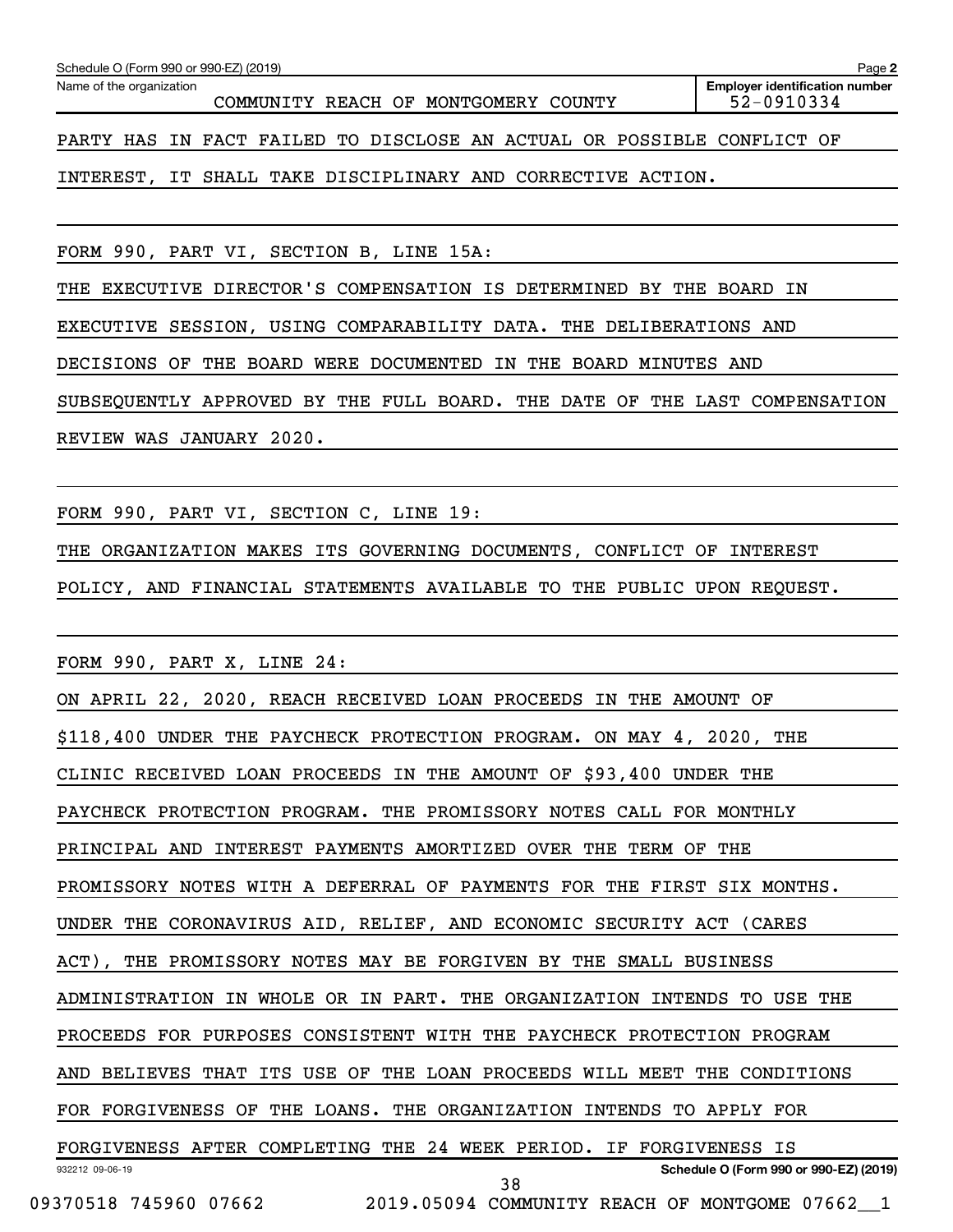Name of the organization: COMMUNITY REACH OF MONTGOMERY COUNTY

Employer identification number: 52-0910334

PARTY HAS IN FACT FAILED TO DISCLOSE AN ACTUAL OR POSSIBLE CONFLICT OF INTEREST, IT SHALL TAKE DISCIPLINARY AND CORRECTIVE ACTION.

FORM 990, PART VI, SECTION B, LINE 15A:

THE EXECUTIVE DIRECTOR'S COMPENSATION IS DETERMINED BY THE BOARD IN EXECUTIVE SESSION, USING COMPARABILITY DATA. THE DELIBERATIONS AND DECISIONS OF THE BOARD WERE DOCUMENTED IN THE BOARD MINUTES AND SUBSEQUENTLY APPROVED BY THE FULL BOARD. THE DATE OF THE LAST COMPENSATION REVIEW WAS JANUARY 2020.

FORM 990, PART VI, SECTION C, LINE 19:

THE ORGANIZATION MAKES ITS GOVERNING DOCUMENTS, CONFLICT OF INTEREST POLICY, AND FINANCIAL STATEMENTS AVAILABLE TO THE PUBLIC UPON REQUEST.

FORM 990, PART X, LINE 24:

ON APRIL 22, 2020, REACH RECEIVED LOAN PROCEEDS IN THE AMOUNT OF $118,400 UNDER THE PAYCHECK PROTECTION PROGRAM. ON MAY 4, 2020, THE CLINIC RECEIVED LOAN PROCEEDS IN THE AMOUNT OF $93,400 UNDER THE PAYCHECK PROTECTION PROGRAM. THE PROMISSORY NOTES CALL FOR MONTHLY PRINCIPAL AND INTEREST PAYMENTS AMORTIZED OVER THE TERM OF THE PROMISSORY NOTES WITH A DEFERRAL OF PAYMENTS FOR THE FIRST SIX MONTHS. UNDER THE CORONAVIRUS AID, RELIEF, AND ECONOMIC SECURITY ACT (CARES ACT), THE PROMISSORY NOTES MAY BE FORGIVEN BY THE SMALL BUSINESS ADMINISTRATION IN WHOLE OR IN PART. THE ORGANIZATION INTENDS TO USE THE PROCEEDS FOR PURPOSES CONSISTENT WITH THE PAYCHECK PROTECTION PROGRAM AND BELIEVES THAT ITS USE OF THE LOAN PROCEEDS WILL MEET THE CONDITIONS FOR FORGIVENESS OF THE LOANS. THE ORGANIZATION INTENDS TO APPLY FOR FORGIVENESS AFTER COMPLETING THE 24 WEEK PERIOD. IF FORGIVENESS IS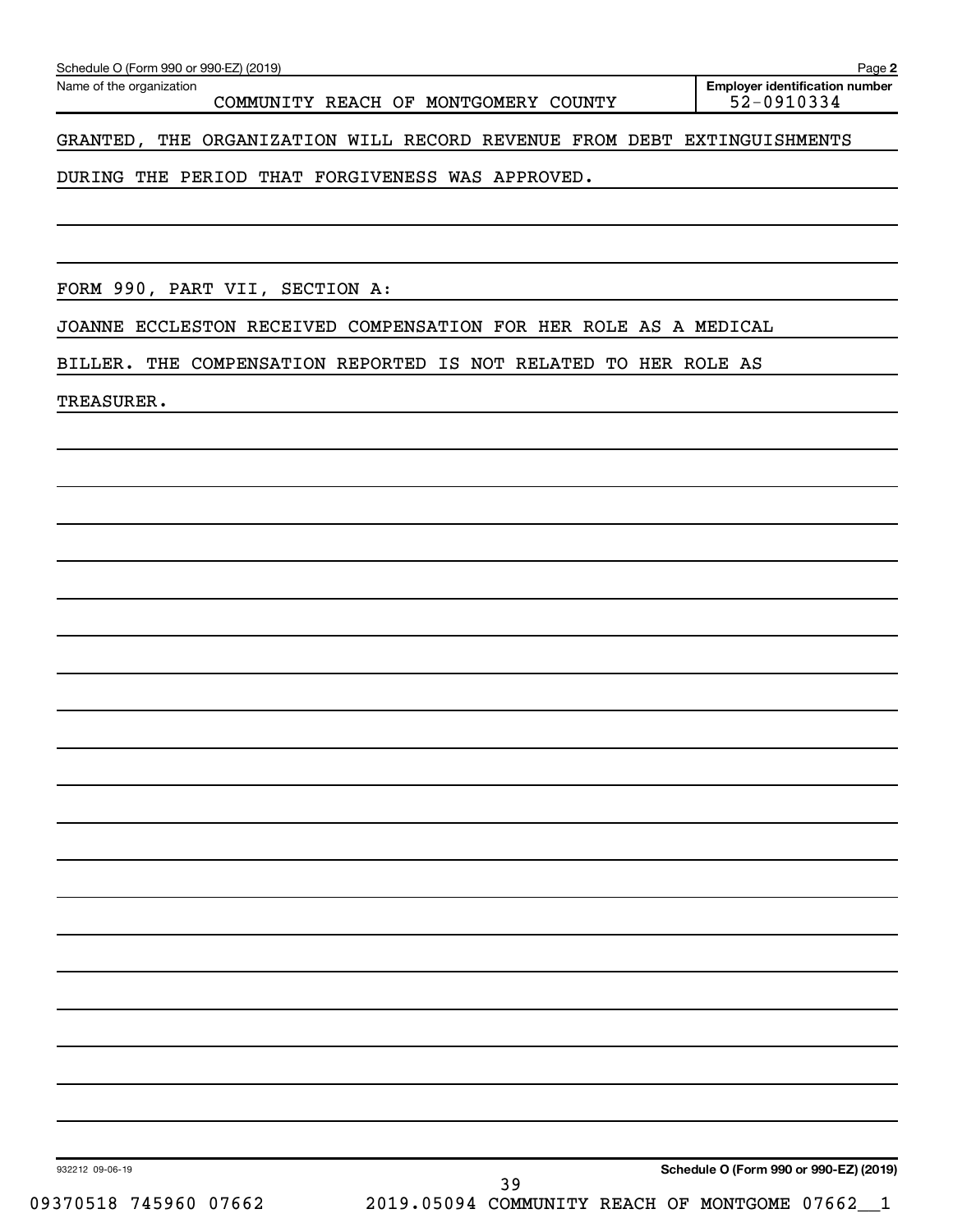Name of the organization: COMMUNITY REACH OF MONTGOMERY COUNTY

Employer identification number: 52-0910334

GRANTED, THE ORGANIZATION WILL RECORD REVENUE FROM DEBT EXTINGUISHMENTS DURING THE PERIOD THAT FORGIVENESS WAS APPROVED.

FORM 990, PART VII, SECTION A:

JOANNE ECCLESTON RECEIVED COMPENSATION FOR HER ROLE AS A MEDICAL BILLER. THE COMPENSATION REPORTED IS NOT RELATED TO HER ROLE AS TREASURER.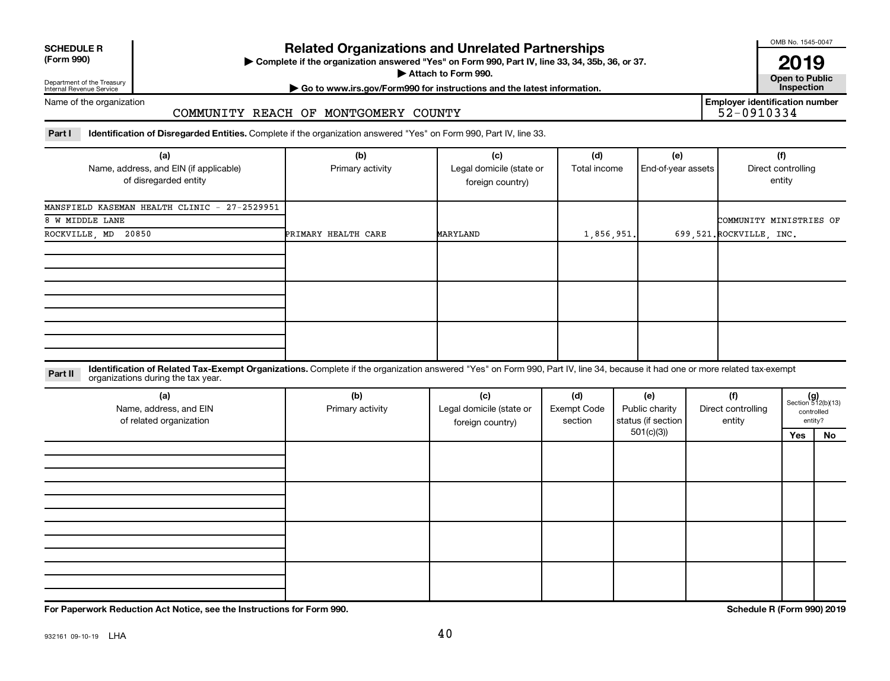**SCHEDULE R (Form 990)**

Department of the Treasury
Internal Revenue Service

# Related Organizations and Unrelated Partnerships

▶ Complete if the organization answered "Yes" on Form 990, Part IV, line 33, 34, 35b, 36, or 37.
▶ Attach to Form 990.
▶ Go to www.irs.gov/Form990 for instructions and the latest information.

OMB No. 1545-0047

**2019**

**Open to Public Inspection**

Name of the organization: COMMUNITY REACH OF MONTGOMERY COUNTY

**Employer identification number** 52-0910334

**Part I** **Identification of Disregarded Entities.** Complete if the organization answered "Yes" on Form 990, Part IV, line 33.

| (a) Name, address, and EIN (if applicable) of disregarded entity | (b) Primary activity | (c) Legal domicile (state or foreign country) | (d) Total income | (e) End-of-year assets | (f) Direct controlling entity |
|---|---|---|---|---|---|
| MANSFIELD KASEMAN HEALTH CLINIC - 27-2529951<br>8 W MIDDLE LANE<br>ROCKVILLE, MD 20850 | PRIMARY HEALTH CARE | MARYLAND | 1,856,951. | 699,521. | COMMUNITY MINISTRIES OF ROCKVILLE, INC. |
| | | | | | |
| | | | | | |
| | | | | | |

**Part II** **Identification of Related Tax-Exempt Organizations.** Complete if the organization answered "Yes" on Form 990, Part IV, line 34, because it had one or more related tax-exempt organizations during the tax year.

| (a) Name, address, and EIN of related organization | (b) Primary activity | (c) Legal domicile (state or foreign country) | (d) Exempt Code section | (e) Public charity status (if section 501(c)(3)) | (f) Direct controlling entity | (g) Section 512(b)(13) controlled entity? Yes | No |
|---|---|---|---|---|---|---|---|
| | | | | | | | |
| | | | | | | | |
| | | | | | | | |
| | | | | | | | |

**For Paperwork Reduction Act Notice, see the Instructions for Form 990.** **Schedule R (Form 990) 2019**

932161 09-10-19 LHA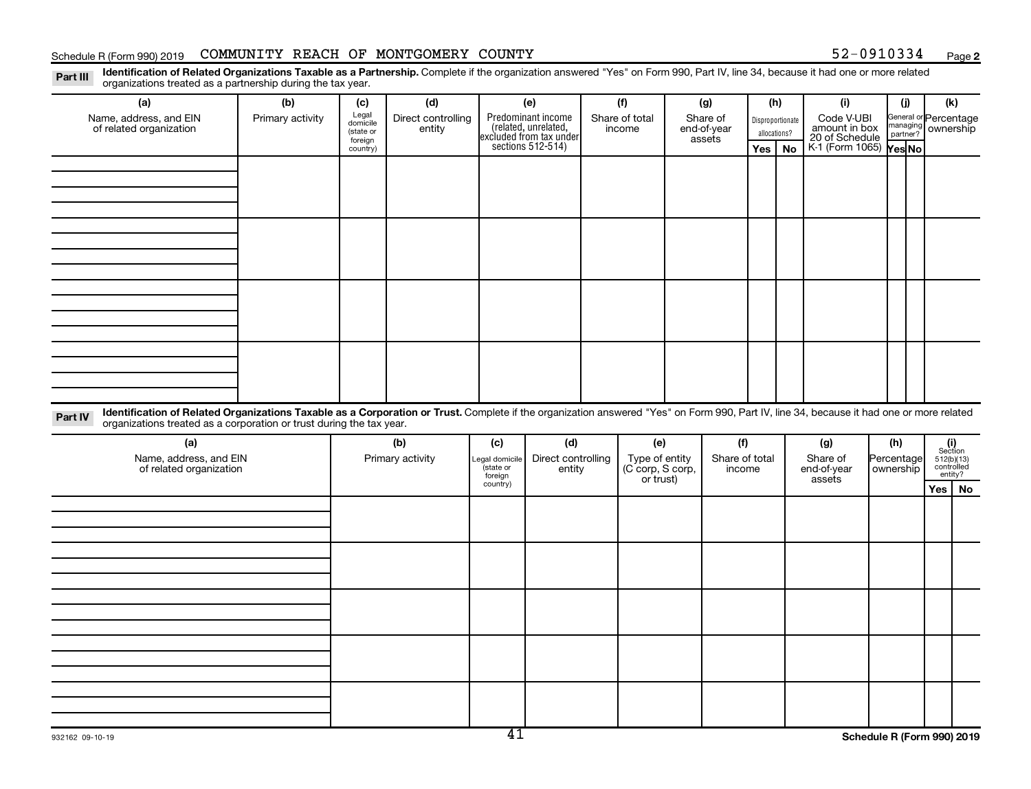Schedule R (Form 990) 2019 COMMUNITY REACH OF MONTGOMERY COUNTY 52-0910334

**Part III** **Identification of Related Organizations Taxable as a Partnership.** Complete if the organization answered "Yes" on Form 990, Part IV, line 34, because it had one or more related organizations treated as a partnership during the tax year.

| (a) Name, address, and EIN of related organization | (b) Primary activity | (c) Legal domicile (state or foreign country) | (d) Direct controlling entity | (e) Predominant income (related, unrelated, excluded from tax under sections 512-514) | (f) Share of total income | (g) Share of end-of-year assets | (h) Disproportionate allocations? Yes | (h) No | (i) Code V-UBI amount in box 20 of Schedule K-1 (Form 1065) | (j) General or managing partner? Yes | (j) No | (k) Percentage ownership |
|---|---|---|---|---|---|---|---|---|---|---|---|---|
| | | | | | | | | | | | | |
| | | | | | | | | | | | | |
| | | | | | | | | | | | | |
| | | | | | | | | | | | | |

**Part IV** **Identification of Related Organizations Taxable as a Corporation or Trust.** Complete if the organization answered "Yes" on Form 990, Part IV, line 34, because it had one or more related organizations treated as a corporation or trust during the tax year.

| (a) Name, address, and EIN of related organization | (b) Primary activity | (c) Legal domicile (state or foreign country) | (d) Direct controlling entity | (e) Type of entity (C corp, S corp, or trust) | (f) Share of total income | (g) Share of end-of-year assets | (h) Percentage ownership | (i) Section 512(b)(13) controlled entity? Yes | (i) No |
|---|---|---|---|---|---|---|---|---|---|
| | | | | | | | | | |
| | | | | | | | | | |
| | | | | | | | | | |
| | | | | | | | | | |
| | | | | | | | | | |

932162 09-10-19

Schedule R (Form 990) 2019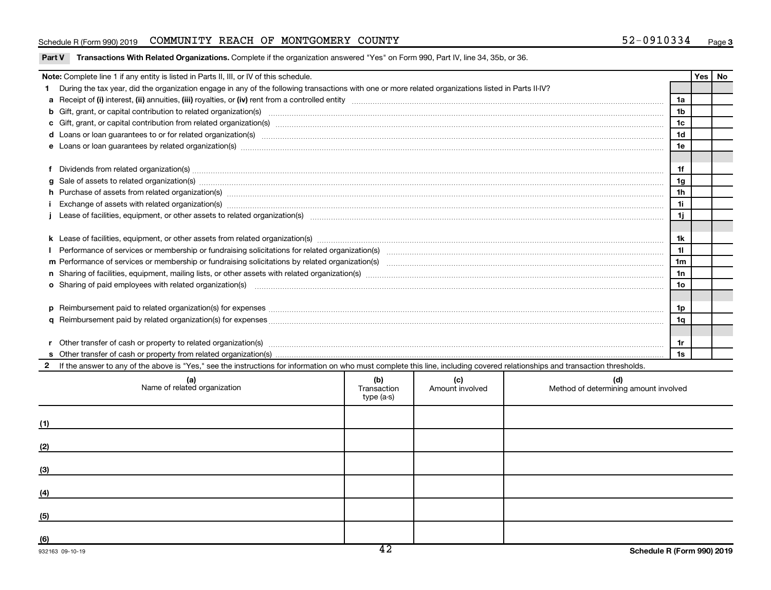Schedule R (Form 990) 2019 COMMUNITY REACH OF MONTGOMERY COUNTY 52-0910334 Page 3

**Part V Transactions With Related Organizations.** Complete if the organization answered "Yes" on Form 990, Part IV, line 34, 35b, or 36.

| **Note:** Complete line 1 if any entity is listed in Parts II, III, or IV of this schedule. | | Yes | No |
|---|---|---|---|
| **1** During the tax year, did the organization engage in any of the following transactions with one or more related organizations listed in Parts II-IV? | | | |
| **a** Receipt of **(i)** interest, **(ii)** annuities, **(iii)** royalties, or **(iv)** rent from a controlled entity | 1a | | |
| **b** Gift, grant, or capital contribution to related organization(s) | 1b | | |
| **c** Gift, grant, or capital contribution from related organization(s) | 1c | | |
| **d** Loans or loan guarantees to or for related organization(s) | 1d | | |
| **e** Loans or loan guarantees by related organization(s) | 1e | | |
| **f** Dividends from related organization(s) | 1f | | |
| **g** Sale of assets to related organization(s) | 1g | | |
| **h** Purchase of assets from related organization(s) | 1h | | |
| **i** Exchange of assets with related organization(s) | 1i | | |
| **j** Lease of facilities, equipment, or other assets to related organization(s) | 1j | | |
| **k** Lease of facilities, equipment, or other assets from related organization(s) | 1k | | |
| **l** Performance of services or membership or fundraising solicitations for related organization(s) | 1l | | |
| **m** Performance of services or membership or fundraising solicitations by related organization(s) | 1m | | |
| **n** Sharing of facilities, equipment, mailing lists, or other assets with related organization(s) | 1n | | |
| **o** Sharing of paid employees with related organization(s) | 1o | | |
| **p** Reimbursement paid to related organization(s) for expenses | 1p | | |
| **q** Reimbursement paid by related organization(s) for expenses | 1q | | |
| **r** Other transfer of cash or property to related organization(s) | 1r | | |
| **s** Other transfer of cash or property from related organization(s) | 1s | | |

**2** If the answer to any of the above is "Yes," see the instructions for information on who must complete this line, including covered relationships and transaction thresholds.

| | (a) Name of related organization | (b) Transaction type (a-s) | (c) Amount involved | (d) Method of determining amount involved |
|---|---|---|---|---|
| (1) | | | | |
| (2) | | | | |
| (3) | | | | |
| (4) | | | | |
| (5) | | | | |
| (6) | | | | |

932163 09-10-19 Schedule R (Form 990) 2019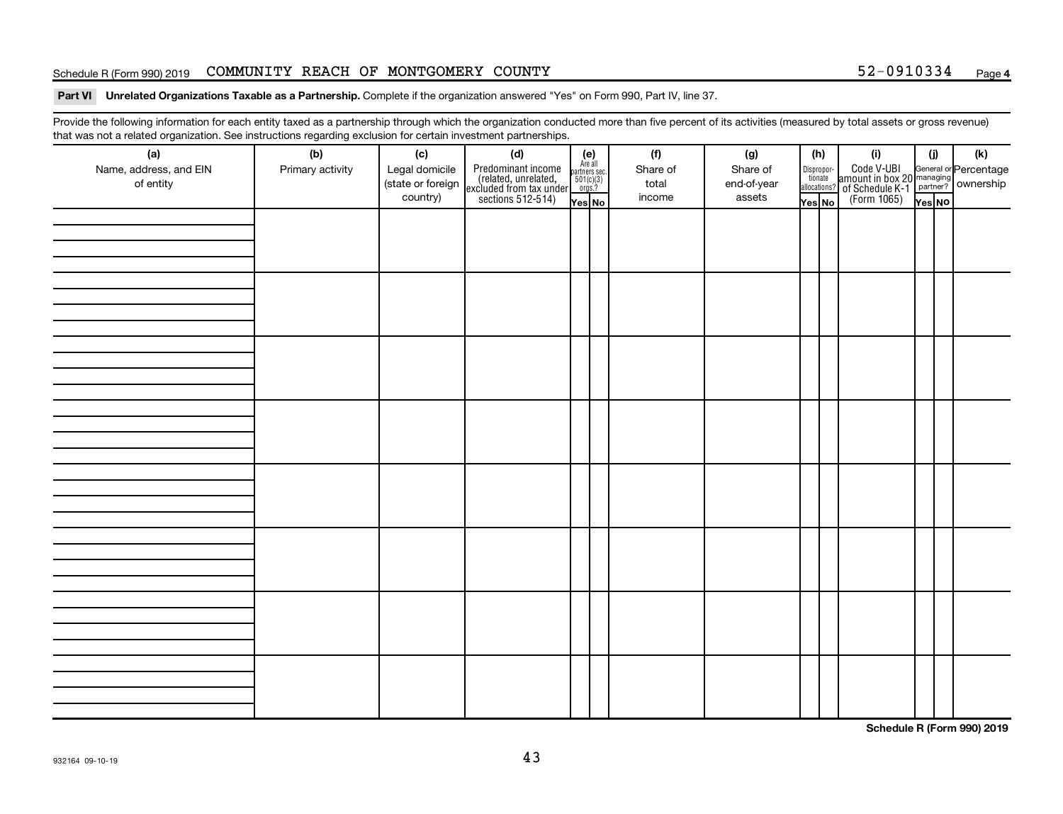Schedule R (Form 990) 2019 COMMUNITY REACH OF MONTGOMERY COUNTY 52-0910334 Page **4**

**Part VI Unrelated Organizations Taxable as a Partnership.** Complete if the organization answered "Yes" on Form 990, Part IV, line 37.

Provide the following information for each entity taxed as a partnership through which the organization conducted more than five percent of its activities (measured by total assets or gross revenue) that was not a related organization. See instructions regarding exclusion for certain investment partnerships.

| (a) Name, address, and EIN of entity | (b) Primary activity | (c) Legal domicile (state or foreign country) | (d) Predominant income (related, unrelated, excluded from tax under sections 512-514) | (e) Are all partners sec. 501(c)(3) orgs.? | | (f) Share of total income | (g) Share of end-of-year assets | (h) Disproportionate allocations? | | (i) Code V-UBI amount in box 20 of Schedule K-1 (Form 1065) | (j) General or managing partner? | | (k) Percentage ownership |
|---|---|---|---|---|---|---|---|---|---|---|---|---|---|
| | | | | Yes | No | | | Yes | No | | Yes | No | |
| | | | | | | | | | | | | | |
| | | | | | | | | | | | | | |
| | | | | | | | | | | | | | |
| | | | | | | | | | | | | | |
| | | | | | | | | | | | | | |
| | | | | | | | | | | | | | |
| | | | | | | | | | | | | | |
| | | | | | | | | | | | | | |

**Schedule R (Form 990) 2019**

932164 09-10-19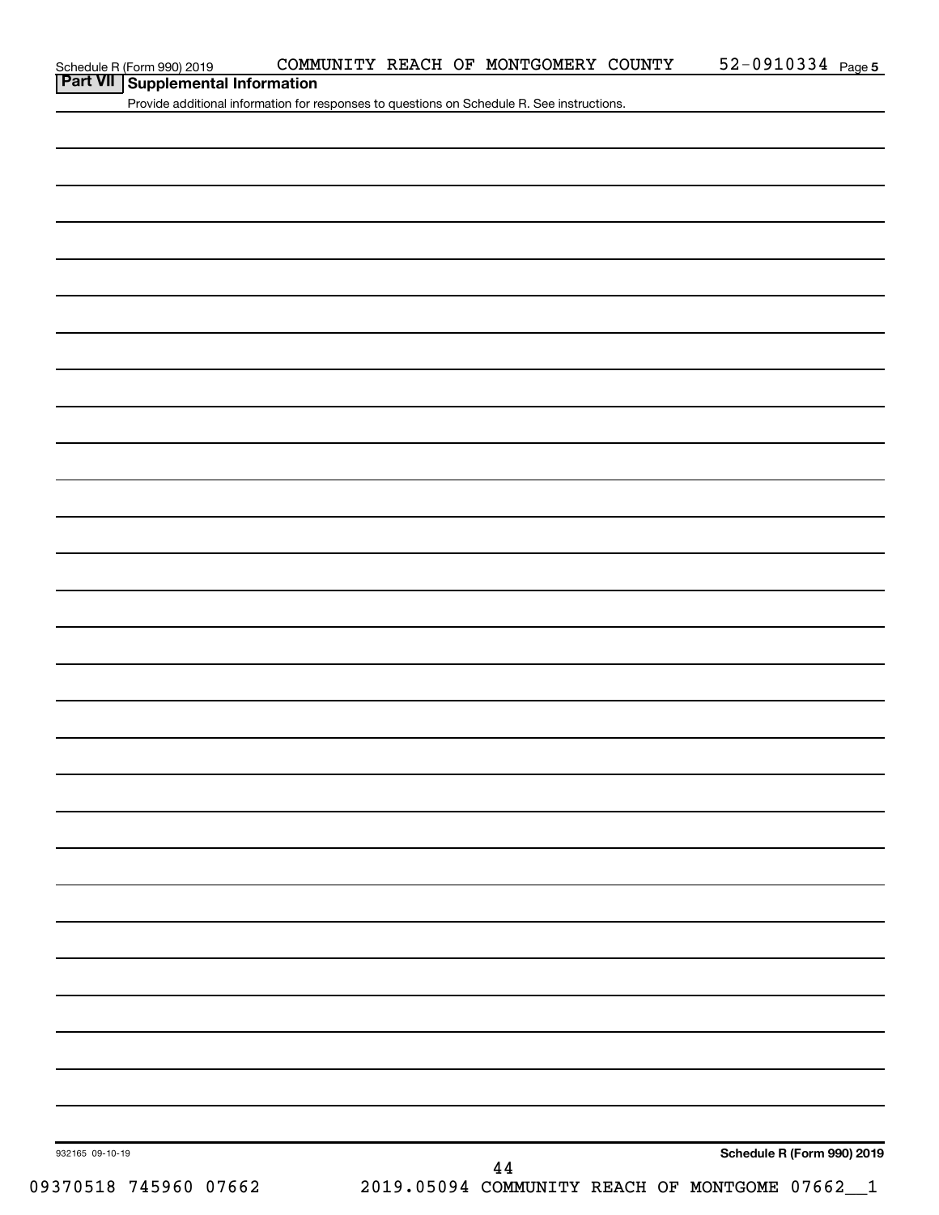## Part VII Supplemental Information

Provide additional information for responses to questions on Schedule R. See instructions.